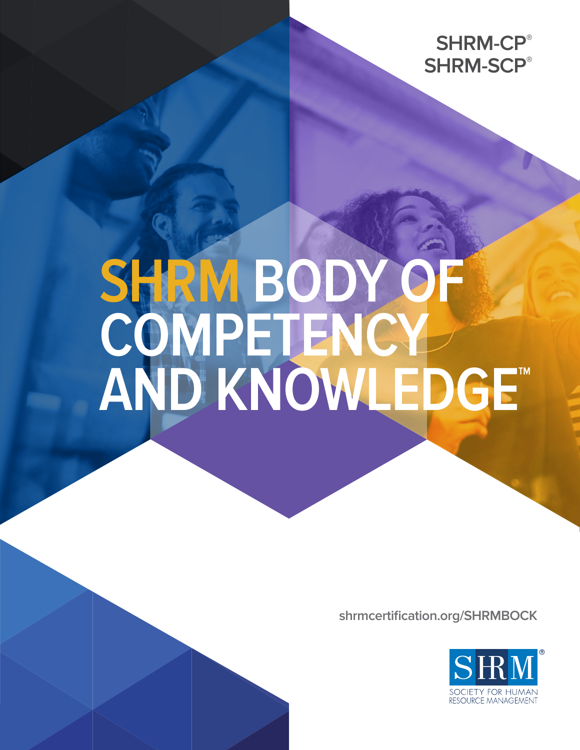SHRM-CP®
SHRM-SCP®

# SHRM BODY OF COMPETENCY AND KNOWLEDGE™

shrmcertification.org/SHRMBOCK

SHRM®
SOCIETY FOR HUMAN RESOURCE MANAGEMENT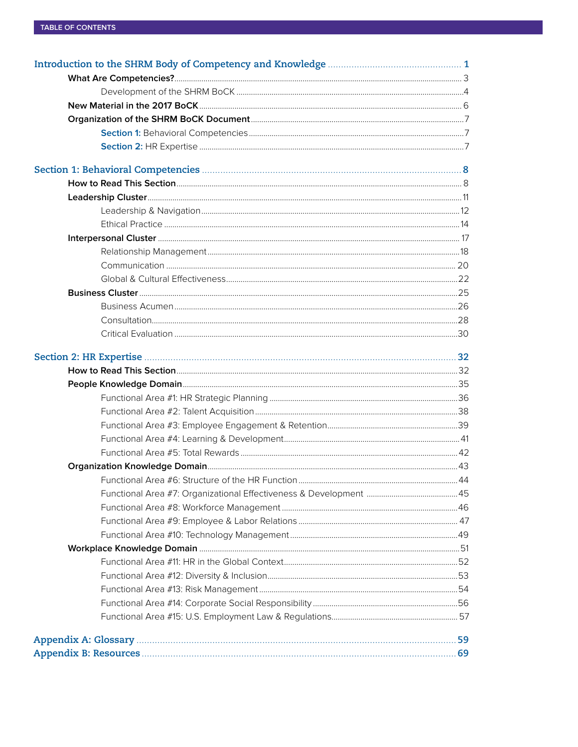# TABLE OF CONTENTS

**Introduction to the SHRM Body of Competency and Knowledge** .......... 1

- **What Are Competencies?** .......... 3
  - Development of the SHRM BoCK .......... 4
- **New Material in the 2017 BoCK** .......... 6
- **Organization of the SHRM BoCK Document** .......... 7
  - **Section 1:** Behavioral Competencies .......... 7
  - **Section 2:** HR Expertise .......... 7

**Section 1: Behavioral Competencies** .......... 8

- **How to Read This Section** .......... 8
- **Leadership Cluster** .......... 11
  - Leadership & Navigation .......... 12
  - Ethical Practice .......... 14
- **Interpersonal Cluster** .......... 17
  - Relationship Management .......... 18
  - Communication .......... 20
  - Global & Cultural Effectiveness .......... 22
- **Business Cluster** .......... 25
  - Business Acumen .......... 26
  - Consultation .......... 28
  - Critical Evaluation .......... 30

**Section 2: HR Expertise** .......... 32

- **How to Read This Section** .......... 32
- **People Knowledge Domain** .......... 35
  - Functional Area #1: HR Strategic Planning .......... 36
  - Functional Area #2: Talent Acquisition .......... 38
  - Functional Area #3: Employee Engagement & Retention .......... 39
  - Functional Area #4: Learning & Development .......... 41
  - Functional Area #5: Total Rewards .......... 42
- **Organization Knowledge Domain** .......... 43
  - Functional Area #6: Structure of the HR Function .......... 44
  - Functional Area #7: Organizational Effectiveness & Development .......... 45
  - Functional Area #8: Workforce Management .......... 46
  - Functional Area #9: Employee & Labor Relations .......... 47
  - Functional Area #10: Technology Management .......... 49
- **Workplace Knowledge Domain** .......... 51
  - Functional Area #11: HR in the Global Context .......... 52
  - Functional Area #12: Diversity & Inclusion .......... 53
  - Functional Area #13: Risk Management .......... 54
  - Functional Area #14: Corporate Social Responsibility .......... 56
  - Functional Area #15: U.S. Employment Law & Regulations .......... 57

**Appendix A: Glossary** .......... 59

**Appendix B: Resources** .......... 69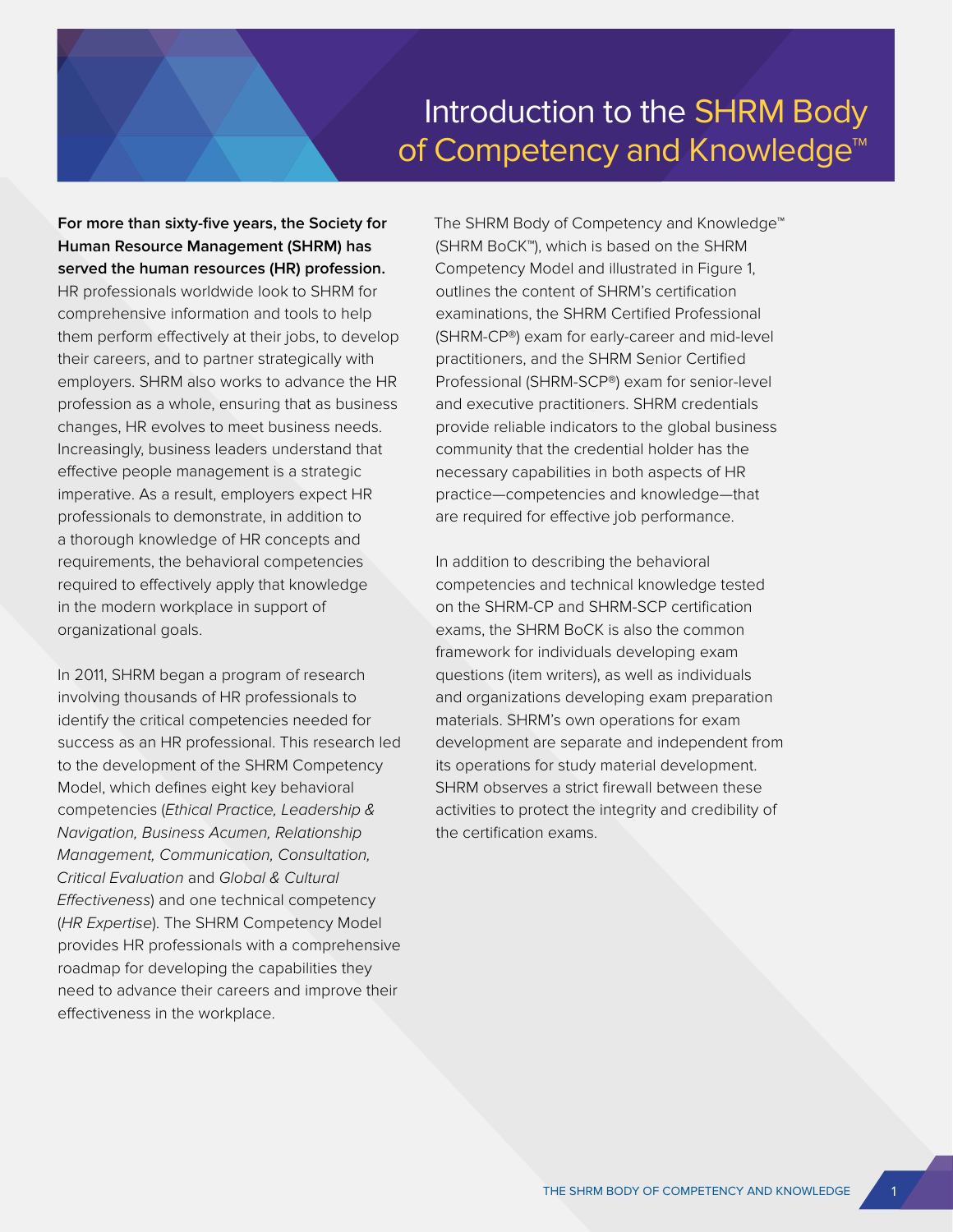# Introduction to the SHRM Body of Competency and Knowledge™

**For more than sixty-five years, the Society for Human Resource Management (SHRM) has served the human resources (HR) profession.** HR professionals worldwide look to SHRM for comprehensive information and tools to help them perform effectively at their jobs, to develop their careers, and to partner strategically with employers. SHRM also works to advance the HR profession as a whole, ensuring that as business changes, HR evolves to meet business needs. Increasingly, business leaders understand that effective people management is a strategic imperative. As a result, employers expect HR professionals to demonstrate, in addition to a thorough knowledge of HR concepts and requirements, the behavioral competencies required to effectively apply that knowledge in the modern workplace in support of organizational goals.

In 2011, SHRM began a program of research involving thousands of HR professionals to identify the critical competencies needed for success as an HR professional. This research led to the development of the SHRM Competency Model, which defines eight key behavioral competencies (*Ethical Practice, Leadership & Navigation, Business Acumen, Relationship Management, Communication, Consultation, Critical Evaluation* and *Global & Cultural Effectiveness*) and one technical competency (*HR Expertise*). The SHRM Competency Model provides HR professionals with a comprehensive roadmap for developing the capabilities they need to advance their careers and improve their effectiveness in the workplace.

The SHRM Body of Competency and Knowledge™ (SHRM BoCK™), which is based on the SHRM Competency Model and illustrated in Figure 1, outlines the content of SHRM's certification examinations, the SHRM Certified Professional (SHRM-CP®) exam for early-career and mid-level practitioners, and the SHRM Senior Certified Professional (SHRM-SCP®) exam for senior-level and executive practitioners. SHRM credentials provide reliable indicators to the global business community that the credential holder has the necessary capabilities in both aspects of HR practice—competencies and knowledge—that are required for effective job performance.

In addition to describing the behavioral competencies and technical knowledge tested on the SHRM-CP and SHRM-SCP certification exams, the SHRM BoCK is also the common framework for individuals developing exam questions (item writers), as well as individuals and organizations developing exam preparation materials. SHRM's own operations for exam development are separate and independent from its operations for study material development. SHRM observes a strict firewall between these activities to protect the integrity and credibility of the certification exams.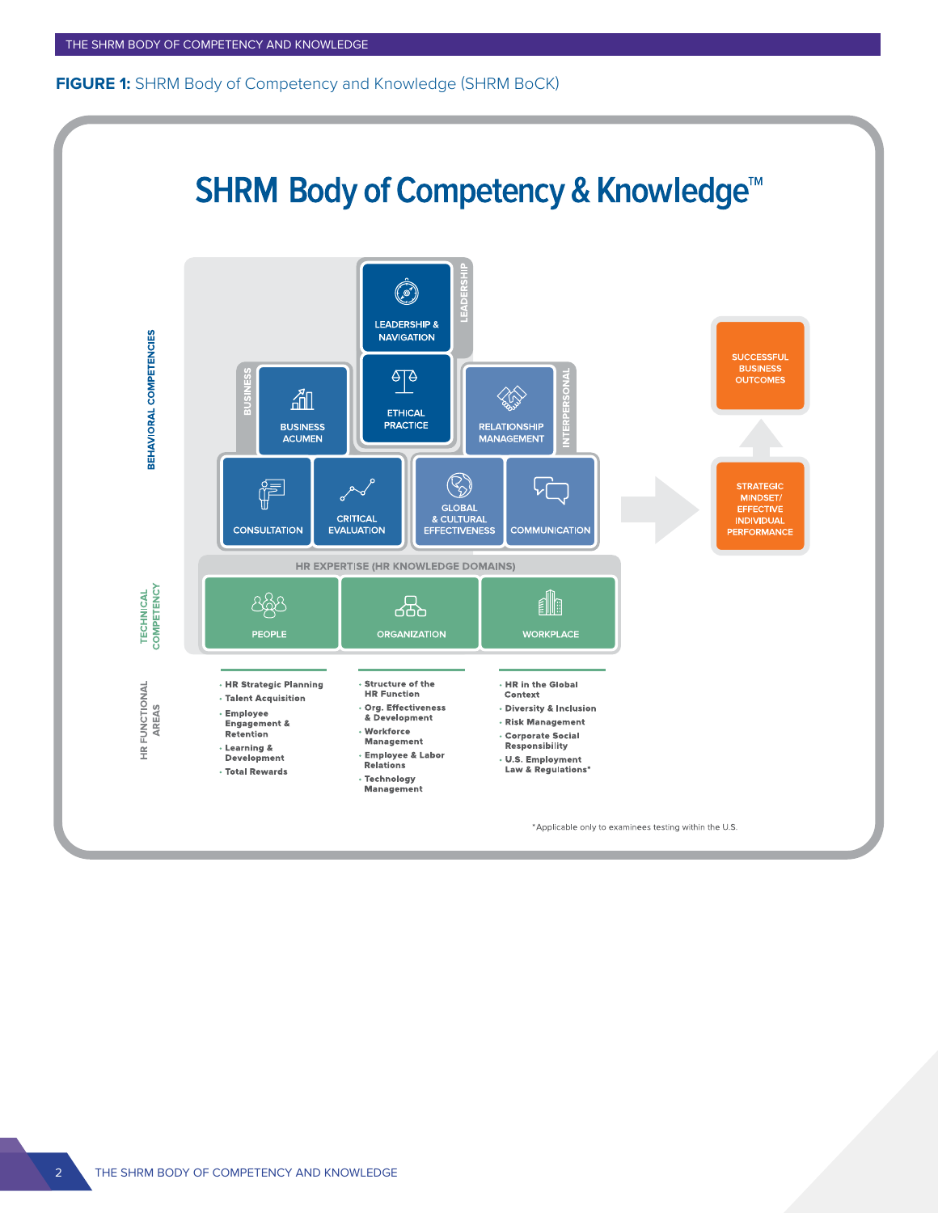**FIGURE 1:** SHRM Body of Competency and Knowledge (SHRM BoCK)

# SHRM Body of Competency & Knowledge™

**BEHAVIORAL COMPETENCIES**

- LEADERSHIP
  - LEADERSHIP & NAVIGATION
  - ETHICAL PRACTICE
- BUSINESS
  - BUSINESS ACUMEN
  - CONSULTATION
  - CRITICAL EVALUATION
- INTERPERSONAL
  - RELATIONSHIP MANAGEMENT
  - GLOBAL & CULTURAL EFFECTIVENESS
  - COMMUNICATION

**TECHNICAL COMPETENCY**

HR EXPERTISE (HR KNOWLEDGE DOMAINS)

- PEOPLE
- ORGANIZATION
- WORKPLACE

STRATEGIC MINDSET/ EFFECTIVE INDIVIDUAL PERFORMANCE → SUCCESSFUL BUSINESS OUTCOMES

**HR FUNCTIONAL AREAS**

| People | Organization | Workplace |
|---|---|---|
| HR Strategic Planning | Structure of the HR Function | HR in the Global Context |
| Talent Acquisition | Org. Effectiveness & Development | Diversity & Inclusion |
| Employee Engagement & Retention | Workforce Management | Risk Management |
| Learning & Development | Employee & Labor Relations | Corporate Social Responsibility |
| Total Rewards | Technology Management | U.S. Employment Law & Regulations* |

*Applicable only to examinees testing within the U.S.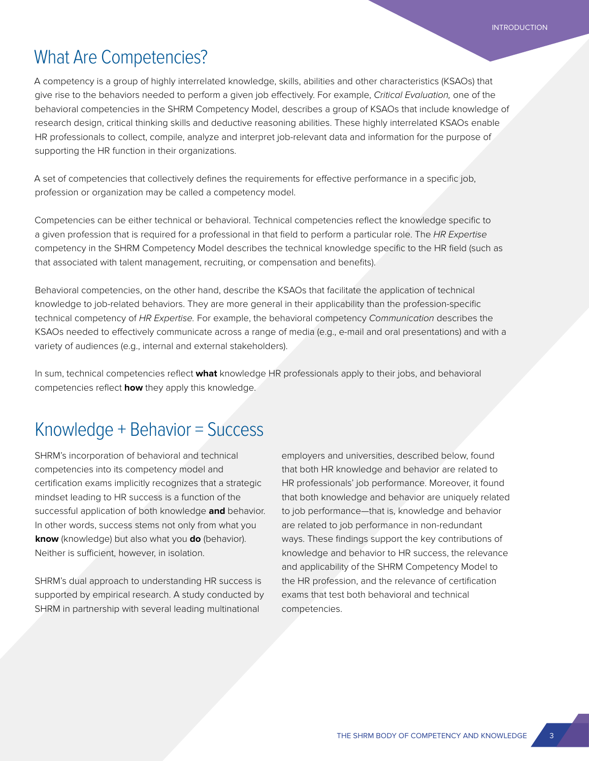## What Are Competencies?

A competency is a group of highly interrelated knowledge, skills, abilities and other characteristics (KSAOs) that give rise to the behaviors needed to perform a given job effectively. For example, *Critical Evaluation,* one of the behavioral competencies in the SHRM Competency Model, describes a group of KSAOs that include knowledge of research design, critical thinking skills and deductive reasoning abilities. These highly interrelated KSAOs enable HR professionals to collect, compile, analyze and interpret job-relevant data and information for the purpose of supporting the HR function in their organizations.

A set of competencies that collectively defines the requirements for effective performance in a specific job, profession or organization may be called a competency model.

Competencies can be either technical or behavioral. Technical competencies reflect the knowledge specific to a given profession that is required for a professional in that field to perform a particular role. The *HR Expertise* competency in the SHRM Competency Model describes the technical knowledge specific to the HR field (such as that associated with talent management, recruiting, or compensation and benefits).

Behavioral competencies, on the other hand, describe the KSAOs that facilitate the application of technical knowledge to job-related behaviors. They are more general in their applicability than the profession-specific technical competency of *HR Expertise.* For example, the behavioral competency *Communication* describes the KSAOs needed to effectively communicate across a range of media (e.g., e-mail and oral presentations) and with a variety of audiences (e.g., internal and external stakeholders).

In sum, technical competencies reflect **what** knowledge HR professionals apply to their jobs, and behavioral competencies reflect **how** they apply this knowledge.

## Knowledge + Behavior = Success

SHRM's incorporation of behavioral and technical competencies into its competency model and certification exams implicitly recognizes that a strategic mindset leading to HR success is a function of the successful application of both knowledge **and** behavior. In other words, success stems not only from what you **know** (knowledge) but also what you **do** (behavior). Neither is sufficient, however, in isolation.

SHRM's dual approach to understanding HR success is supported by empirical research. A study conducted by SHRM in partnership with several leading multinational employers and universities, described below, found that both HR knowledge and behavior are related to HR professionals' job performance. Moreover, it found that both knowledge and behavior are uniquely related to job performance—that is, knowledge and behavior are related to job performance in non-redundant ways. These findings support the key contributions of knowledge and behavior to HR success, the relevance and applicability of the SHRM Competency Model to the HR profession, and the relevance of certification exams that test both behavioral and technical competencies.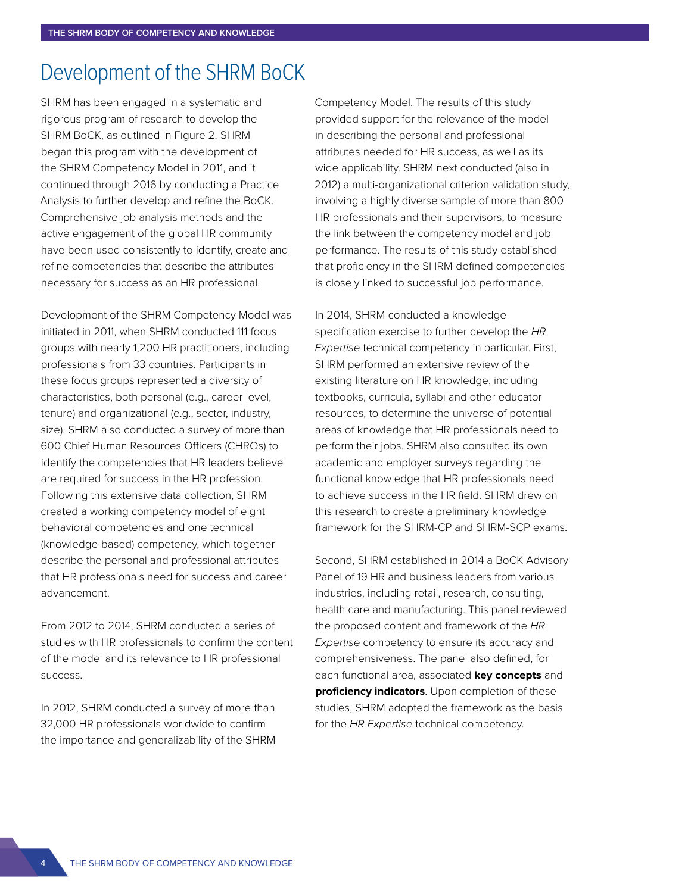# Development of the SHRM BoCK

SHRM has been engaged in a systematic and rigorous program of research to develop the SHRM BoCK, as outlined in Figure 2. SHRM began this program with the development of the SHRM Competency Model in 2011, and it continued through 2016 by conducting a Practice Analysis to further develop and refine the BoCK. Comprehensive job analysis methods and the active engagement of the global HR community have been used consistently to identify, create and refine competencies that describe the attributes necessary for success as an HR professional.

Development of the SHRM Competency Model was initiated in 2011, when SHRM conducted 111 focus groups with nearly 1,200 HR practitioners, including professionals from 33 countries. Participants in these focus groups represented a diversity of characteristics, both personal (e.g., career level, tenure) and organizational (e.g., sector, industry, size). SHRM also conducted a survey of more than 600 Chief Human Resources Officers (CHROs) to identify the competencies that HR leaders believe are required for success in the HR profession. Following this extensive data collection, SHRM created a working competency model of eight behavioral competencies and one technical (knowledge-based) competency, which together describe the personal and professional attributes that HR professionals need for success and career advancement.

From 2012 to 2014, SHRM conducted a series of studies with HR professionals to confirm the content of the model and its relevance to HR professional success.

In 2012, SHRM conducted a survey of more than 32,000 HR professionals worldwide to confirm the importance and generalizability of the SHRM Competency Model. The results of this study provided support for the relevance of the model in describing the personal and professional attributes needed for HR success, as well as its wide applicability. SHRM next conducted (also in 2012) a multi-organizational criterion validation study, involving a highly diverse sample of more than 800 HR professionals and their supervisors, to measure the link between the competency model and job performance. The results of this study established that proficiency in the SHRM-defined competencies is closely linked to successful job performance.

In 2014, SHRM conducted a knowledge specification exercise to further develop the *HR Expertise* technical competency in particular. First, SHRM performed an extensive review of the existing literature on HR knowledge, including textbooks, curricula, syllabi and other educator resources, to determine the universe of potential areas of knowledge that HR professionals need to perform their jobs. SHRM also consulted its own academic and employer surveys regarding the functional knowledge that HR professionals need to achieve success in the HR field. SHRM drew on this research to create a preliminary knowledge framework for the SHRM-CP and SHRM-SCP exams.

Second, SHRM established in 2014 a BoCK Advisory Panel of 19 HR and business leaders from various industries, including retail, research, consulting, health care and manufacturing. This panel reviewed the proposed content and framework of the *HR Expertise* competency to ensure its accuracy and comprehensiveness. The panel also defined, for each functional area, associated **key concepts** and **proficiency indicators**. Upon completion of these studies, SHRM adopted the framework as the basis for the *HR Expertise* technical competency.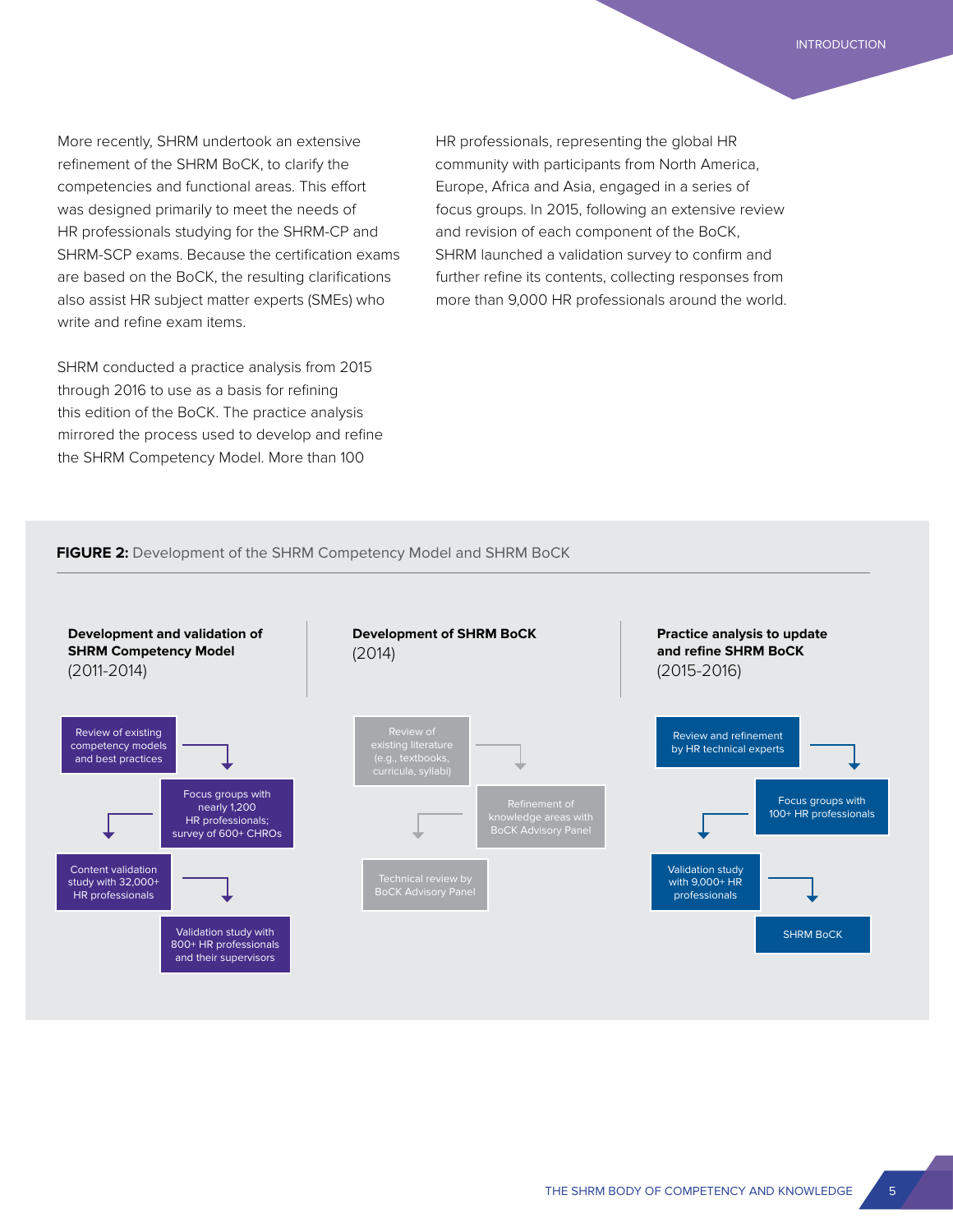More recently, SHRM undertook an extensive refinement of the SHRM BoCK, to clarify the competencies and functional areas. This effort was designed primarily to meet the needs of HR professionals studying for the SHRM-CP and SHRM-SCP exams. Because the certification exams are based on the BoCK, the resulting clarifications also assist HR subject matter experts (SMEs) who write and refine exam items.

SHRM conducted a practice analysis from 2015 through 2016 to use as a basis for refining this edition of the BoCK. The practice analysis mirrored the process used to develop and refine the SHRM Competency Model. More than 100 HR professionals, representing the global HR community with participants from North America, Europe, Africa and Asia, engaged in a series of focus groups. In 2015, following an extensive review and revision of each component of the BoCK, SHRM launched a validation survey to confirm and further refine its contents, collecting responses from more than 9,000 HR professionals around the world.

**FIGURE 2:** Development of the SHRM Competency Model and SHRM BoCK

**Development and validation of SHRM Competency Model** (2011-2014)

- Review of existing competency models and best practices
- Focus groups with nearly 1,200 HR professionals; survey of 600+ CHROs
- Content validation study with 32,000+ HR professionals
- Validation study with 800+ HR professionals and their supervisors

**Development of SHRM BoCK** (2014)

- Review of existing literature (e.g., textbooks, curricula, syllabi)
- Refinement of knowledge areas with BoCK Advisory Panel
- Technical review by BoCK Advisory Panel

**Practice analysis to update and refine SHRM BoCK** (2015-2016)

- Review and refinement by HR technical experts
- Focus groups with 100+ HR professionals
- Validation study with 9,000+ HR professionals
- SHRM BoCK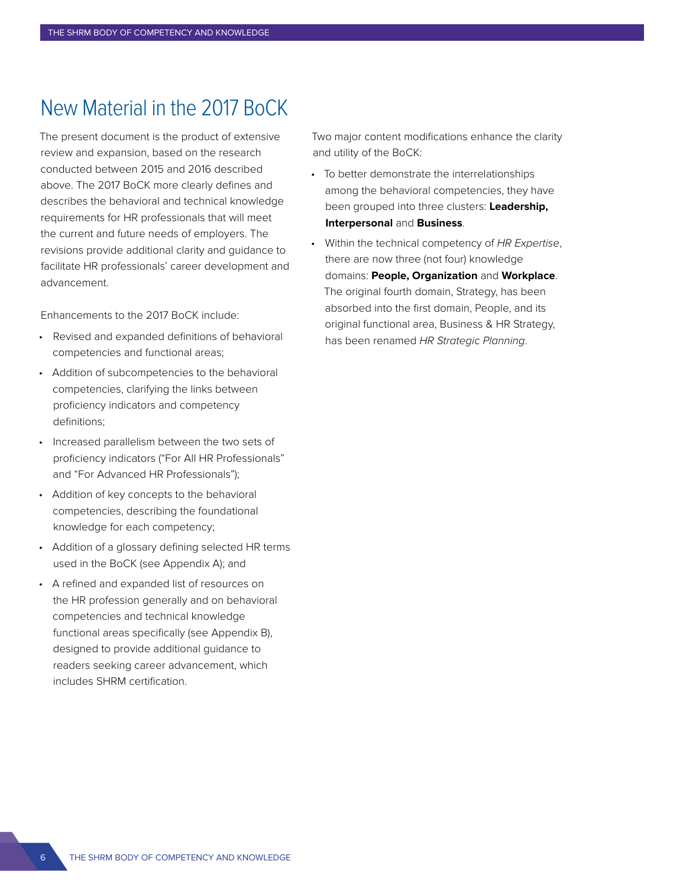# New Material in the 2017 BoCK

The present document is the product of extensive review and expansion, based on the research conducted between 2015 and 2016 described above. The 2017 BoCK more clearly defines and describes the behavioral and technical knowledge requirements for HR professionals that will meet the current and future needs of employers. The revisions provide additional clarity and guidance to facilitate HR professionals' career development and advancement.

Enhancements to the 2017 BoCK include:

- Revised and expanded definitions of behavioral competencies and functional areas;
- Addition of subcompetencies to the behavioral competencies, clarifying the links between proficiency indicators and competency definitions;
- Increased parallelism between the two sets of proficiency indicators ("For All HR Professionals" and "For Advanced HR Professionals");
- Addition of key concepts to the behavioral competencies, describing the foundational knowledge for each competency;
- Addition of a glossary defining selected HR terms used in the BoCK (see Appendix A); and
- A refined and expanded list of resources on the HR profession generally and on behavioral competencies and technical knowledge functional areas specifically (see Appendix B), designed to provide additional guidance to readers seeking career advancement, which includes SHRM certification.

Two major content modifications enhance the clarity and utility of the BoCK:

- To better demonstrate the interrelationships among the behavioral competencies, they have been grouped into three clusters: **Leadership, Interpersonal** and **Business**.
- Within the technical competency of *HR Expertise*, there are now three (not four) knowledge domains: **People, Organization** and **Workplace**. The original fourth domain, Strategy, has been absorbed into the first domain, People, and its original functional area, Business & HR Strategy, has been renamed *HR Strategic Planning*.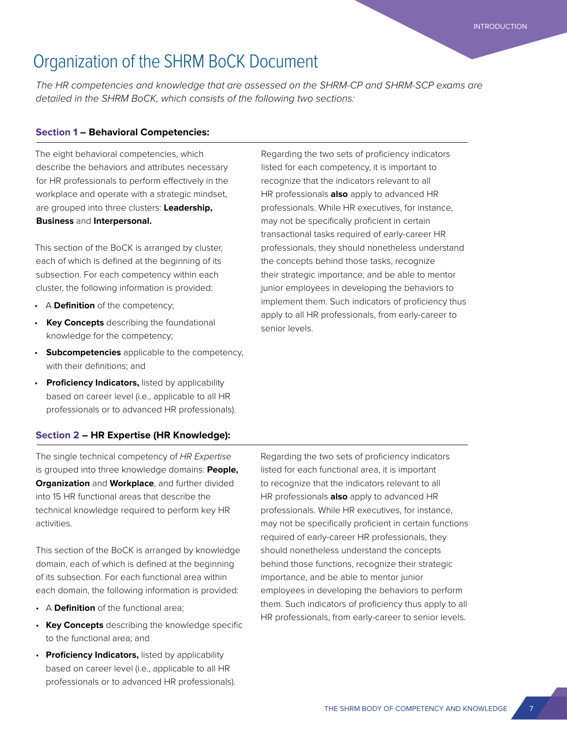# Organization of the SHRM BoCK Document

*The HR competencies and knowledge that are assessed on the SHRM-CP and SHRM-SCP exams are detailed in the SHRM BoCK, which consists of the following two sections:*

## Section 1 – Behavioral Competencies:

The eight behavioral competencies, which describe the behaviors and attributes necessary for HR professionals to perform effectively in the workplace and operate with a strategic mindset, are grouped into three clusters: **Leadership, Business** and **Interpersonal.**

This section of the BoCK is arranged by cluster, each of which is defined at the beginning of its subsection. For each competency within each cluster, the following information is provided:

- A **Definition** of the competency;
- **Key Concepts** describing the foundational knowledge for the competency;
- **Subcompetencies** applicable to the competency, with their definitions; and
- **Proficiency Indicators,** listed by applicability based on career level (i.e., applicable to all HR professionals or to advanced HR professionals).

Regarding the two sets of proficiency indicators listed for each competency, it is important to recognize that the indicators relevant to all HR professionals **also** apply to advanced HR professionals. While HR executives, for instance, may not be specifically proficient in certain transactional tasks required of early-career HR professionals, they should nonetheless understand the concepts behind those tasks, recognize their strategic importance, and be able to mentor junior employees in developing the behaviors to implement them. Such indicators of proficiency thus apply to all HR professionals, from early-career to senior levels.

## Section 2 – HR Expertise (HR Knowledge):

The single technical competency of *HR Expertise* is grouped into three knowledge domains: **People, Organization** and **Workplace**, and further divided into 15 HR functional areas that describe the technical knowledge required to perform key HR activities.

This section of the BoCK is arranged by knowledge domain, each of which is defined at the beginning of its subsection. For each functional area within each domain, the following information is provided:

- A **Definition** of the functional area;
- **Key Concepts** describing the knowledge specific to the functional area; and
- **Proficiency Indicators,** listed by applicability based on career level (i.e., applicable to all HR professionals or to advanced HR professionals).

Regarding the two sets of proficiency indicators listed for each functional area, it is important to recognize that the indicators relevant to all HR professionals **also** apply to advanced HR professionals. While HR executives, for instance, may not be specifically proficient in certain functions required of early-career HR professionals, they should nonetheless understand the concepts behind those functions, recognize their strategic importance, and be able to mentor junior employees in developing the behaviors to perform them. Such indicators of proficiency thus apply to all HR professionals, from early-career to senior levels.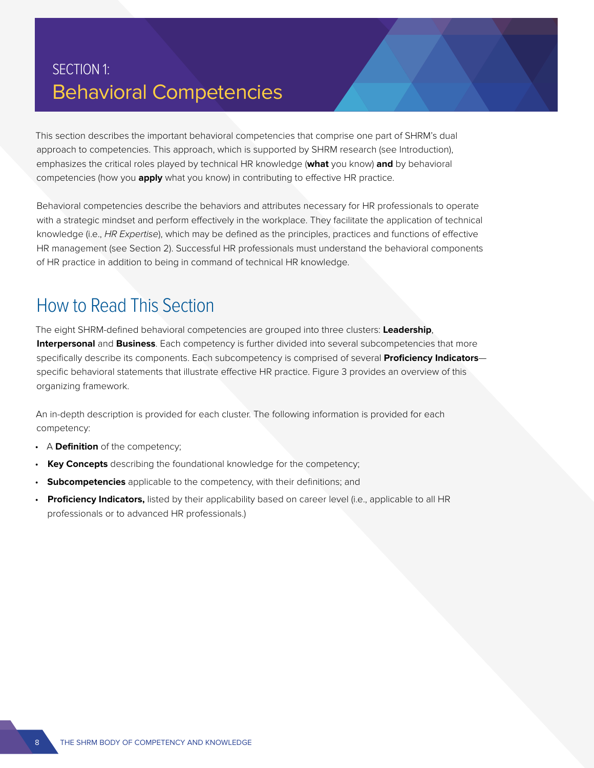# SECTION 1: Behavioral Competencies

This section describes the important behavioral competencies that comprise one part of SHRM's dual approach to competencies. This approach, which is supported by SHRM research (see Introduction), emphasizes the critical roles played by technical HR knowledge (**what** you know) **and** by behavioral competencies (how you **apply** what you know) in contributing to effective HR practice.

Behavioral competencies describe the behaviors and attributes necessary for HR professionals to operate with a strategic mindset and perform effectively in the workplace. They facilitate the application of technical knowledge (i.e., *HR Expertise*), which may be defined as the principles, practices and functions of effective HR management (see Section 2). Successful HR professionals must understand the behavioral components of HR practice in addition to being in command of technical HR knowledge.

## How to Read This Section

The eight SHRM-defined behavioral competencies are grouped into three clusters: **Leadership**, **Interpersonal** and **Business**. Each competency is further divided into several subcompetencies that more specifically describe its components. Each subcompetency is comprised of several **Proficiency Indicators**—specific behavioral statements that illustrate effective HR practice. Figure 3 provides an overview of this organizing framework.

An in-depth description is provided for each cluster. The following information is provided for each competency:

- A **Definition** of the competency;
- **Key Concepts** describing the foundational knowledge for the competency;
- **Subcompetencies** applicable to the competency, with their definitions; and
- **Proficiency Indicators,** listed by their applicability based on career level (i.e., applicable to all HR professionals or to advanced HR professionals.)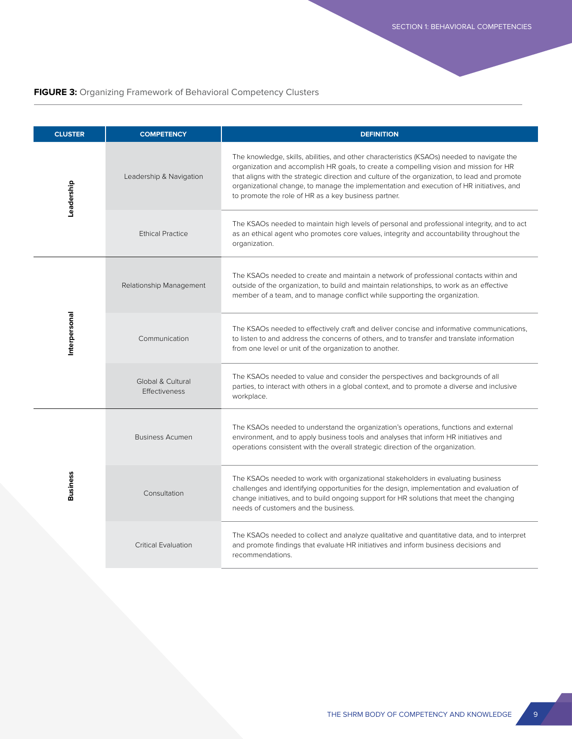**FIGURE 3:** Organizing Framework of Behavioral Competency Clusters

| CLUSTER | COMPETENCY | DEFINITION |
|---|---|---|
| Leadership | Leadership & Navigation | The knowledge, skills, abilities, and other characteristics (KSAOs) needed to navigate the organization and accomplish HR goals, to create a compelling vision and mission for HR that aligns with the strategic direction and culture of the organization, to lead and promote organizational change, to manage the implementation and execution of HR initiatives, and to promote the role of HR as a key business partner. |
| | Ethical Practice | The KSAOs needed to maintain high levels of personal and professional integrity, and to act as an ethical agent who promotes core values, integrity and accountability throughout the organization. |
| Interpersonal | Relationship Management | The KSAOs needed to create and maintain a network of professional contacts within and outside of the organization, to build and maintain relationships, to work as an effective member of a team, and to manage conflict while supporting the organization. |
| | Communication | The KSAOs needed to effectively craft and deliver concise and informative communications, to listen to and address the concerns of others, and to transfer and translate information from one level or unit of the organization to another. |
| | Global & Cultural Effectiveness | The KSAOs needed to value and consider the perspectives and backgrounds of all parties, to interact with others in a global context, and to promote a diverse and inclusive workplace. |
| Business | Business Acumen | The KSAOs needed to understand the organization's operations, functions and external environment, and to apply business tools and analyses that inform HR initiatives and operations consistent with the overall strategic direction of the organization. |
| | Consultation | The KSAOs needed to work with organizational stakeholders in evaluating business challenges and identifying opportunities for the design, implementation and evaluation of change initiatives, and to build ongoing support for HR solutions that meet the changing needs of customers and the business. |
| | Critical Evaluation | The KSAOs needed to collect and analyze qualitative and quantitative data, and to interpret and promote findings that evaluate HR initiatives and inform business decisions and recommendations. |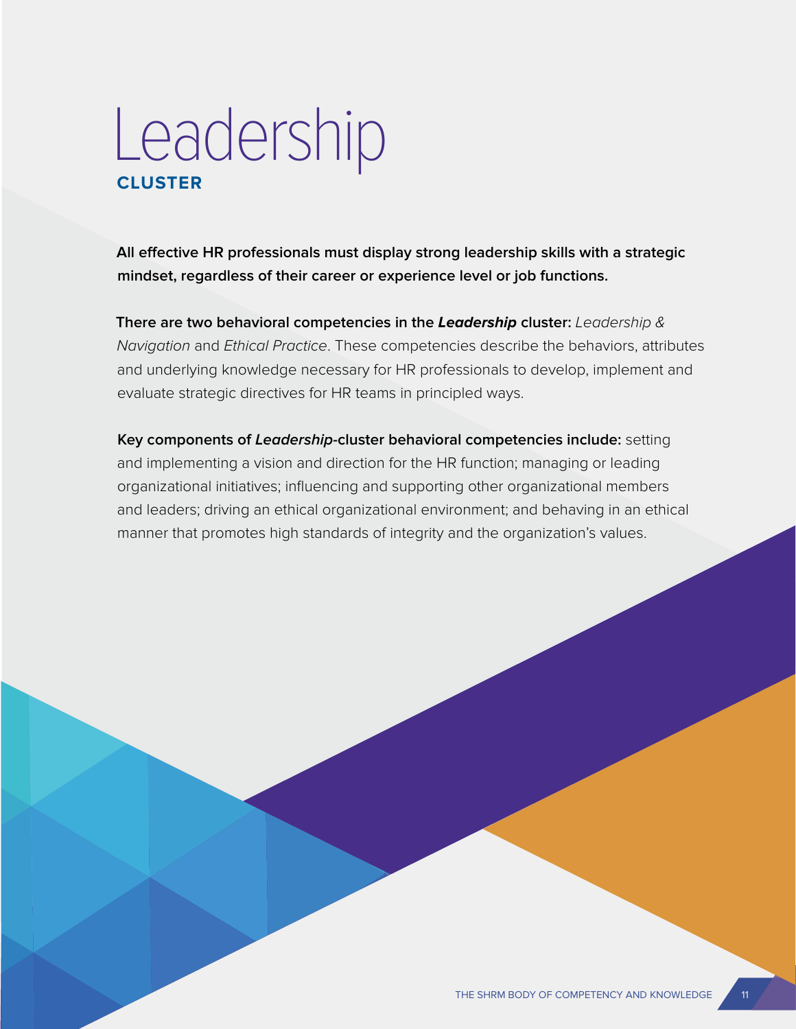# Leadership

## CLUSTER

**All effective HR professionals must display strong leadership skills with a strategic mindset, regardless of their career or experience level or job functions.**

**There are two behavioral competencies in the *Leadership* cluster:** *Leadership & Navigation* and *Ethical Practice*. These competencies describe the behaviors, attributes and underlying knowledge necessary for HR professionals to develop, implement and evaluate strategic directives for HR teams in principled ways.

**Key components of *Leadership*-cluster behavioral competencies include:** setting and implementing a vision and direction for the HR function; managing or leading organizational initiatives; influencing and supporting other organizational members and leaders; driving an ethical organizational environment; and behaving in an ethical manner that promotes high standards of integrity and the organization's values.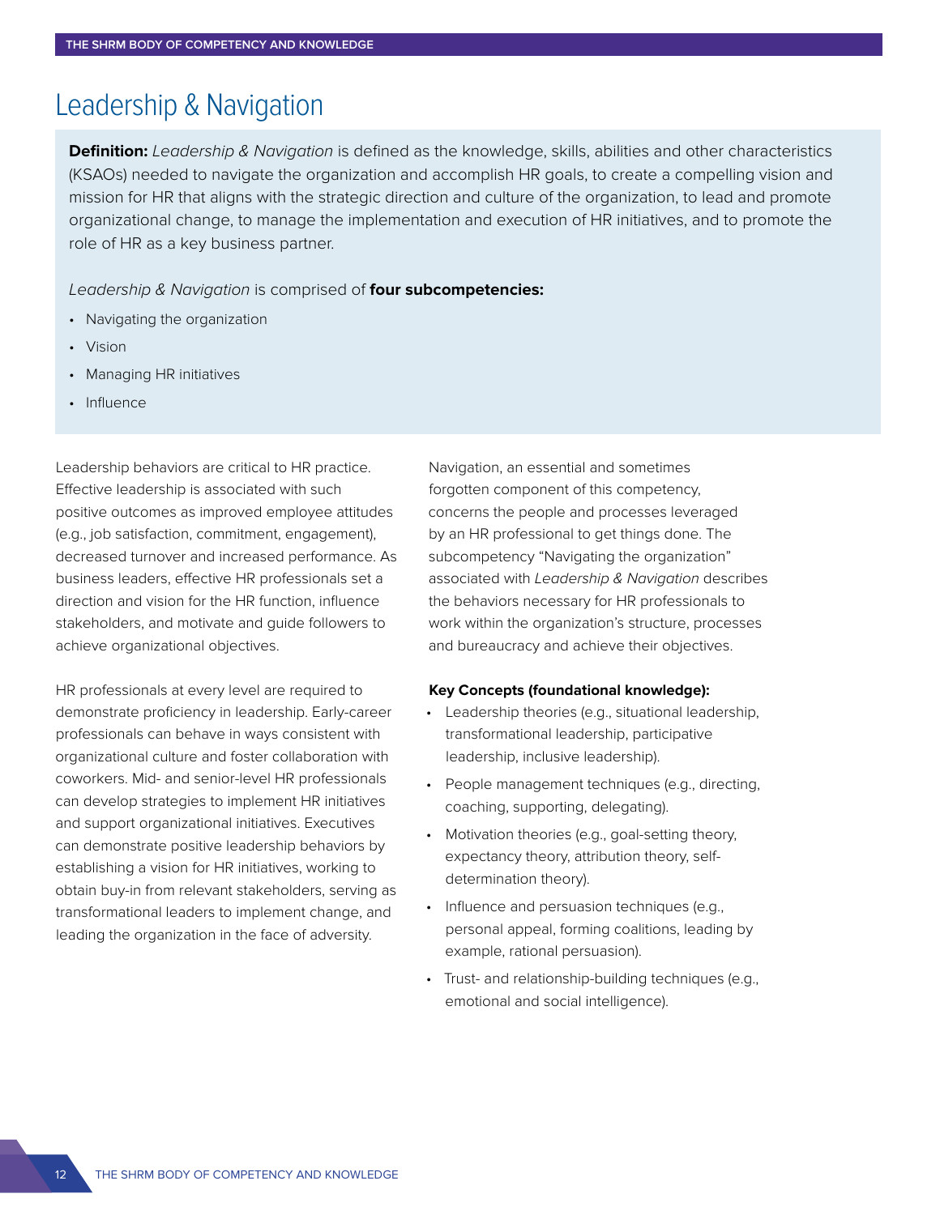# Leadership & Navigation

**Definition:** *Leadership & Navigation* is defined as the knowledge, skills, abilities and other characteristics (KSAOs) needed to navigate the organization and accomplish HR goals, to create a compelling vision and mission for HR that aligns with the strategic direction and culture of the organization, to lead and promote organizational change, to manage the implementation and execution of HR initiatives, and to promote the role of HR as a key business partner.

*Leadership & Navigation* is comprised of **four subcompetencies:**

- Navigating the organization
- Vision
- Managing HR initiatives
- Influence

Leadership behaviors are critical to HR practice. Effective leadership is associated with such positive outcomes as improved employee attitudes (e.g., job satisfaction, commitment, engagement), decreased turnover and increased performance. As business leaders, effective HR professionals set a direction and vision for the HR function, influence stakeholders, and motivate and guide followers to achieve organizational objectives.

HR professionals at every level are required to demonstrate proficiency in leadership. Early-career professionals can behave in ways consistent with organizational culture and foster collaboration with coworkers. Mid- and senior-level HR professionals can develop strategies to implement HR initiatives and support organizational initiatives. Executives can demonstrate positive leadership behaviors by establishing a vision for HR initiatives, working to obtain buy-in from relevant stakeholders, serving as transformational leaders to implement change, and leading the organization in the face of adversity.

Navigation, an essential and sometimes forgotten component of this competency, concerns the people and processes leveraged by an HR professional to get things done. The subcompetency "Navigating the organization" associated with *Leadership & Navigation* describes the behaviors necessary for HR professionals to work within the organization's structure, processes and bureaucracy and achieve their objectives.

**Key Concepts (foundational knowledge):**

- Leadership theories (e.g., situational leadership, transformational leadership, participative leadership, inclusive leadership).
- People management techniques (e.g., directing, coaching, supporting, delegating).
- Motivation theories (e.g., goal-setting theory, expectancy theory, attribution theory, self-determination theory).
- Influence and persuasion techniques (e.g., personal appeal, forming coalitions, leading by example, rational persuasion).
- Trust- and relationship-building techniques (e.g., emotional and social intelligence).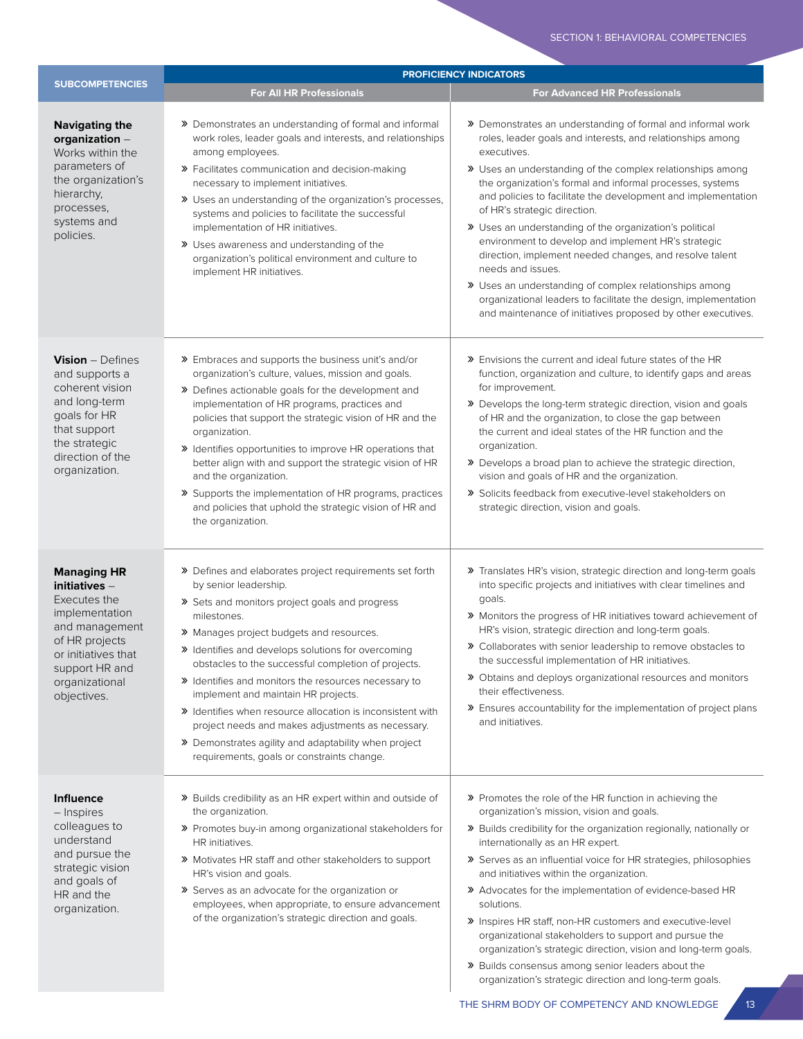| SUBCOMPETENCIES | PROFICIENCY INDICATORS | |
|---|---|---|
| | **For All HR Professionals** | **For Advanced HR Professionals** |
| **Navigating the organization** – Works within the parameters of the organization's hierarchy, processes, systems and policies. | » Demonstrates an understanding of formal and informal work roles, leader goals and interests, and relationships among employees.<br>» Facilitates communication and decision-making necessary to implement initiatives.<br>» Uses an understanding of the organization's processes, systems and policies to facilitate the successful implementation of HR initiatives.<br>» Uses awareness and understanding of the organization's political environment and culture to implement HR initiatives. | » Demonstrates an understanding of formal and informal work roles, leader goals and interests, and relationships among executives.<br>» Uses an understanding of the complex relationships among the organization's formal and informal processes, systems and policies to facilitate the development and implementation of HR's strategic direction.<br>» Uses an understanding of the organization's political environment to develop and implement HR's strategic direction, implement needed changes, and resolve talent needs and issues.<br>» Uses an understanding of complex relationships among organizational leaders to facilitate the design, implementation and maintenance of initiatives proposed by other executives. |
| **Vision** – Defines and supports a coherent vision and long-term goals for HR that support the strategic direction of the organization. | » Embraces and supports the business unit's and/or organization's culture, values, mission and goals.<br>» Defines actionable goals for the development and implementation of HR programs, practices and policies that support the strategic vision of HR and the organization.<br>» Identifies opportunities to improve HR operations that better align with and support the strategic vision of HR and the organization.<br>» Supports the implementation of HR programs, practices and policies that uphold the strategic vision of HR and the organization. | » Envisions the current and ideal future states of the HR function, organization and culture, to identify gaps and areas for improvement.<br>» Develops the long-term strategic direction, vision and goals of HR and the organization, to close the gap between the current and ideal states of the HR function and the organization.<br>» Develops a broad plan to achieve the strategic direction, vision and goals of HR and the organization.<br>» Solicits feedback from executive-level stakeholders on strategic direction, vision and goals. |
| **Managing HR initiatives** – Executes the implementation and management of HR projects or initiatives that support HR and organizational objectives. | » Defines and elaborates project requirements set forth by senior leadership.<br>» Sets and monitors project goals and progress milestones.<br>» Manages project budgets and resources.<br>» Identifies and develops solutions for overcoming obstacles to the successful completion of projects.<br>» Identifies and monitors the resources necessary to implement and maintain HR projects.<br>» Identifies when resource allocation is inconsistent with project needs and makes adjustments as necessary.<br>» Demonstrates agility and adaptability when project requirements, goals or constraints change. | » Translates HR's vision, strategic direction and long-term goals into specific projects and initiatives with clear timelines and goals.<br>» Monitors the progress of HR initiatives toward achievement of HR's vision, strategic direction and long-term goals.<br>» Collaborates with senior leadership to remove obstacles to the successful implementation of HR initiatives.<br>» Obtains and deploys organizational resources and monitors their effectiveness.<br>» Ensures accountability for the implementation of project plans and initiatives. |
| **Influence** – Inspires colleagues to understand and pursue the strategic vision and goals of HR and the organization. | » Builds credibility as an HR expert within and outside of the organization.<br>» Promotes buy-in among organizational stakeholders for HR initiatives.<br>» Motivates HR staff and other stakeholders to support HR's vision and goals.<br>» Serves as an advocate for the organization or employees, when appropriate, to ensure advancement of the organization's strategic direction and goals. | » Promotes the role of the HR function in achieving the organization's mission, vision and goals.<br>» Builds credibility for the organization regionally, nationally or internationally as an HR expert.<br>» Serves as an influential voice for HR strategies, philosophies and initiatives within the organization.<br>» Advocates for the implementation of evidence-based HR solutions.<br>» Inspires HR staff, non-HR customers and executive-level organizational stakeholders to support and pursue the organization's strategic direction, vision and long-term goals.<br>» Builds consensus among senior leaders about the organization's strategic direction and long-term goals. |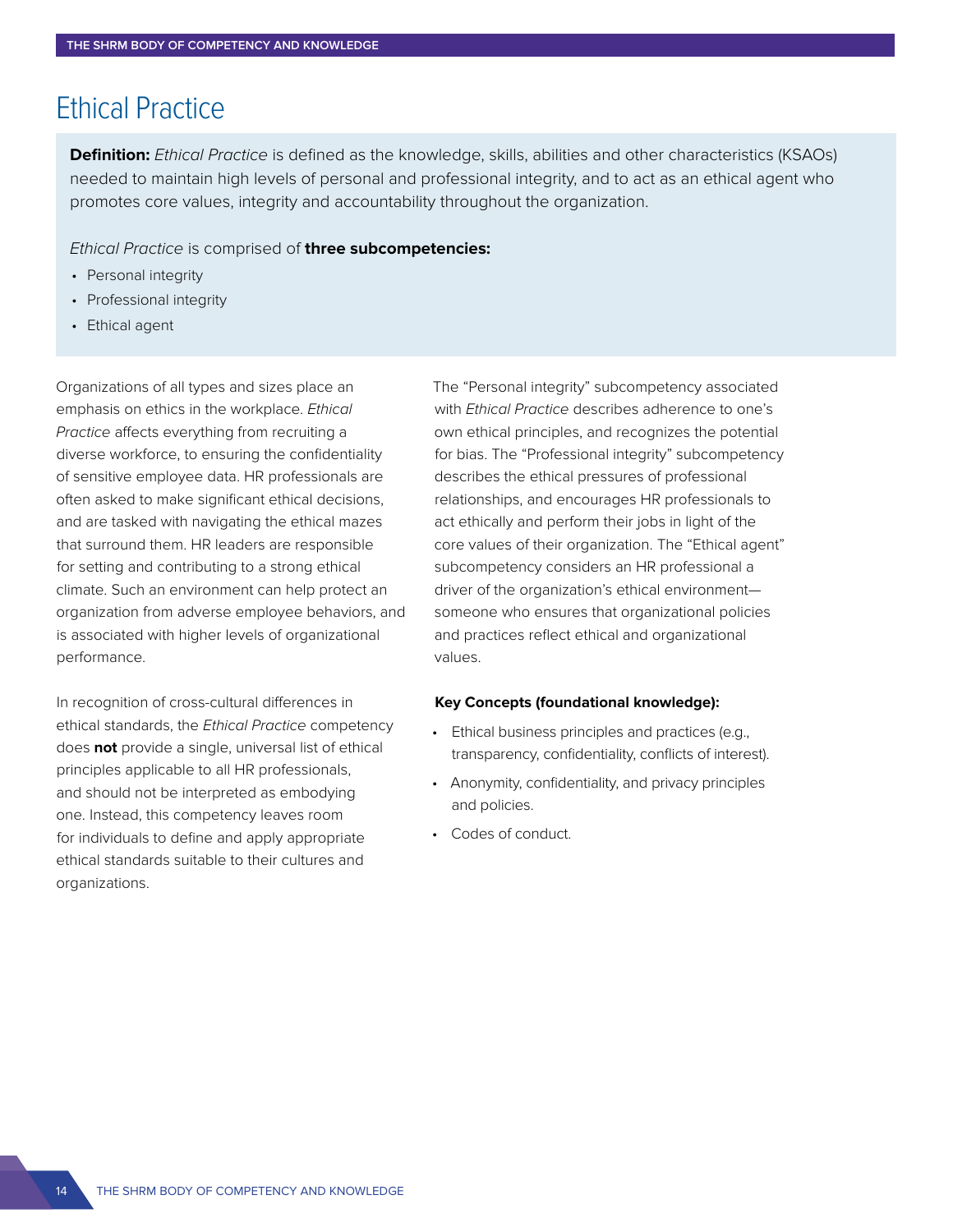# Ethical Practice

**Definition:** *Ethical Practice* is defined as the knowledge, skills, abilities and other characteristics (KSAOs) needed to maintain high levels of personal and professional integrity, and to act as an ethical agent who promotes core values, integrity and accountability throughout the organization.

*Ethical Practice* is comprised of **three subcompetencies:**

- Personal integrity
- Professional integrity
- Ethical agent

Organizations of all types and sizes place an emphasis on ethics in the workplace. *Ethical Practice* affects everything from recruiting a diverse workforce, to ensuring the confidentiality of sensitive employee data. HR professionals are often asked to make significant ethical decisions, and are tasked with navigating the ethical mazes that surround them. HR leaders are responsible for setting and contributing to a strong ethical climate. Such an environment can help protect an organization from adverse employee behaviors, and is associated with higher levels of organizational performance.

In recognition of cross-cultural differences in ethical standards, the *Ethical Practice* competency does **not** provide a single, universal list of ethical principles applicable to all HR professionals, and should not be interpreted as embodying one. Instead, this competency leaves room for individuals to define and apply appropriate ethical standards suitable to their cultures and organizations.

The "Personal integrity" subcompetency associated with *Ethical Practice* describes adherence to one's own ethical principles, and recognizes the potential for bias. The "Professional integrity" subcompetency describes the ethical pressures of professional relationships, and encourages HR professionals to act ethically and perform their jobs in light of the core values of their organization. The "Ethical agent" subcompetency considers an HR professional a driver of the organization's ethical environment—someone who ensures that organizational policies and practices reflect ethical and organizational values.

**Key Concepts (foundational knowledge):**

- Ethical business principles and practices (e.g., transparency, confidentiality, conflicts of interest).
- Anonymity, confidentiality, and privacy principles and policies.
- Codes of conduct.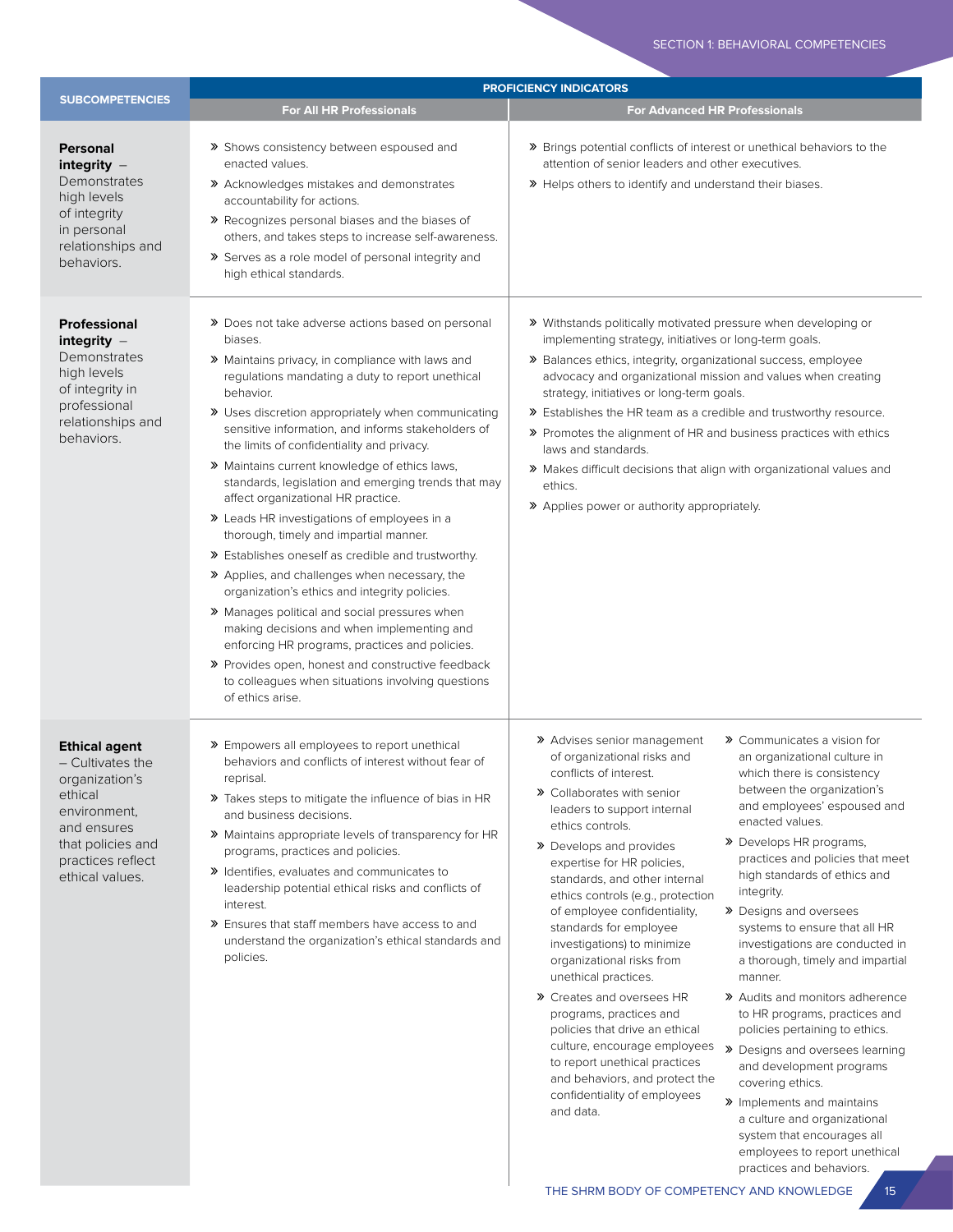| SUBCOMPETENCIES | PROFICIENCY INDICATORS | |
|---|---|---|
| | **For All HR Professionals** | **For Advanced HR Professionals** |
| **Personal integrity** – Demonstrates high levels of integrity in personal relationships and behaviors. | » Shows consistency between espoused and enacted values.<br>» Acknowledges mistakes and demonstrates accountability for actions.<br>» Recognizes personal biases and the biases of others, and takes steps to increase self-awareness.<br>» Serves as a role model of personal integrity and high ethical standards. | » Brings potential conflicts of interest or unethical behaviors to the attention of senior leaders and other executives.<br>» Helps others to identify and understand their biases. |
| **Professional integrity** – Demonstrates high levels of integrity in professional relationships and behaviors. | » Does not take adverse actions based on personal biases.<br>» Maintains privacy, in compliance with laws and regulations mandating a duty to report unethical behavior.<br>» Uses discretion appropriately when communicating sensitive information, and informs stakeholders of the limits of confidentiality and privacy.<br>» Maintains current knowledge of ethics laws, standards, legislation and emerging trends that may affect organizational HR practice.<br>» Leads HR investigations of employees in a thorough, timely and impartial manner.<br>» Establishes oneself as credible and trustworthy.<br>» Applies, and challenges when necessary, the organization's ethics and integrity policies.<br>» Manages political and social pressures when making decisions and when implementing and enforcing HR programs, practices and policies.<br>» Provides open, honest and constructive feedback to colleagues when situations involving questions of ethics arise. | » Withstands politically motivated pressure when developing or implementing strategy, initiatives or long-term goals.<br>» Balances ethics, integrity, organizational success, employee advocacy and organizational mission and values when creating strategy, initiatives or long-term goals.<br>» Establishes the HR team as a credible and trustworthy resource.<br>» Promotes the alignment of HR and business practices with ethics laws and standards.<br>» Makes difficult decisions that align with organizational values and ethics.<br>» Applies power or authority appropriately. |
| **Ethical agent** – Cultivates the organization's ethical environment, and ensures that policies and practices reflect ethical values. | » Empowers all employees to report unethical behaviors and conflicts of interest without fear of reprisal.<br>» Takes steps to mitigate the influence of bias in HR and business decisions.<br>» Maintains appropriate levels of transparency for HR programs, practices and policies.<br>» Identifies, evaluates and communicates to leadership potential ethical risks and conflicts of interest.<br>» Ensures that staff members have access to and understand the organization's ethical standards and policies. | » Advises senior management of organizational risks and conflicts of interest.<br>» Collaborates with senior leaders to support internal ethics controls.<br>» Develops and provides expertise for HR policies, standards, and other internal ethics controls (e.g., protection of employee confidentiality, standards for employee investigations) to minimize organizational risks from unethical practices.<br>» Creates and oversees HR programs, practices and policies that drive an ethical culture, encourage employees to report unethical practices and behaviors, and protect the confidentiality of employees and data.<br>» Communicates a vision for an organizational culture in which there is consistency between the organization's and employees' espoused and enacted values.<br>» Develops HR programs, practices and policies that meet high standards of ethics and integrity.<br>» Designs and oversees systems to ensure that all HR investigations are conducted in a thorough, timely and impartial manner.<br>» Audits and monitors adherence to HR programs, practices and policies pertaining to ethics.<br>» Designs and oversees learning and development programs covering ethics.<br>» Implements and maintains a culture and organizational system that encourages all employees to report unethical practices and behaviors. |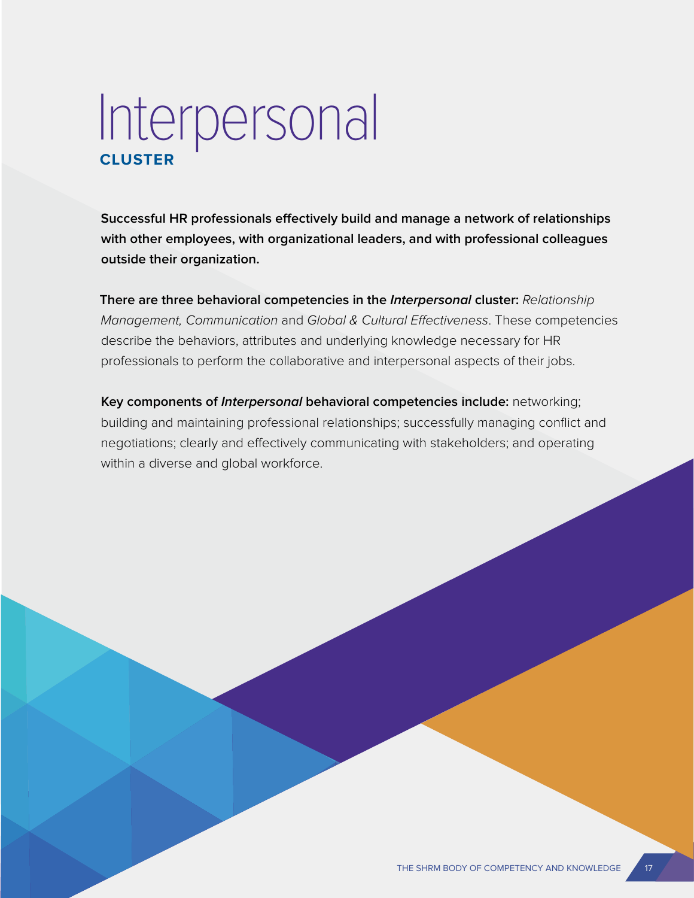# Interpersonal
## CLUSTER

**Successful HR professionals effectively build and manage a network of relationships with other employees, with organizational leaders, and with professional colleagues outside their organization.**

**There are three behavioral competencies in the *Interpersonal* cluster:** *Relationship Management, Communication* and *Global & Cultural Effectiveness*. These competencies describe the behaviors, attributes and underlying knowledge necessary for HR professionals to perform the collaborative and interpersonal aspects of their jobs.

**Key components of *Interpersonal* behavioral competencies include:** networking; building and maintaining professional relationships; successfully managing conflict and negotiations; clearly and effectively communicating with stakeholders; and operating within a diverse and global workforce.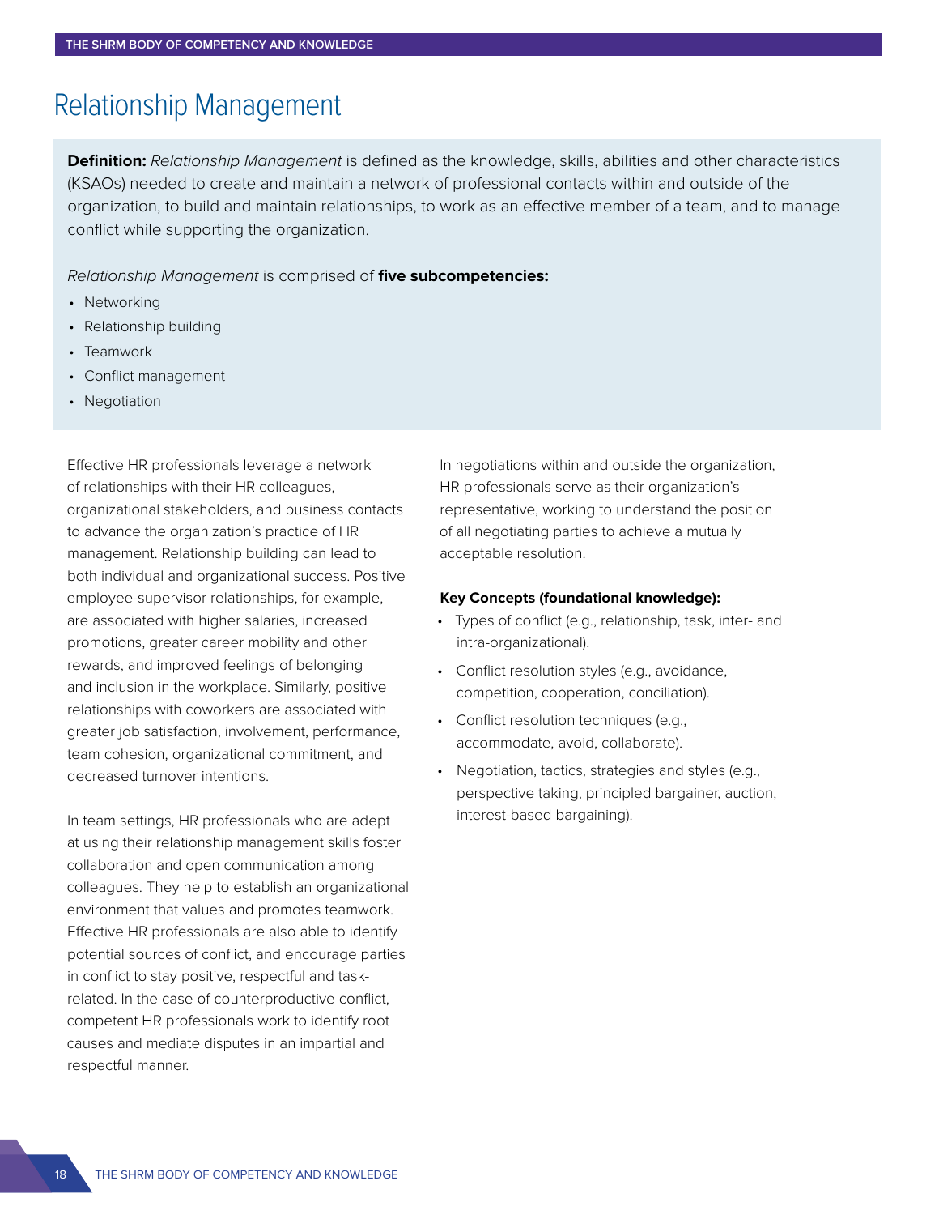# Relationship Management

**Definition:** *Relationship Management* is defined as the knowledge, skills, abilities and other characteristics (KSAOs) needed to create and maintain a network of professional contacts within and outside of the organization, to build and maintain relationships, to work as an effective member of a team, and to manage conflict while supporting the organization.

*Relationship Management* is comprised of **five subcompetencies:**

- Networking
- Relationship building
- Teamwork
- Conflict management
- Negotiation

Effective HR professionals leverage a network of relationships with their HR colleagues, organizational stakeholders, and business contacts to advance the organization's practice of HR management. Relationship building can lead to both individual and organizational success. Positive employee-supervisor relationships, for example, are associated with higher salaries, increased promotions, greater career mobility and other rewards, and improved feelings of belonging and inclusion in the workplace. Similarly, positive relationships with coworkers are associated with greater job satisfaction, involvement, performance, team cohesion, organizational commitment, and decreased turnover intentions.

In team settings, HR professionals who are adept at using their relationship management skills foster collaboration and open communication among colleagues. They help to establish an organizational environment that values and promotes teamwork. Effective HR professionals are also able to identify potential sources of conflict, and encourage parties in conflict to stay positive, respectful and task-related. In the case of counterproductive conflict, competent HR professionals work to identify root causes and mediate disputes in an impartial and respectful manner.

In negotiations within and outside the organization, HR professionals serve as their organization's representative, working to understand the position of all negotiating parties to achieve a mutually acceptable resolution.

**Key Concepts (foundational knowledge):**

- Types of conflict (e.g., relationship, task, inter- and intra-organizational).
- Conflict resolution styles (e.g., avoidance, competition, cooperation, conciliation).
- Conflict resolution techniques (e.g., accommodate, avoid, collaborate).
- Negotiation, tactics, strategies and styles (e.g., perspective taking, principled bargainer, auction, interest-based bargaining).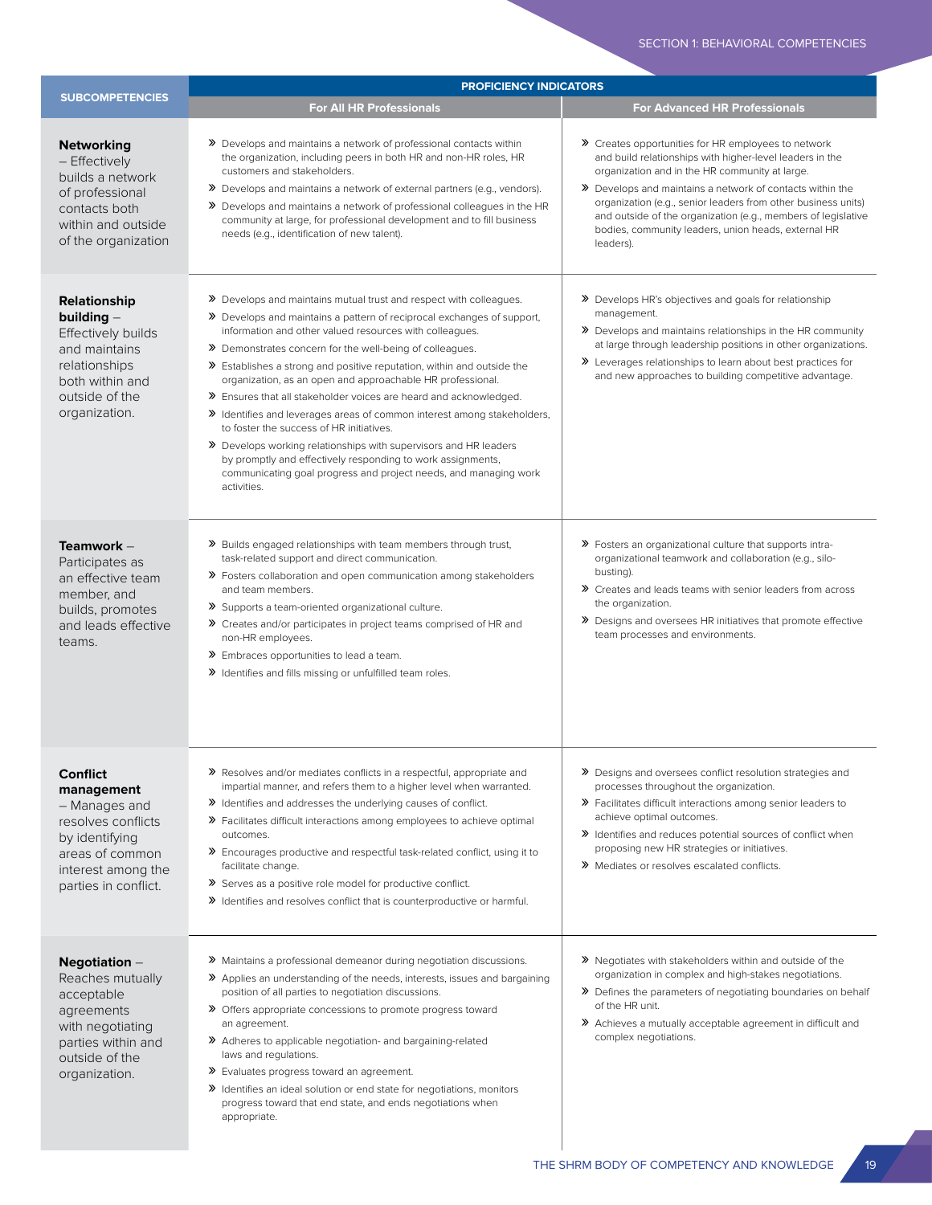| SUBCOMPETENCIES | PROFICIENCY INDICATORS | |
|---|---|---|
| | **For All HR Professionals** | **For Advanced HR Professionals** |
| **Networking** – Effectively builds a network of professional contacts both within and outside of the organization | » Develops and maintains a network of professional contacts within the organization, including peers in both HR and non-HR roles, HR customers and stakeholders.<br>» Develops and maintains a network of external partners (e.g., vendors).<br>» Develops and maintains a network of professional colleagues in the HR community at large, for professional development and to fill business needs (e.g., identification of new talent). | » Creates opportunities for HR employees to network and build relationships with higher-level leaders in the organization and in the HR community at large.<br>» Develops and maintains a network of contacts within the organization (e.g., senior leaders from other business units) and outside of the organization (e.g., members of legislative bodies, community leaders, union heads, external HR leaders). |
| **Relationship building** – Effectively builds and maintains relationships both within and outside of the organization. | » Develops and maintains mutual trust and respect with colleagues.<br>» Develops and maintains a pattern of reciprocal exchanges of support, information and other valued resources with colleagues.<br>» Demonstrates concern for the well-being of colleagues.<br>» Establishes a strong and positive reputation, within and outside the organization, as an open and approachable HR professional.<br>» Ensures that all stakeholder voices are heard and acknowledged.<br>» Identifies and leverages areas of common interest among stakeholders, to foster the success of HR initiatives.<br>» Develops working relationships with supervisors and HR leaders by promptly and effectively responding to work assignments, communicating goal progress and project needs, and managing work activities. | » Develops HR's objectives and goals for relationship management.<br>» Develops and maintains relationships in the HR community at large through leadership positions in other organizations.<br>» Leverages relationships to learn about best practices for and new approaches to building competitive advantage. |
| **Teamwork** – Participates as an effective team member, and builds, promotes and leads effective teams. | » Builds engaged relationships with team members through trust, task-related support and direct communication.<br>» Fosters collaboration and open communication among stakeholders and team members.<br>» Supports a team-oriented organizational culture.<br>» Creates and/or participates in project teams comprised of HR and non-HR employees.<br>» Embraces opportunities to lead a team.<br>» Identifies and fills missing or unfulfilled team roles. | » Fosters an organizational culture that supports intra-organizational teamwork and collaboration (e.g., silo-busting).<br>» Creates and leads teams with senior leaders from across the organization.<br>» Designs and oversees HR initiatives that promote effective team processes and environments. |
| **Conflict management** – Manages and resolves conflicts by identifying areas of common interest among the parties in conflict. | » Resolves and/or mediates conflicts in a respectful, appropriate and impartial manner, and refers them to a higher level when warranted.<br>» Identifies and addresses the underlying causes of conflict.<br>» Facilitates difficult interactions among employees to achieve optimal outcomes.<br>» Encourages productive and respectful task-related conflict, using it to facilitate change.<br>» Serves as a positive role model for productive conflict.<br>» Identifies and resolves conflict that is counterproductive or harmful. | » Designs and oversees conflict resolution strategies and processes throughout the organization.<br>» Facilitates difficult interactions among senior leaders to achieve optimal outcomes.<br>» Identifies and reduces potential sources of conflict when proposing new HR strategies or initiatives.<br>» Mediates or resolves escalated conflicts. |
| **Negotiation** – Reaches mutually acceptable agreements with negotiating parties within and outside of the organization. | » Maintains a professional demeanor during negotiation discussions.<br>» Applies an understanding of the needs, interests, issues and bargaining position of all parties to negotiation discussions.<br>» Offers appropriate concessions to promote progress toward an agreement.<br>» Adheres to applicable negotiation- and bargaining-related laws and regulations.<br>» Evaluates progress toward an agreement.<br>» Identifies an ideal solution or end state for negotiations, monitors progress toward that end state, and ends negotiations when appropriate. | » Negotiates with stakeholders within and outside of the organization in complex and high-stakes negotiations.<br>» Defines the parameters of negotiating boundaries on behalf of the HR unit.<br>» Achieves a mutually acceptable agreement in difficult and complex negotiations. |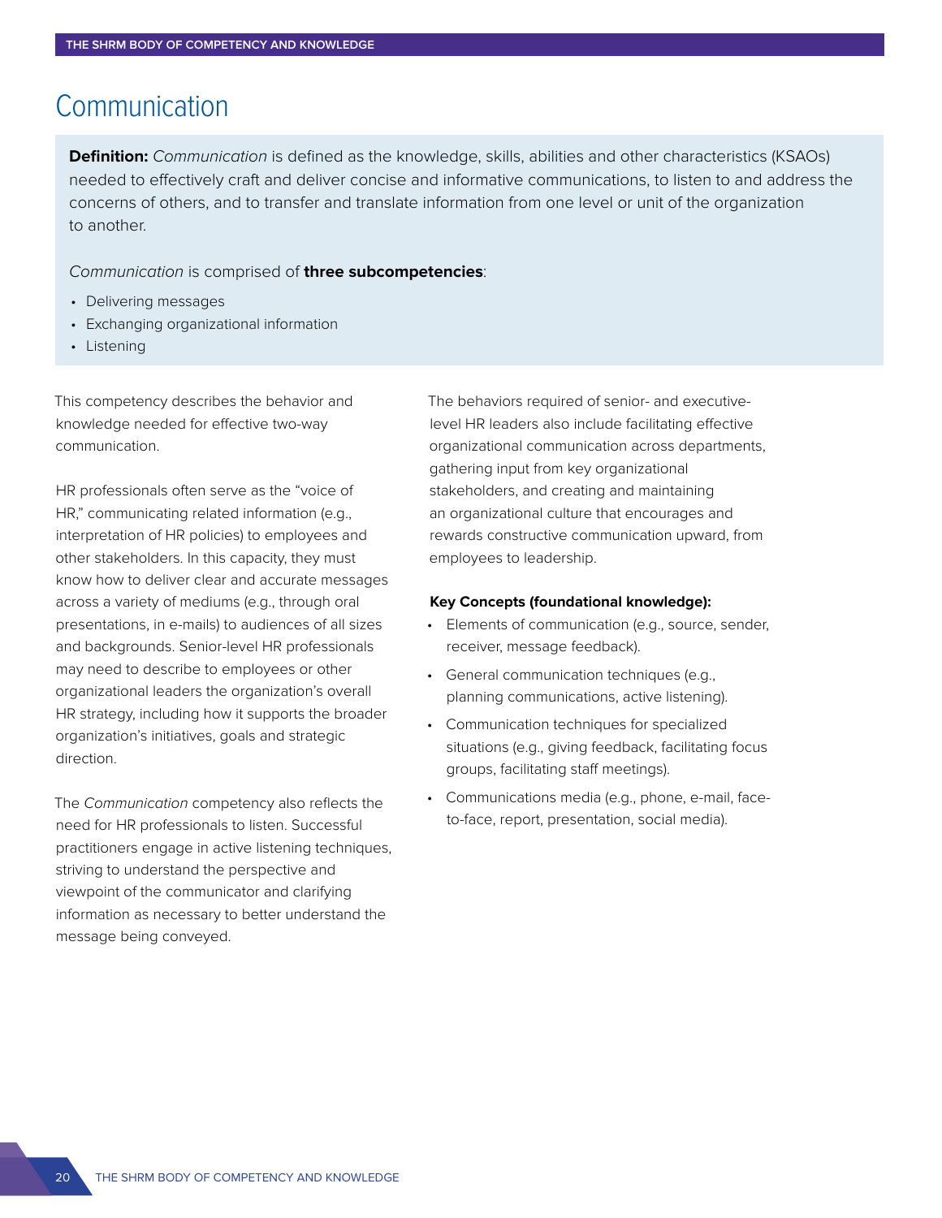# Communication

**Definition:** *Communication* is defined as the knowledge, skills, abilities and other characteristics (KSAOs) needed to effectively craft and deliver concise and informative communications, to listen to and address the concerns of others, and to transfer and translate information from one level or unit of the organization to another.

*Communication* is comprised of **three subcompetencies**:

- Delivering messages
- Exchanging organizational information
- Listening

This competency describes the behavior and knowledge needed for effective two-way communication.

HR professionals often serve as the "voice of HR," communicating related information (e.g., interpretation of HR policies) to employees and other stakeholders. In this capacity, they must know how to deliver clear and accurate messages across a variety of mediums (e.g., through oral presentations, in e-mails) to audiences of all sizes and backgrounds. Senior-level HR professionals may need to describe to employees or other organizational leaders the organization's overall HR strategy, including how it supports the broader organization's initiatives, goals and strategic direction.

The *Communication* competency also reflects the need for HR professionals to listen. Successful practitioners engage in active listening techniques, striving to understand the perspective and viewpoint of the communicator and clarifying information as necessary to better understand the message being conveyed.

The behaviors required of senior- and executive-level HR leaders also include facilitating effective organizational communication across departments, gathering input from key organizational stakeholders, and creating and maintaining an organizational culture that encourages and rewards constructive communication upward, from employees to leadership.

**Key Concepts (foundational knowledge):**

- Elements of communication (e.g., source, sender, receiver, message feedback).
- General communication techniques (e.g., planning communications, active listening).
- Communication techniques for specialized situations (e.g., giving feedback, facilitating focus groups, facilitating staff meetings).
- Communications media (e.g., phone, e-mail, face-to-face, report, presentation, social media).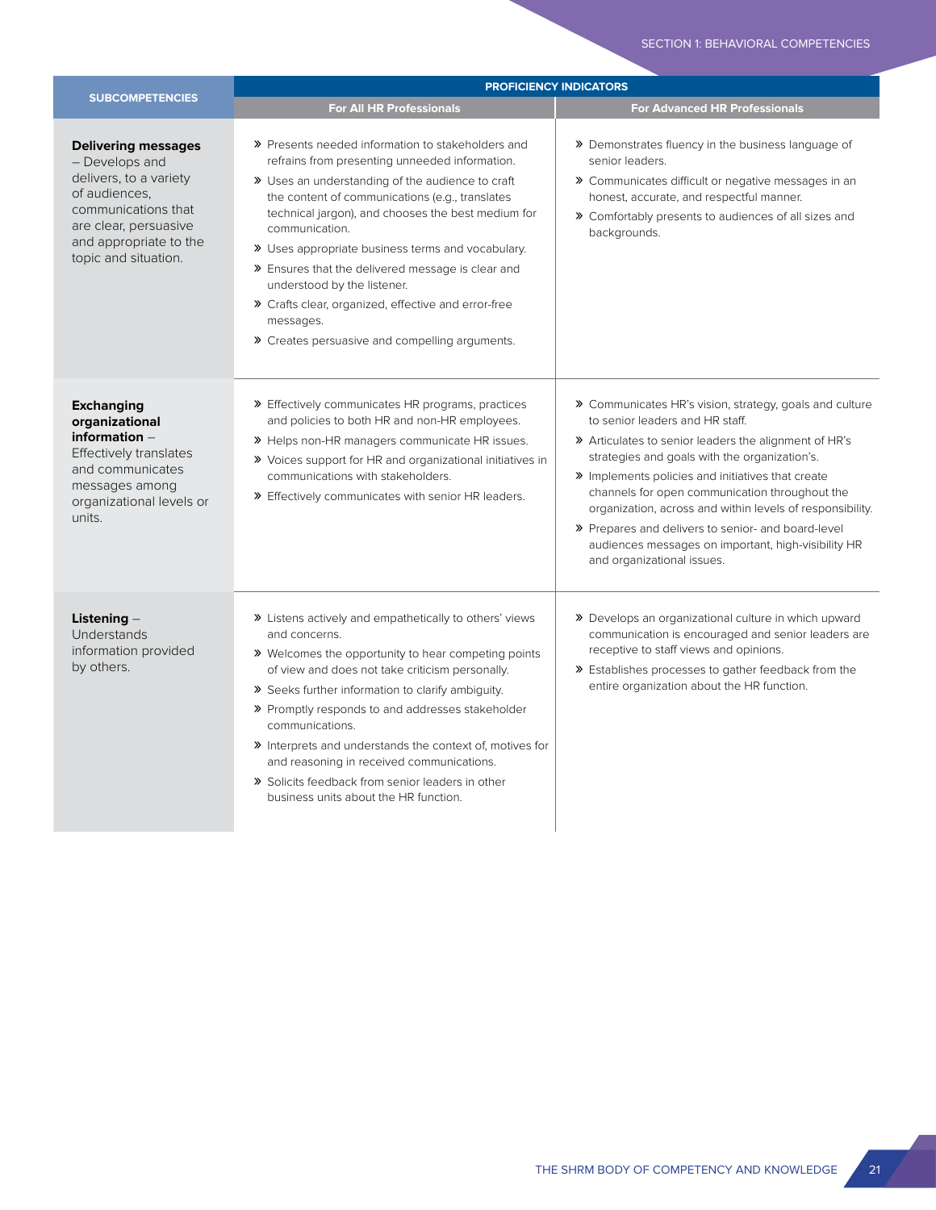| SUBCOMPETENCIES | PROFICIENCY INDICATORS | |
|---|---|---|
| | **For All HR Professionals** | **For Advanced HR Professionals** |
| **Delivering messages** – Develops and delivers, to a variety of audiences, communications that are clear, persuasive and appropriate to the topic and situation. | » Presents needed information to stakeholders and refrains from presenting unneeded information.<br>» Uses an understanding of the audience to craft the content of communications (e.g., translates technical jargon), and chooses the best medium for communication.<br>» Uses appropriate business terms and vocabulary.<br>» Ensures that the delivered message is clear and understood by the listener.<br>» Crafts clear, organized, effective and error-free messages.<br>» Creates persuasive and compelling arguments. | » Demonstrates fluency in the business language of senior leaders.<br>» Communicates difficult or negative messages in an honest, accurate, and respectful manner.<br>» Comfortably presents to audiences of all sizes and backgrounds. |
| **Exchanging organizational information** – Effectively translates and communicates messages among organizational levels or units. | » Effectively communicates HR programs, practices and policies to both HR and non-HR employees.<br>» Helps non-HR managers communicate HR issues.<br>» Voices support for HR and organizational initiatives in communications with stakeholders.<br>» Effectively communicates with senior HR leaders. | » Communicates HR's vision, strategy, goals and culture to senior leaders and HR staff.<br>» Articulates to senior leaders the alignment of HR's strategies and goals with the organization's.<br>» Implements policies and initiatives that create channels for open communication throughout the organization, across and within levels of responsibility.<br>» Prepares and delivers to senior- and board-level audiences messages on important, high-visibility HR and organizational issues. |
| **Listening** – Understands information provided by others. | » Listens actively and empathetically to others' views and concerns.<br>» Welcomes the opportunity to hear competing points of view and does not take criticism personally.<br>» Seeks further information to clarify ambiguity.<br>» Promptly responds to and addresses stakeholder communications.<br>» Interprets and understands the context of, motives for and reasoning in received communications.<br>» Solicits feedback from senior leaders in other business units about the HR function. | » Develops an organizational culture in which upward communication is encouraged and senior leaders are receptive to staff views and opinions.<br>» Establishes processes to gather feedback from the entire organization about the HR function. |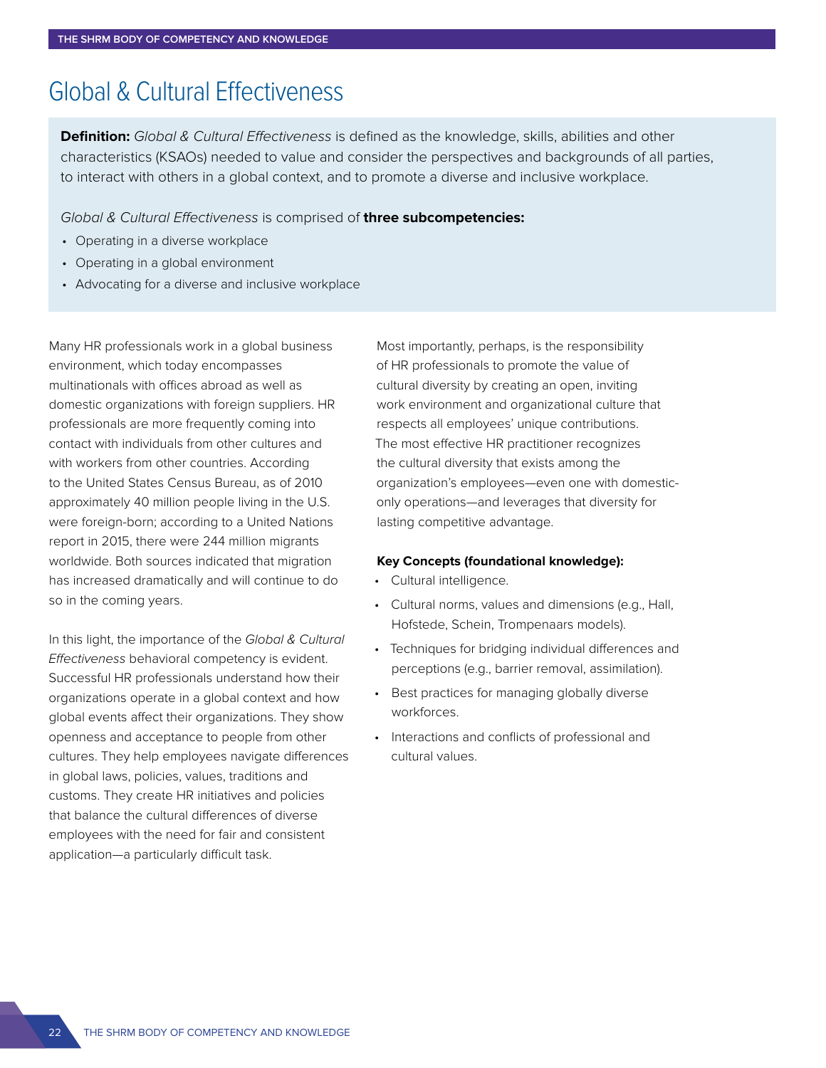# Global & Cultural Effectiveness

**Definition:** *Global & Cultural Effectiveness* is defined as the knowledge, skills, abilities and other characteristics (KSAOs) needed to value and consider the perspectives and backgrounds of all parties, to interact with others in a global context, and to promote a diverse and inclusive workplace.

*Global & Cultural Effectiveness* is comprised of **three subcompetencies:**

- Operating in a diverse workplace
- Operating in a global environment
- Advocating for a diverse and inclusive workplace

Many HR professionals work in a global business environment, which today encompasses multinationals with offices abroad as well as domestic organizations with foreign suppliers. HR professionals are more frequently coming into contact with individuals from other cultures and with workers from other countries. According to the United States Census Bureau, as of 2010 approximately 40 million people living in the U.S. were foreign-born; according to a United Nations report in 2015, there were 244 million migrants worldwide. Both sources indicated that migration has increased dramatically and will continue to do so in the coming years.

In this light, the importance of the *Global & Cultural Effectiveness* behavioral competency is evident. Successful HR professionals understand how their organizations operate in a global context and how global events affect their organizations. They show openness and acceptance to people from other cultures. They help employees navigate differences in global laws, policies, values, traditions and customs. They create HR initiatives and policies that balance the cultural differences of diverse employees with the need for fair and consistent application—a particularly difficult task.

Most importantly, perhaps, is the responsibility of HR professionals to promote the value of cultural diversity by creating an open, inviting work environment and organizational culture that respects all employees' unique contributions. The most effective HR practitioner recognizes the cultural diversity that exists among the organization's employees—even one with domestic-only operations—and leverages that diversity for lasting competitive advantage.

**Key Concepts (foundational knowledge):**

- Cultural intelligence.
- Cultural norms, values and dimensions (e.g., Hall, Hofstede, Schein, Trompenaars models).
- Techniques for bridging individual differences and perceptions (e.g., barrier removal, assimilation).
- Best practices for managing globally diverse workforces.
- Interactions and conflicts of professional and cultural values.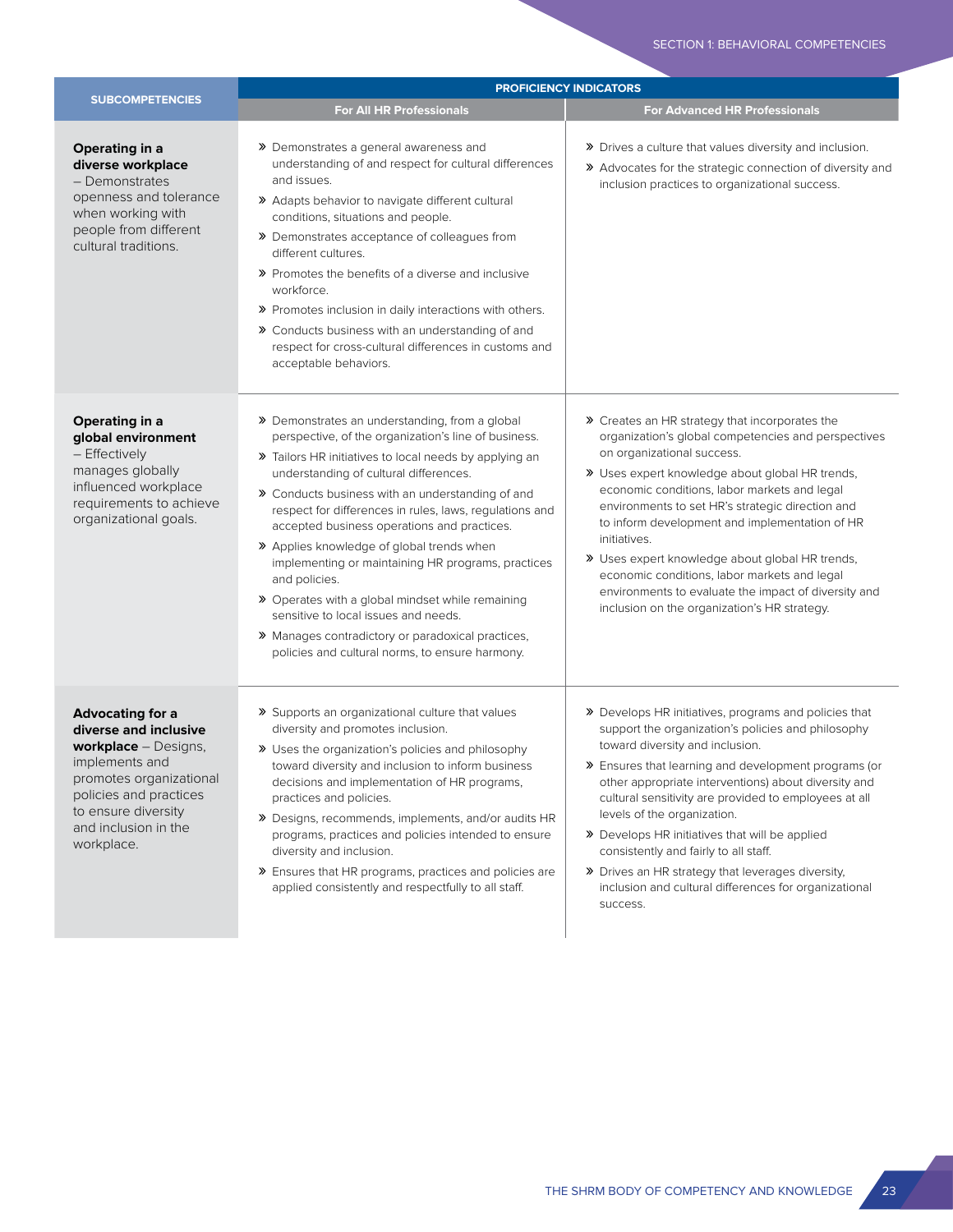| SUBCOMPETENCIES | PROFICIENCY INDICATORS | |
|---|---|---|
| | **For All HR Professionals** | **For Advanced HR Professionals** |
| **Operating in a diverse workplace** – Demonstrates openness and tolerance when working with people from different cultural traditions. | » Demonstrates a general awareness and understanding of and respect for cultural differences and issues.<br>» Adapts behavior to navigate different cultural conditions, situations and people.<br>» Demonstrates acceptance of colleagues from different cultures.<br>» Promotes the benefits of a diverse and inclusive workforce.<br>» Promotes inclusion in daily interactions with others.<br>» Conducts business with an understanding of and respect for cross-cultural differences in customs and acceptable behaviors. | » Drives a culture that values diversity and inclusion.<br>» Advocates for the strategic connection of diversity and inclusion practices to organizational success. |
| **Operating in a global environment** – Effectively manages globally influenced workplace requirements to achieve organizational goals. | » Demonstrates an understanding, from a global perspective, of the organization's line of business.<br>» Tailors HR initiatives to local needs by applying an understanding of cultural differences.<br>» Conducts business with an understanding of and respect for differences in rules, laws, regulations and accepted business operations and practices.<br>» Applies knowledge of global trends when implementing or maintaining HR programs, practices and policies.<br>» Operates with a global mindset while remaining sensitive to local issues and needs.<br>» Manages contradictory or paradoxical practices, policies and cultural norms, to ensure harmony. | » Creates an HR strategy that incorporates the organization's global competencies and perspectives on organizational success.<br>» Uses expert knowledge about global HR trends, economic conditions, labor markets and legal environments to set HR's strategic direction and to inform development and implementation of HR initiatives.<br>» Uses expert knowledge about global HR trends, economic conditions, labor markets and legal environments to evaluate the impact of diversity and inclusion on the organization's HR strategy. |
| **Advocating for a diverse and inclusive workplace** – Designs, implements and promotes organizational policies and practices to ensure diversity and inclusion in the workplace. | » Supports an organizational culture that values diversity and promotes inclusion.<br>» Uses the organization's policies and philosophy toward diversity and inclusion to inform business decisions and implementation of HR programs, practices and policies.<br>» Designs, recommends, implements, and/or audits HR programs, practices and policies intended to ensure diversity and inclusion.<br>» Ensures that HR programs, practices and policies are applied consistently and respectfully to all staff. | » Develops HR initiatives, programs and policies that support the organization's policies and philosophy toward diversity and inclusion.<br>» Ensures that learning and development programs (or other appropriate interventions) about diversity and cultural sensitivity are provided to employees at all levels of the organization.<br>» Develops HR initiatives that will be applied consistently and fairly to all staff.<br>» Drives an HR strategy that leverages diversity, inclusion and cultural differences for organizational success. |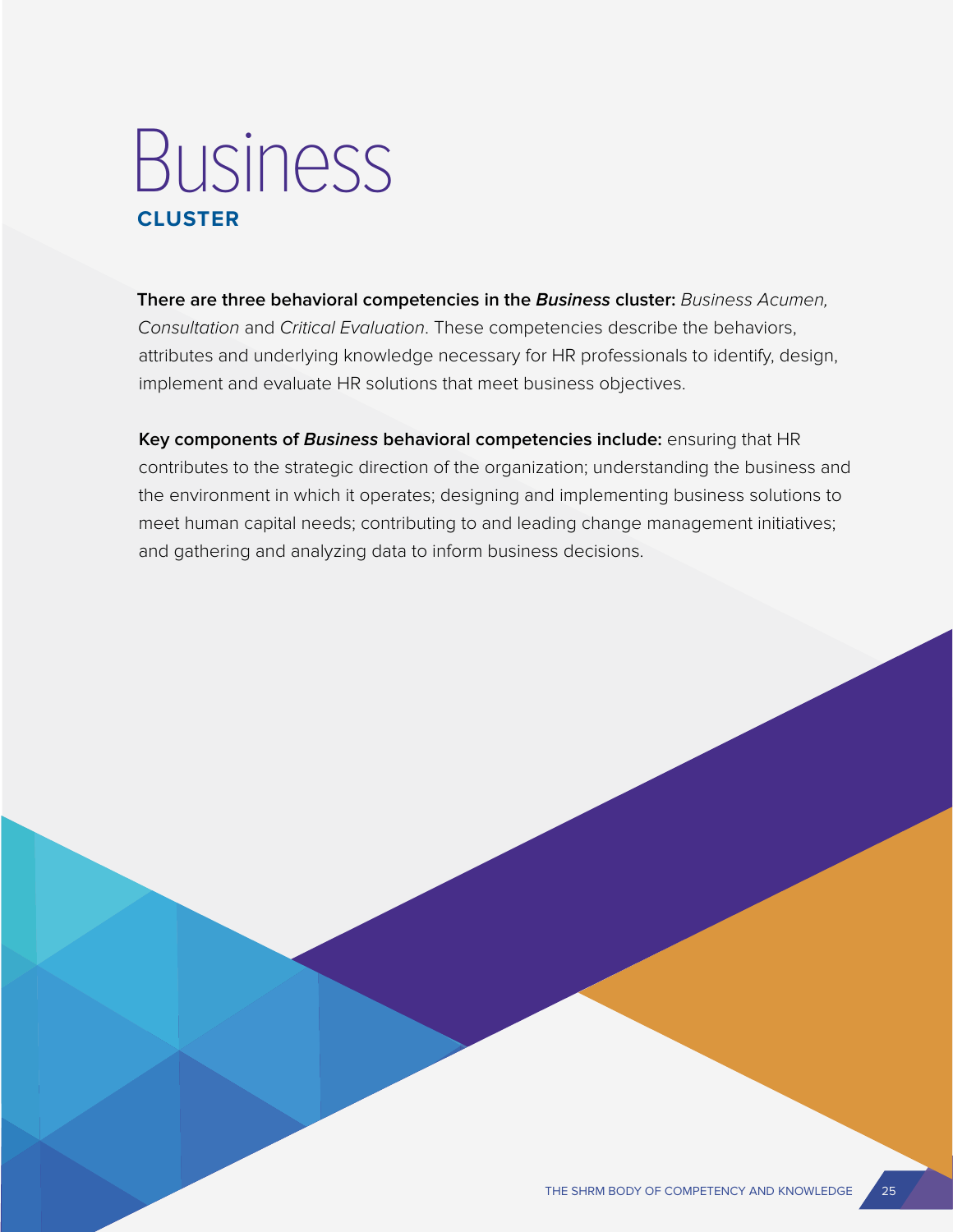# Business

## CLUSTER

**There are three behavioral competencies in the *Business* cluster:** *Business Acumen, Consultation* and *Critical Evaluation*. These competencies describe the behaviors, attributes and underlying knowledge necessary for HR professionals to identify, design, implement and evaluate HR solutions that meet business objectives.

**Key components of *Business* behavioral competencies include:** ensuring that HR contributes to the strategic direction of the organization; understanding the business and the environment in which it operates; designing and implementing business solutions to meet human capital needs; contributing to and leading change management initiatives; and gathering and analyzing data to inform business decisions.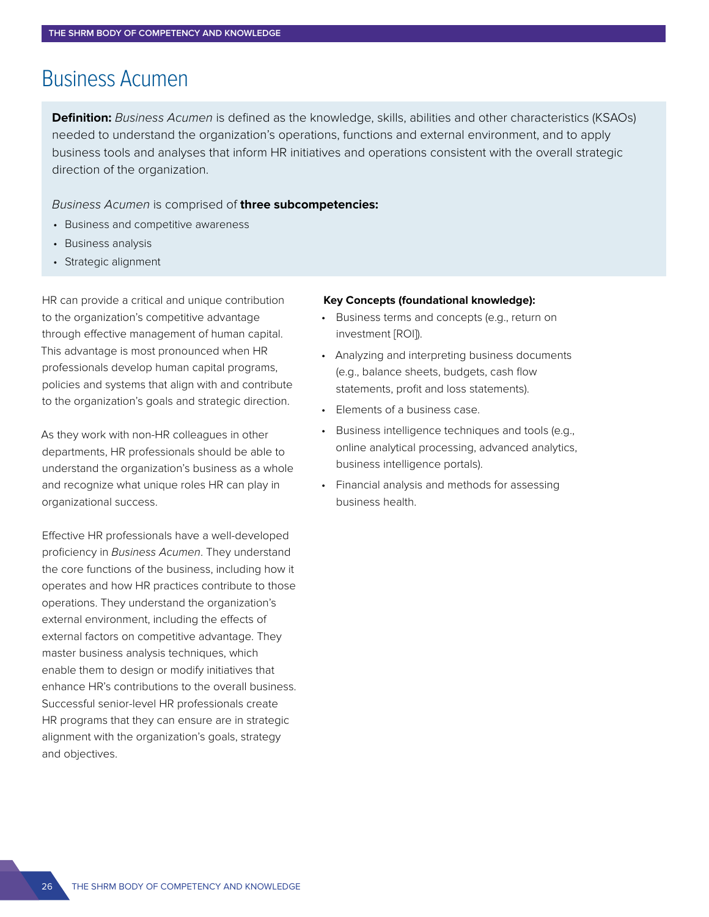# Business Acumen

**Definition:** *Business Acumen* is defined as the knowledge, skills, abilities and other characteristics (KSAOs) needed to understand the organization's operations, functions and external environment, and to apply business tools and analyses that inform HR initiatives and operations consistent with the overall strategic direction of the organization.

*Business Acumen* is comprised of **three subcompetencies:**

- Business and competitive awareness
- Business analysis
- Strategic alignment

HR can provide a critical and unique contribution to the organization's competitive advantage through effective management of human capital. This advantage is most pronounced when HR professionals develop human capital programs, policies and systems that align with and contribute to the organization's goals and strategic direction.

As they work with non-HR colleagues in other departments, HR professionals should be able to understand the organization's business as a whole and recognize what unique roles HR can play in organizational success.

Effective HR professionals have a well-developed proficiency in *Business Acumen*. They understand the core functions of the business, including how it operates and how HR practices contribute to those operations. They understand the organization's external environment, including the effects of external factors on competitive advantage. They master business analysis techniques, which enable them to design or modify initiatives that enhance HR's contributions to the overall business. Successful senior-level HR professionals create HR programs that they can ensure are in strategic alignment with the organization's goals, strategy and objectives.

**Key Concepts (foundational knowledge):**

- Business terms and concepts (e.g., return on investment [ROI]).
- Analyzing and interpreting business documents (e.g., balance sheets, budgets, cash flow statements, profit and loss statements).
- Elements of a business case.
- Business intelligence techniques and tools (e.g., online analytical processing, advanced analytics, business intelligence portals).
- Financial analysis and methods for assessing business health.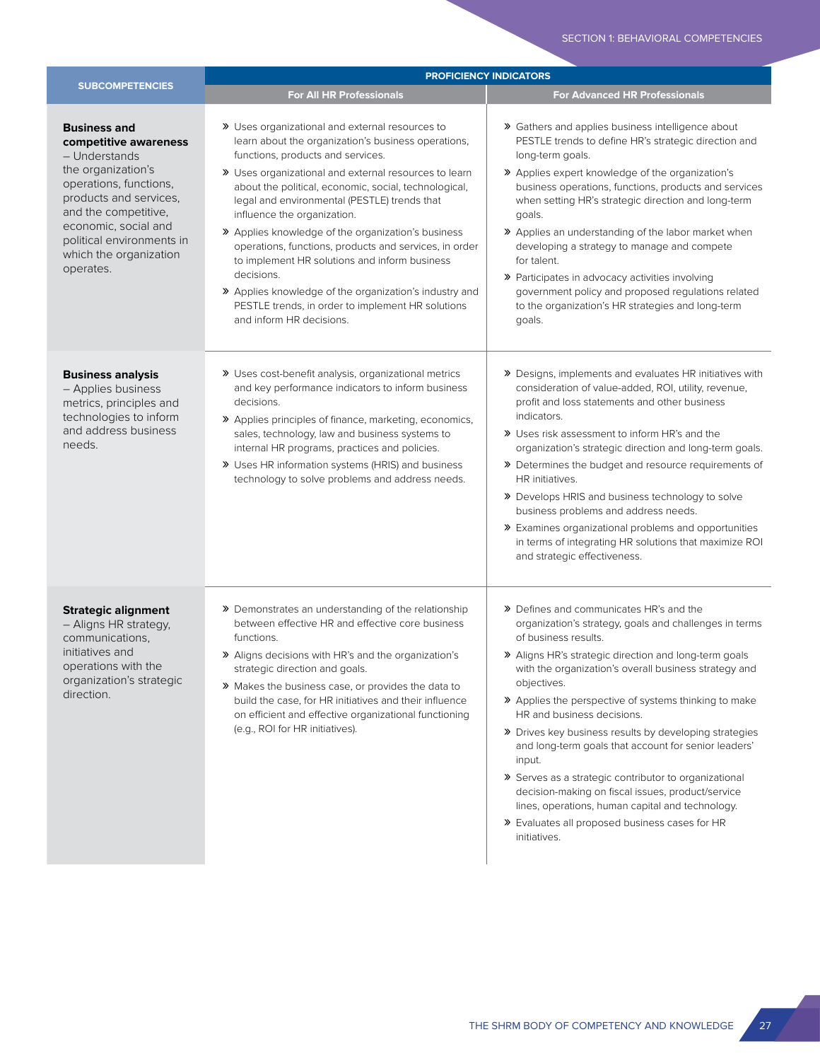| SUBCOMPETENCIES | PROFICIENCY INDICATORS | |
|---|---|---|
| | For All HR Professionals | For Advanced HR Professionals |
| **Business and competitive awareness** – Understands the organization's operations, functions, products and services, and the competitive, economic, social and political environments in which the organization operates. | » Uses organizational and external resources to learn about the organization's business operations, functions, products and services.<br>» Uses organizational and external resources to learn about the political, economic, social, technological, legal and environmental (PESTLE) trends that influence the organization.<br>» Applies knowledge of the organization's business operations, functions, products and services, in order to implement HR solutions and inform business decisions.<br>» Applies knowledge of the organization's industry and PESTLE trends, in order to implement HR solutions and inform HR decisions. | » Gathers and applies business intelligence about PESTLE trends to define HR's strategic direction and long-term goals.<br>» Applies expert knowledge of the organization's business operations, functions, products and services when setting HR's strategic direction and long-term goals.<br>» Applies an understanding of the labor market when developing a strategy to manage and compete for talent.<br>» Participates in advocacy activities involving government policy and proposed regulations related to the organization's HR strategies and long-term goals. |
| **Business analysis** – Applies business metrics, principles and technologies to inform and address business needs. | » Uses cost-benefit analysis, organizational metrics and key performance indicators to inform business decisions.<br>» Applies principles of finance, marketing, economics, sales, technology, law and business systems to internal HR programs, practices and policies.<br>» Uses HR information systems (HRIS) and business technology to solve problems and address needs. | » Designs, implements and evaluates HR initiatives with consideration of value-added, ROI, utility, revenue, profit and loss statements and other business indicators.<br>» Uses risk assessment to inform HR's and the organization's strategic direction and long-term goals.<br>» Determines the budget and resource requirements of HR initiatives.<br>» Develops HRIS and business technology to solve business problems and address needs.<br>» Examines organizational problems and opportunities in terms of integrating HR solutions that maximize ROI and strategic effectiveness. |
| **Strategic alignment** – Aligns HR strategy, communications, initiatives and operations with the organization's strategic direction. | » Demonstrates an understanding of the relationship between effective HR and effective core business functions.<br>» Aligns decisions with HR's and the organization's strategic direction and goals.<br>» Makes the business case, or provides the data to build the case, for HR initiatives and their influence on efficient and effective organizational functioning (e.g., ROI for HR initiatives). | » Defines and communicates HR's and the organization's strategy, goals and challenges in terms of business results.<br>» Aligns HR's strategic direction and long-term goals with the organization's overall business strategy and objectives.<br>» Applies the perspective of systems thinking to make HR and business decisions.<br>» Drives key business results by developing strategies and long-term goals that account for senior leaders' input.<br>» Serves as a strategic contributor to organizational decision-making on fiscal issues, product/service lines, operations, human capital and technology.<br>» Evaluates all proposed business cases for HR initiatives. |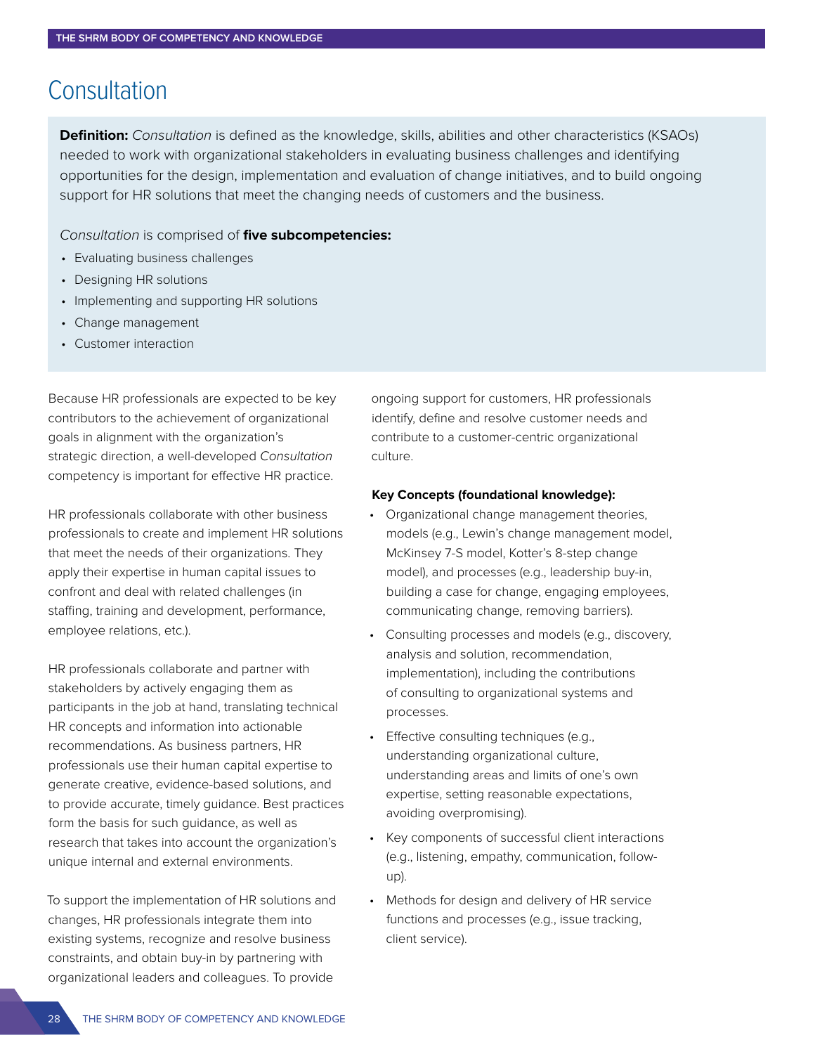# Consultation

**Definition:** *Consultation* is defined as the knowledge, skills, abilities and other characteristics (KSAOs) needed to work with organizational stakeholders in evaluating business challenges and identifying opportunities for the design, implementation and evaluation of change initiatives, and to build ongoing support for HR solutions that meet the changing needs of customers and the business.

*Consultation* is comprised of **five subcompetencies:**

- Evaluating business challenges
- Designing HR solutions
- Implementing and supporting HR solutions
- Change management
- Customer interaction

Because HR professionals are expected to be key contributors to the achievement of organizational goals in alignment with the organization's strategic direction, a well-developed *Consultation* competency is important for effective HR practice.

HR professionals collaborate with other business professionals to create and implement HR solutions that meet the needs of their organizations. They apply their expertise in human capital issues to confront and deal with related challenges (in staffing, training and development, performance, employee relations, etc.).

HR professionals collaborate and partner with stakeholders by actively engaging them as participants in the job at hand, translating technical HR concepts and information into actionable recommendations. As business partners, HR professionals use their human capital expertise to generate creative, evidence-based solutions, and to provide accurate, timely guidance. Best practices form the basis for such guidance, as well as research that takes into account the organization's unique internal and external environments.

To support the implementation of HR solutions and changes, HR professionals integrate them into existing systems, recognize and resolve business constraints, and obtain buy-in by partnering with organizational leaders and colleagues. To provide ongoing support for customers, HR professionals identify, define and resolve customer needs and contribute to a customer-centric organizational culture.

**Key Concepts (foundational knowledge):**

- Organizational change management theories, models (e.g., Lewin's change management model, McKinsey 7-S model, Kotter's 8-step change model), and processes (e.g., leadership buy-in, building a case for change, engaging employees, communicating change, removing barriers).
- Consulting processes and models (e.g., discovery, analysis and solution, recommendation, implementation), including the contributions of consulting to organizational systems and processes.
- Effective consulting techniques (e.g., understanding organizational culture, understanding areas and limits of one's own expertise, setting reasonable expectations, avoiding overpromising).
- Key components of successful client interactions (e.g., listening, empathy, communication, follow-up).
- Methods for design and delivery of HR service functions and processes (e.g., issue tracking, client service).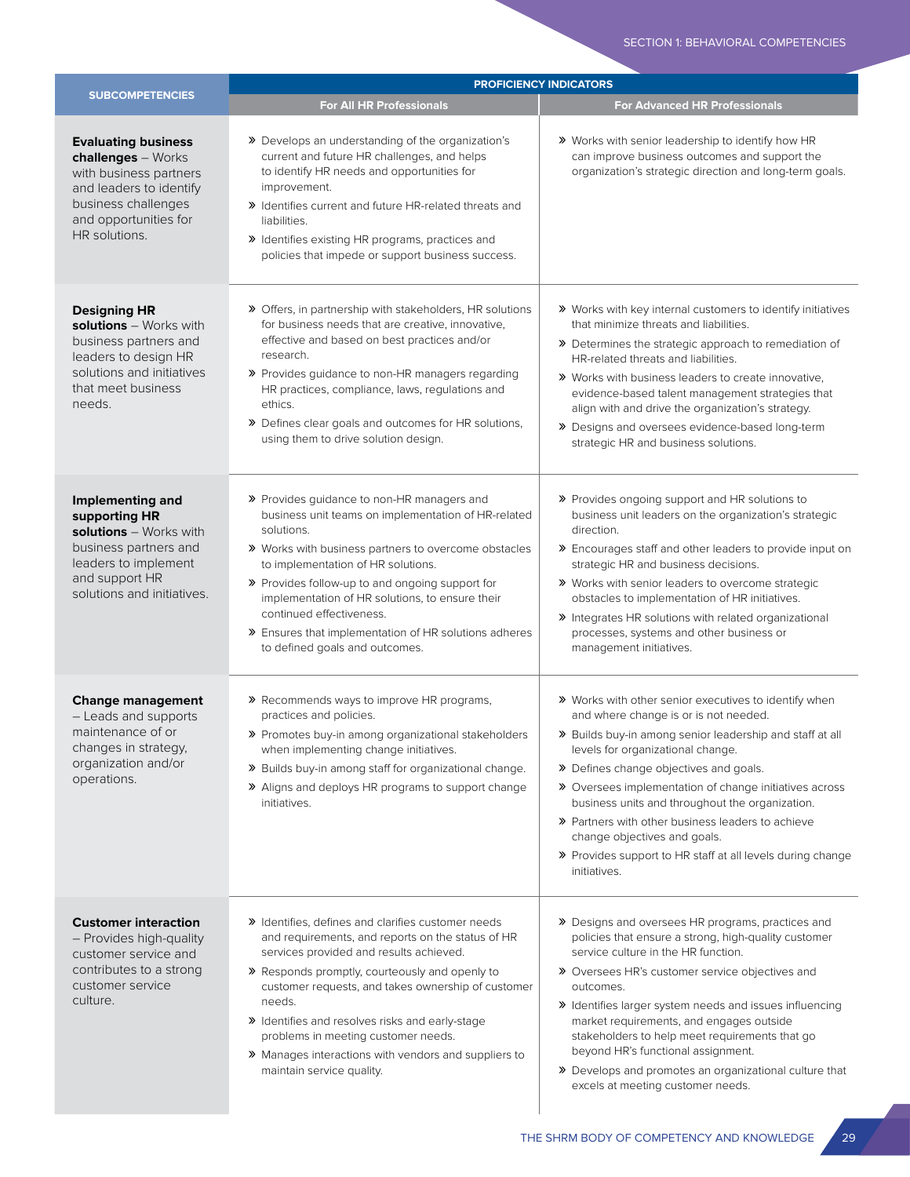| SUBCOMPETENCIES | PROFICIENCY INDICATORS | |
|---|---|---|
| | **For All HR Professionals** | **For Advanced HR Professionals** |
| **Evaluating business challenges** – Works with business partners and leaders to identify business challenges and opportunities for HR solutions. | » Develops an understanding of the organization's current and future HR challenges, and helps to identify HR needs and opportunities for improvement.<br>» Identifies current and future HR-related threats and liabilities.<br>» Identifies existing HR programs, practices and policies that impede or support business success. | » Works with senior leadership to identify how HR can improve business outcomes and support the organization's strategic direction and long-term goals. |
| **Designing HR solutions** – Works with business partners and leaders to design HR solutions and initiatives that meet business needs. | » Offers, in partnership with stakeholders, HR solutions for business needs that are creative, innovative, effective and based on best practices and/or research.<br>» Provides guidance to non-HR managers regarding HR practices, compliance, laws, regulations and ethics.<br>» Defines clear goals and outcomes for HR solutions, using them to drive solution design. | » Works with key internal customers to identify initiatives that minimize threats and liabilities.<br>» Determines the strategic approach to remediation of HR-related threats and liabilities.<br>» Works with business leaders to create innovative, evidence-based talent management strategies that align with and drive the organization's strategy.<br>» Designs and oversees evidence-based long-term strategic HR and business solutions. |
| **Implementing and supporting HR solutions** – Works with business partners and leaders to implement and support HR solutions and initiatives. | » Provides guidance to non-HR managers and business unit teams on implementation of HR-related solutions.<br>» Works with business partners to overcome obstacles to implementation of HR solutions.<br>» Provides follow-up to and ongoing support for implementation of HR solutions, to ensure their continued effectiveness.<br>» Ensures that implementation of HR solutions adheres to defined goals and outcomes. | » Provides ongoing support and HR solutions to business unit leaders on the organization's strategic direction.<br>» Encourages staff and other leaders to provide input on strategic HR and business decisions.<br>» Works with senior leaders to overcome strategic obstacles to implementation of HR initiatives.<br>» Integrates HR solutions with related organizational processes, systems and other business or management initiatives. |
| **Change management** – Leads and supports maintenance of or changes in strategy, organization and/or operations. | » Recommends ways to improve HR programs, practices and policies.<br>» Promotes buy-in among organizational stakeholders when implementing change initiatives.<br>» Builds buy-in among staff for organizational change.<br>» Aligns and deploys HR programs to support change initiatives. | » Works with other senior executives to identify when and where change is or is not needed.<br>» Builds buy-in among senior leadership and staff at all levels for organizational change.<br>» Defines change objectives and goals.<br>» Oversees implementation of change initiatives across business units and throughout the organization.<br>» Partners with other business leaders to achieve change objectives and goals.<br>» Provides support to HR staff at all levels during change initiatives. |
| **Customer interaction** – Provides high-quality customer service and contributes to a strong customer service culture. | » Identifies, defines and clarifies customer needs and requirements, and reports on the status of HR services provided and results achieved.<br>» Responds promptly, courteously and openly to customer requests, and takes ownership of customer needs.<br>» Identifies and resolves risks and early-stage problems in meeting customer needs.<br>» Manages interactions with vendors and suppliers to maintain service quality. | » Designs and oversees HR programs, practices and policies that ensure a strong, high-quality customer service culture in the HR function.<br>» Oversees HR's customer service objectives and outcomes.<br>» Identifies larger system needs and issues influencing market requirements, and engages outside stakeholders to help meet requirements that go beyond HR's functional assignment.<br>» Develops and promotes an organizational culture that excels at meeting customer needs. |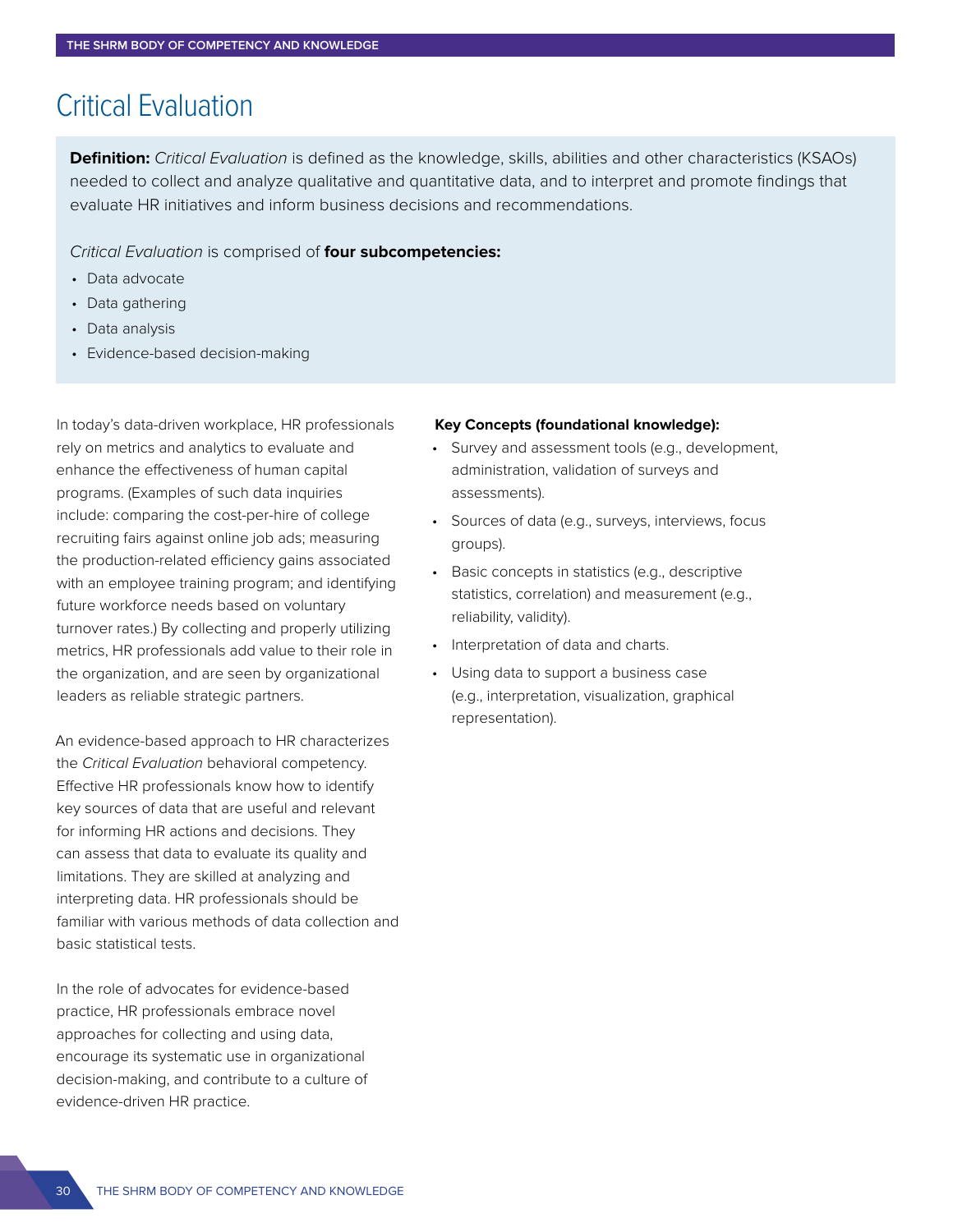# Critical Evaluation

**Definition:** *Critical Evaluation* is defined as the knowledge, skills, abilities and other characteristics (KSAOs) needed to collect and analyze qualitative and quantitative data, and to interpret and promote findings that evaluate HR initiatives and inform business decisions and recommendations.

*Critical Evaluation* is comprised of **four subcompetencies:**

- Data advocate
- Data gathering
- Data analysis
- Evidence-based decision-making

In today's data-driven workplace, HR professionals rely on metrics and analytics to evaluate and enhance the effectiveness of human capital programs. (Examples of such data inquiries include: comparing the cost-per-hire of college recruiting fairs against online job ads; measuring the production-related efficiency gains associated with an employee training program; and identifying future workforce needs based on voluntary turnover rates.) By collecting and properly utilizing metrics, HR professionals add value to their role in the organization, and are seen by organizational leaders as reliable strategic partners.

An evidence-based approach to HR characterizes the *Critical Evaluation* behavioral competency. Effective HR professionals know how to identify key sources of data that are useful and relevant for informing HR actions and decisions. They can assess that data to evaluate its quality and limitations. They are skilled at analyzing and interpreting data. HR professionals should be familiar with various methods of data collection and basic statistical tests.

In the role of advocates for evidence-based practice, HR professionals embrace novel approaches for collecting and using data, encourage its systematic use in organizational decision-making, and contribute to a culture of evidence-driven HR practice.

**Key Concepts (foundational knowledge):**

- Survey and assessment tools (e.g., development, administration, validation of surveys and assessments).
- Sources of data (e.g., surveys, interviews, focus groups).
- Basic concepts in statistics (e.g., descriptive statistics, correlation) and measurement (e.g., reliability, validity).
- Interpretation of data and charts.
- Using data to support a business case (e.g., interpretation, visualization, graphical representation).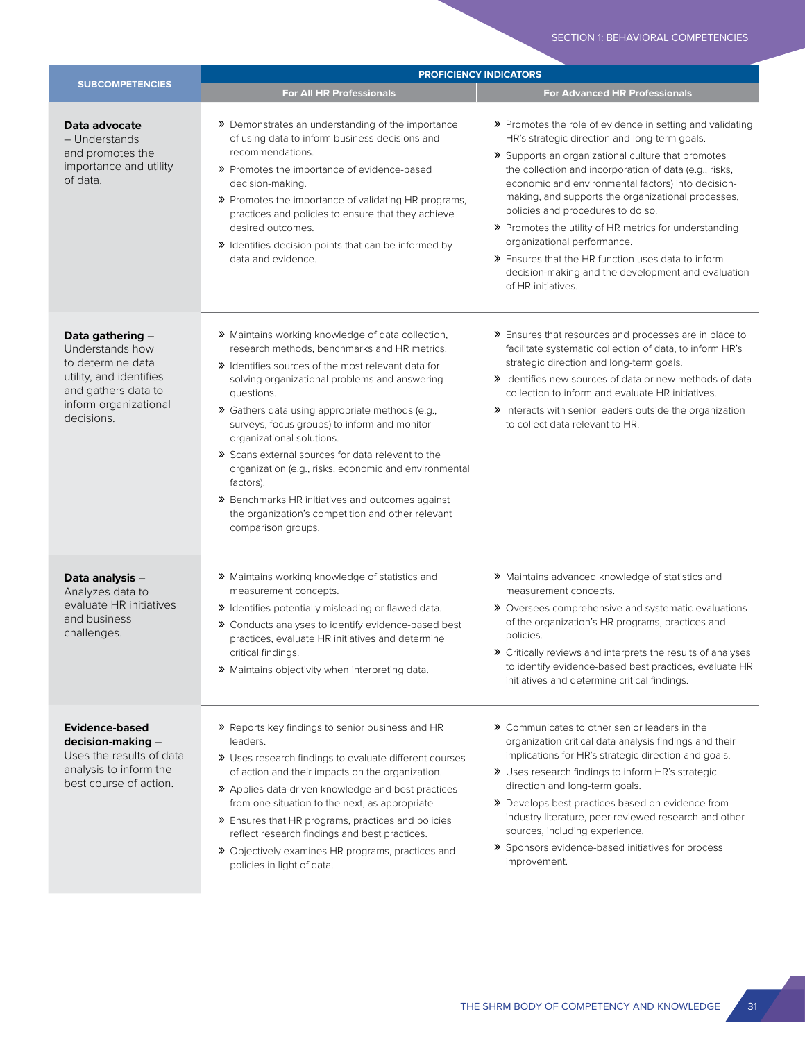| SUBCOMPETENCIES | PROFICIENCY INDICATORS | |
|---|---|---|
| | **For All HR Professionals** | **For Advanced HR Professionals** |
| **Data advocate** – Understands and promotes the importance and utility of data. | » Demonstrates an understanding of the importance of using data to inform business decisions and recommendations.<br>» Promotes the importance of evidence-based decision-making.<br>» Promotes the importance of validating HR programs, practices and policies to ensure that they achieve desired outcomes.<br>» Identifies decision points that can be informed by data and evidence. | » Promotes the role of evidence in setting and validating HR's strategic direction and long-term goals.<br>» Supports an organizational culture that promotes the collection and incorporation of data (e.g., risks, economic and environmental factors) into decision-making, and supports the organizational processes, policies and procedures to do so.<br>» Promotes the utility of HR metrics for understanding organizational performance.<br>» Ensures that the HR function uses data to inform decision-making and the development and evaluation of HR initiatives. |
| **Data gathering** – Understands how to determine data utility, and identifies and gathers data to inform organizational decisions. | » Maintains working knowledge of data collection, research methods, benchmarks and HR metrics.<br>» Identifies sources of the most relevant data for solving organizational problems and answering questions.<br>» Gathers data using appropriate methods (e.g., surveys, focus groups) to inform and monitor organizational solutions.<br>» Scans external sources for data relevant to the organization (e.g., risks, economic and environmental factors).<br>» Benchmarks HR initiatives and outcomes against the organization's competition and other relevant comparison groups. | » Ensures that resources and processes are in place to facilitate systematic collection of data, to inform HR's strategic direction and long-term goals.<br>» Identifies new sources of data or new methods of data collection to inform and evaluate HR initiatives.<br>» Interacts with senior leaders outside the organization to collect data relevant to HR. |
| **Data analysis** – Analyzes data to evaluate HR initiatives and business challenges. | » Maintains working knowledge of statistics and measurement concepts.<br>» Identifies potentially misleading or flawed data.<br>» Conducts analyses to identify evidence-based best practices, evaluate HR initiatives and determine critical findings.<br>» Maintains objectivity when interpreting data. | » Maintains advanced knowledge of statistics and measurement concepts.<br>» Oversees comprehensive and systematic evaluations of the organization's HR programs, practices and policies.<br>» Critically reviews and interprets the results of analyses to identify evidence-based best practices, evaluate HR initiatives and determine critical findings. |
| **Evidence-based decision-making** – Uses the results of data analysis to inform the best course of action. | » Reports key findings to senior business and HR leaders.<br>» Uses research findings to evaluate different courses of action and their impacts on the organization.<br>» Applies data-driven knowledge and best practices from one situation to the next, as appropriate.<br>» Ensures that HR programs, practices and policies reflect research findings and best practices.<br>» Objectively examines HR programs, practices and policies in light of data. | » Communicates to other senior leaders in the organization critical data analysis findings and their implications for HR's strategic direction and goals.<br>» Uses research findings to inform HR's strategic direction and long-term goals.<br>» Develops best practices based on evidence from industry literature, peer-reviewed research and other sources, including experience.<br>» Sponsors evidence-based initiatives for process improvement. |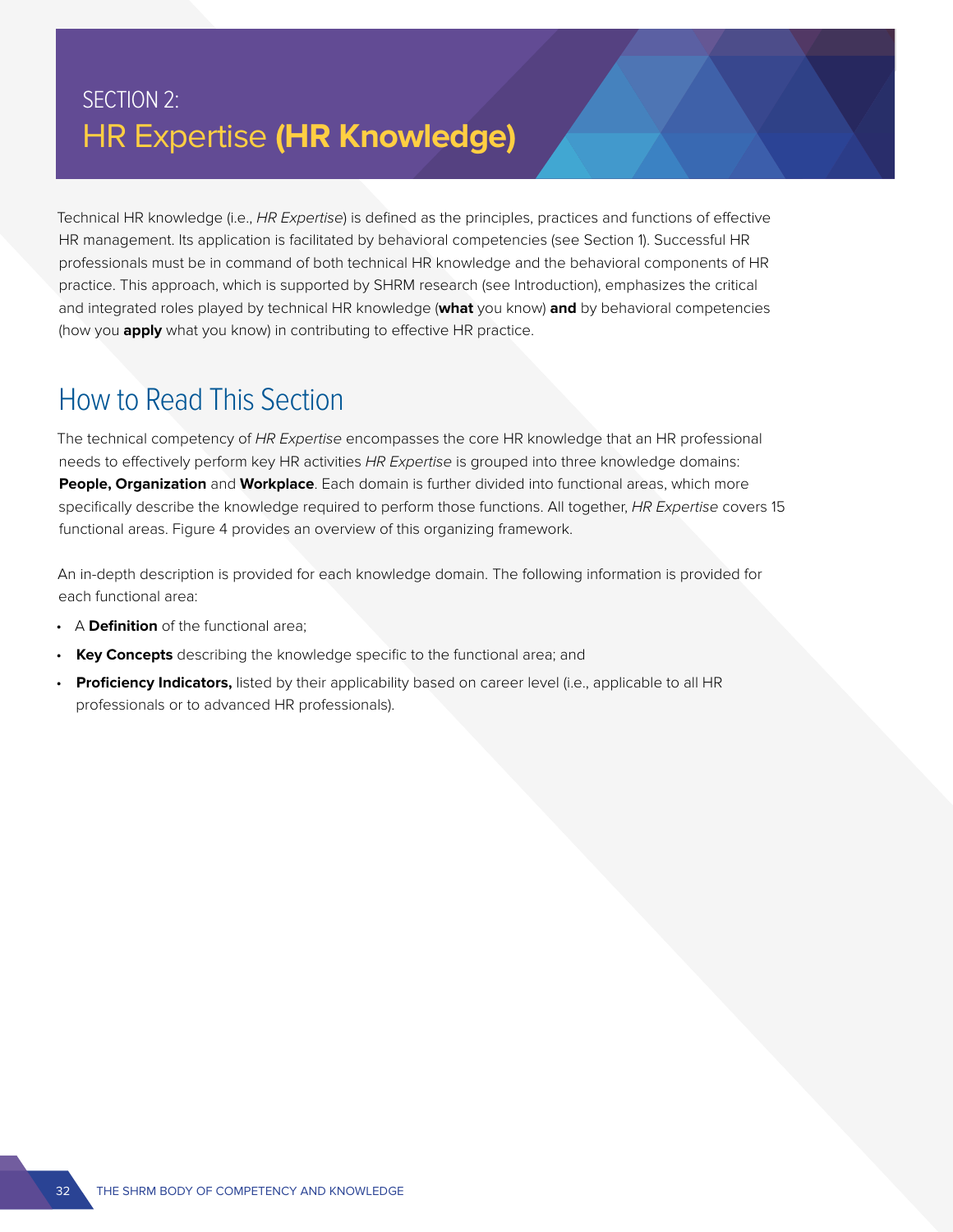SECTION 2:

# HR Expertise **(HR Knowledge)**

Technical HR knowledge (i.e., *HR Expertise*) is defined as the principles, practices and functions of effective HR management. Its application is facilitated by behavioral competencies (see Section 1). Successful HR professionals must be in command of both technical HR knowledge and the behavioral components of HR practice. This approach, which is supported by SHRM research (see Introduction), emphasizes the critical and integrated roles played by technical HR knowledge (**what** you know) **and** by behavioral competencies (how you **apply** what you know) in contributing to effective HR practice.

## How to Read This Section

The technical competency of *HR Expertise* encompasses the core HR knowledge that an HR professional needs to effectively perform key HR activities *HR Expertise* is grouped into three knowledge domains: **People, Organization** and **Workplace**. Each domain is further divided into functional areas, which more specifically describe the knowledge required to perform those functions. All together, *HR Expertise* covers 15 functional areas. Figure 4 provides an overview of this organizing framework.

An in-depth description is provided for each knowledge domain. The following information is provided for each functional area:

- A **Definition** of the functional area;
- **Key Concepts** describing the knowledge specific to the functional area; and
- **Proficiency Indicators,** listed by their applicability based on career level (i.e., applicable to all HR professionals or to advanced HR professionals).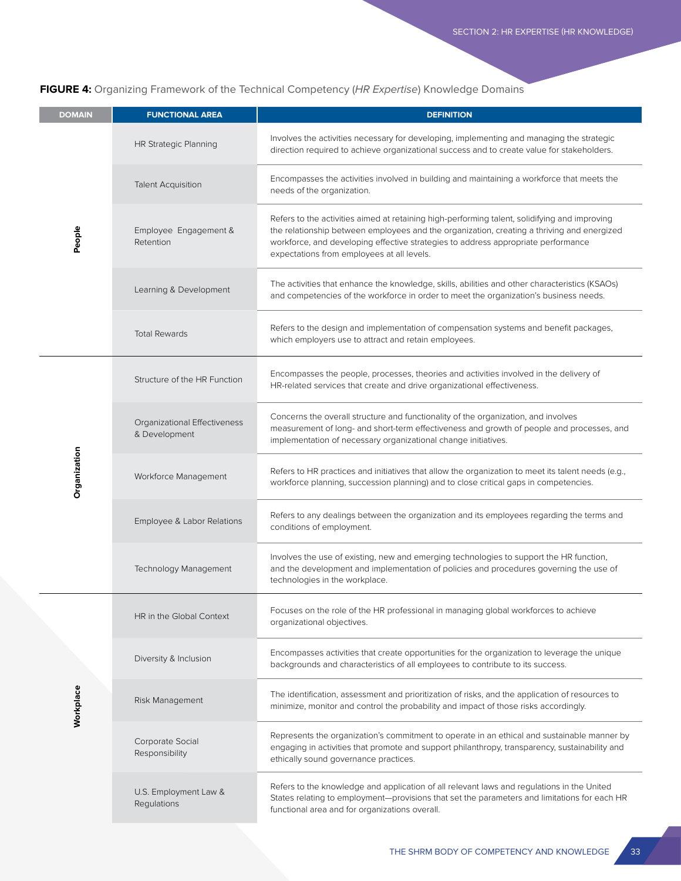**FIGURE 4:** Organizing Framework of the Technical Competency (*HR Expertise*) Knowledge Domains

| DOMAIN | FUNCTIONAL AREA | DEFINITION |
|---|---|---|
| People | HR Strategic Planning | Involves the activities necessary for developing, implementing and managing the strategic direction required to achieve organizational success and to create value for stakeholders. |
| | Talent Acquisition | Encompasses the activities involved in building and maintaining a workforce that meets the needs of the organization. |
| | Employee Engagement & Retention | Refers to the activities aimed at retaining high-performing talent, solidifying and improving the relationship between employees and the organization, creating a thriving and energized workforce, and developing effective strategies to address appropriate performance expectations from employees at all levels. |
| | Learning & Development | The activities that enhance the knowledge, skills, abilities and other characteristics (KSAOs) and competencies of the workforce in order to meet the organization's business needs. |
| | Total Rewards | Refers to the design and implementation of compensation systems and benefit packages, which employers use to attract and retain employees. |
| Organization | Structure of the HR Function | Encompasses the people, processes, theories and activities involved in the delivery of HR-related services that create and drive organizational effectiveness. |
| | Organizational Effectiveness & Development | Concerns the overall structure and functionality of the organization, and involves measurement of long- and short-term effectiveness and growth of people and processes, and implementation of necessary organizational change initiatives. |
| | Workforce Management | Refers to HR practices and initiatives that allow the organization to meet its talent needs (e.g., workforce planning, succession planning) and to close critical gaps in competencies. |
| | Employee & Labor Relations | Refers to any dealings between the organization and its employees regarding the terms and conditions of employment. |
| | Technology Management | Involves the use of existing, new and emerging technologies to support the HR function, and the development and implementation of policies and procedures governing the use of technologies in the workplace. |
| Workplace | HR in the Global Context | Focuses on the role of the HR professional in managing global workforces to achieve organizational objectives. |
| | Diversity & Inclusion | Encompasses activities that create opportunities for the organization to leverage the unique backgrounds and characteristics of all employees to contribute to its success. |
| | Risk Management | The identification, assessment and prioritization of risks, and the application of resources to minimize, monitor and control the probability and impact of those risks accordingly. |
| | Corporate Social Responsibility | Represents the organization's commitment to operate in an ethical and sustainable manner by engaging in activities that promote and support philanthropy, transparency, sustainability and ethically sound governance practices. |
| | U.S. Employment Law & Regulations | Refers to the knowledge and application of all relevant laws and regulations in the United States relating to employment—provisions that set the parameters and limitations for each HR functional area and for organizations overall. |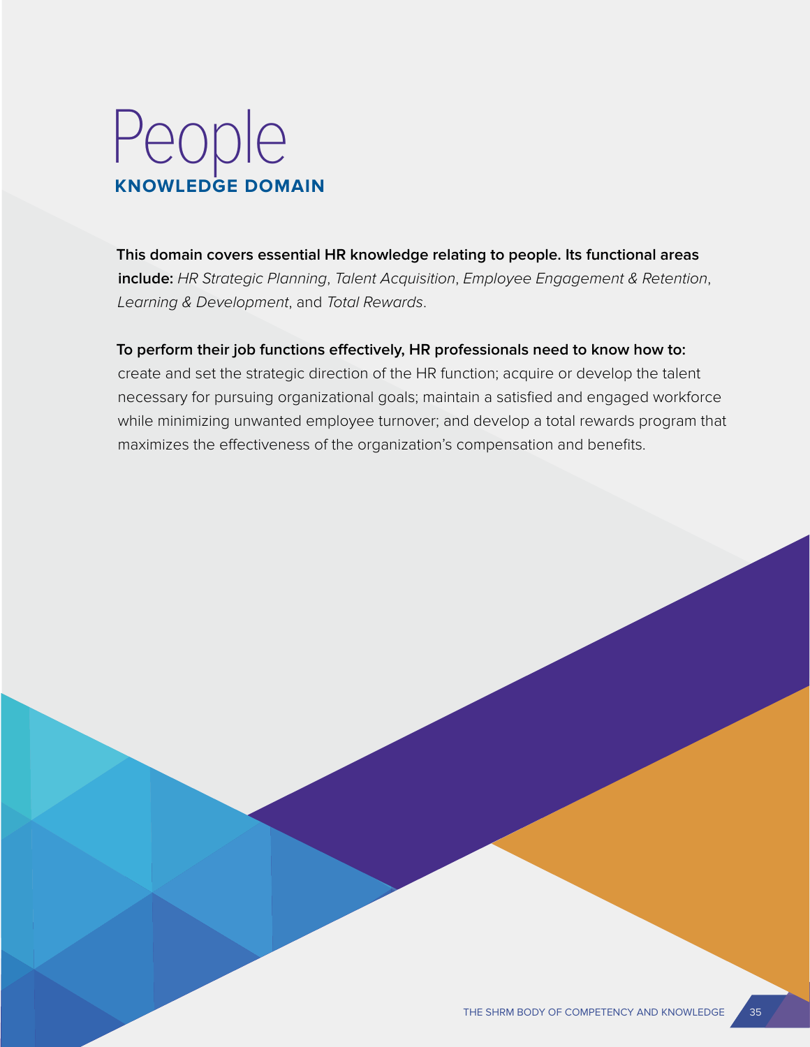# People

## KNOWLEDGE DOMAIN

**This domain covers essential HR knowledge relating to people. Its functional areas include:** *HR Strategic Planning*, *Talent Acquisition*, *Employee Engagement & Retention*, *Learning & Development*, and *Total Rewards*.

**To perform their job functions effectively, HR professionals need to know how to:** create and set the strategic direction of the HR function; acquire or develop the talent necessary for pursuing organizational goals; maintain a satisfied and engaged workforce while minimizing unwanted employee turnover; and develop a total rewards program that maximizes the effectiveness of the organization's compensation and benefits.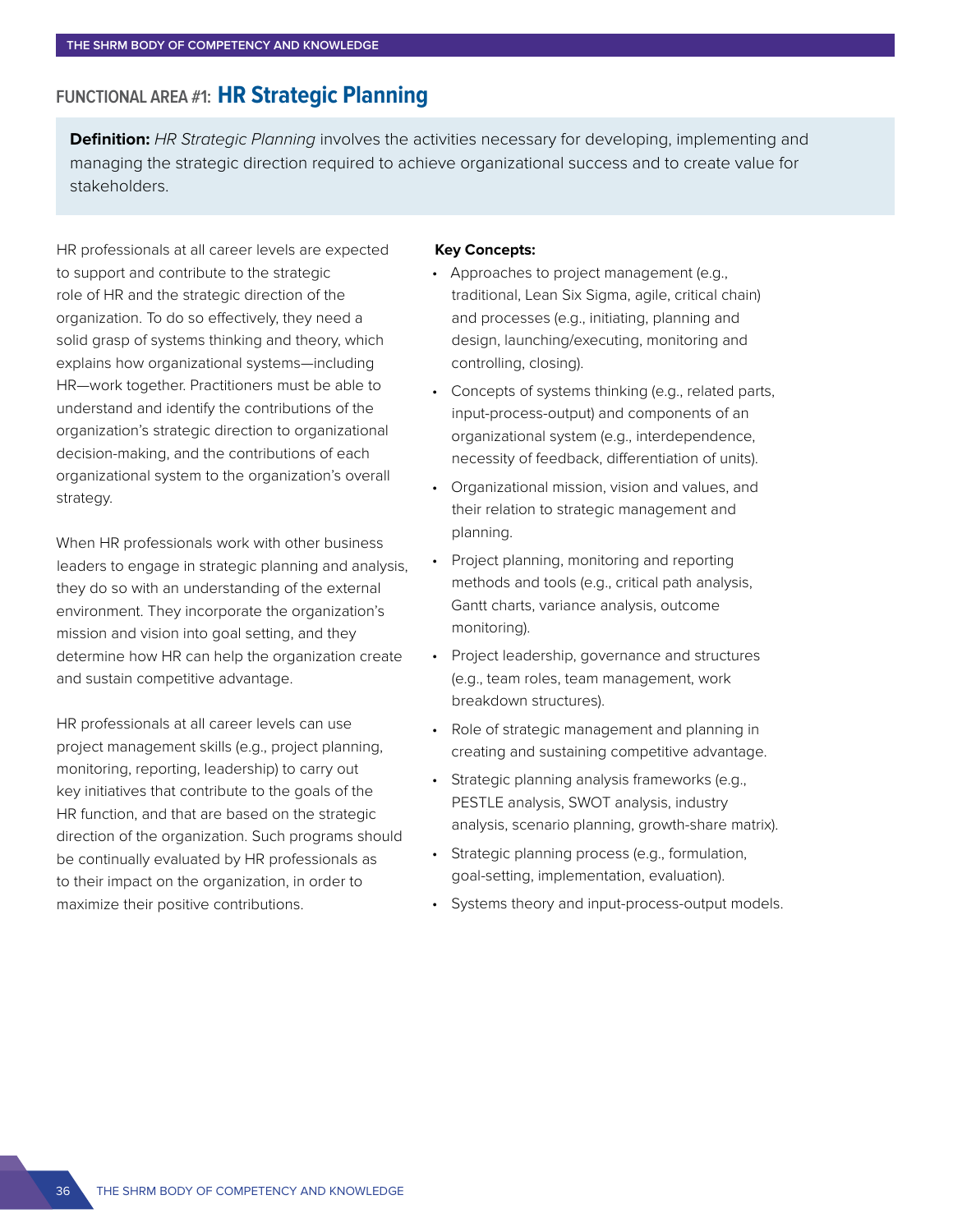## FUNCTIONAL AREA #1: HR Strategic Planning

**Definition:** *HR Strategic Planning* involves the activities necessary for developing, implementing and managing the strategic direction required to achieve organizational success and to create value for stakeholders.

HR professionals at all career levels are expected to support and contribute to the strategic role of HR and the strategic direction of the organization. To do so effectively, they need a solid grasp of systems thinking and theory, which explains how organizational systems—including HR—work together. Practitioners must be able to understand and identify the contributions of the organization's strategic direction to organizational decision-making, and the contributions of each organizational system to the organization's overall strategy.

When HR professionals work with other business leaders to engage in strategic planning and analysis, they do so with an understanding of the external environment. They incorporate the organization's mission and vision into goal setting, and they determine how HR can help the organization create and sustain competitive advantage.

HR professionals at all career levels can use project management skills (e.g., project planning, monitoring, reporting, leadership) to carry out key initiatives that contribute to the goals of the HR function, and that are based on the strategic direction of the organization. Such programs should be continually evaluated by HR professionals as to their impact on the organization, in order to maximize their positive contributions.

**Key Concepts:**

- Approaches to project management (e.g., traditional, Lean Six Sigma, agile, critical chain) and processes (e.g., initiating, planning and design, launching/executing, monitoring and controlling, closing).
- Concepts of systems thinking (e.g., related parts, input-process-output) and components of an organizational system (e.g., interdependence, necessity of feedback, differentiation of units).
- Organizational mission, vision and values, and their relation to strategic management and planning.
- Project planning, monitoring and reporting methods and tools (e.g., critical path analysis, Gantt charts, variance analysis, outcome monitoring).
- Project leadership, governance and structures (e.g., team roles, team management, work breakdown structures).
- Role of strategic management and planning in creating and sustaining competitive advantage.
- Strategic planning analysis frameworks (e.g., PESTLE analysis, SWOT analysis, industry analysis, scenario planning, growth-share matrix).
- Strategic planning process (e.g., formulation, goal-setting, implementation, evaluation).
- Systems theory and input-process-output models.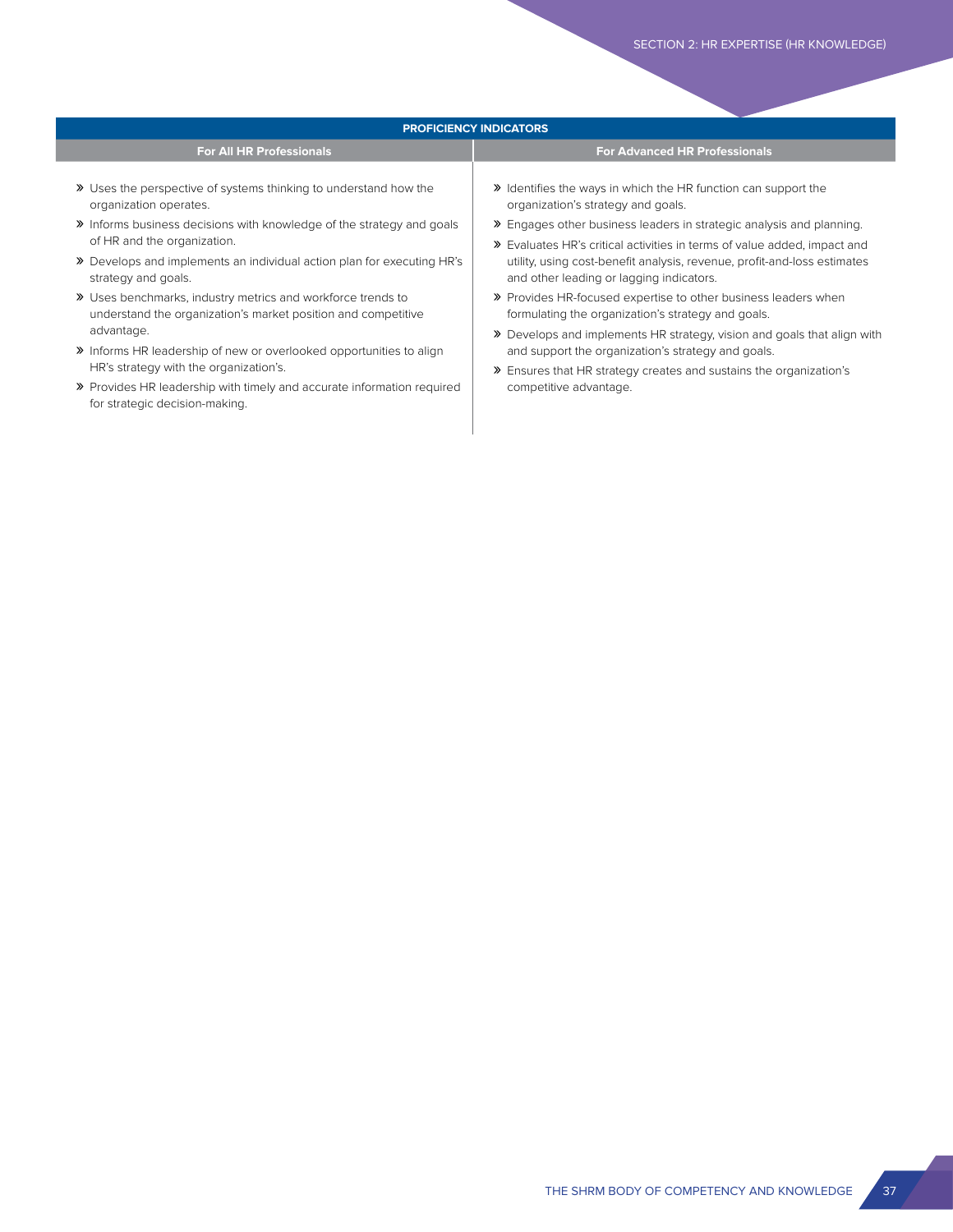| PROFICIENCY INDICATORS | |
|---|---|
| **For All HR Professionals** | **For Advanced HR Professionals** |
| » Uses the perspective of systems thinking to understand how the organization operates.<br>» Informs business decisions with knowledge of the strategy and goals of HR and the organization.<br>» Develops and implements an individual action plan for executing HR's strategy and goals.<br>» Uses benchmarks, industry metrics and workforce trends to understand the organization's market position and competitive advantage.<br>» Informs HR leadership of new or overlooked opportunities to align HR's strategy with the organization's.<br>» Provides HR leadership with timely and accurate information required for strategic decision-making. | » Identifies the ways in which the HR function can support the organization's strategy and goals.<br>» Engages other business leaders in strategic analysis and planning.<br>» Evaluates HR's critical activities in terms of value added, impact and utility, using cost-benefit analysis, revenue, profit-and-loss estimates and other leading or lagging indicators.<br>» Provides HR-focused expertise to other business leaders when formulating the organization's strategy and goals.<br>» Develops and implements HR strategy, vision and goals that align with and support the organization's strategy and goals.<br>» Ensures that HR strategy creates and sustains the organization's competitive advantage. |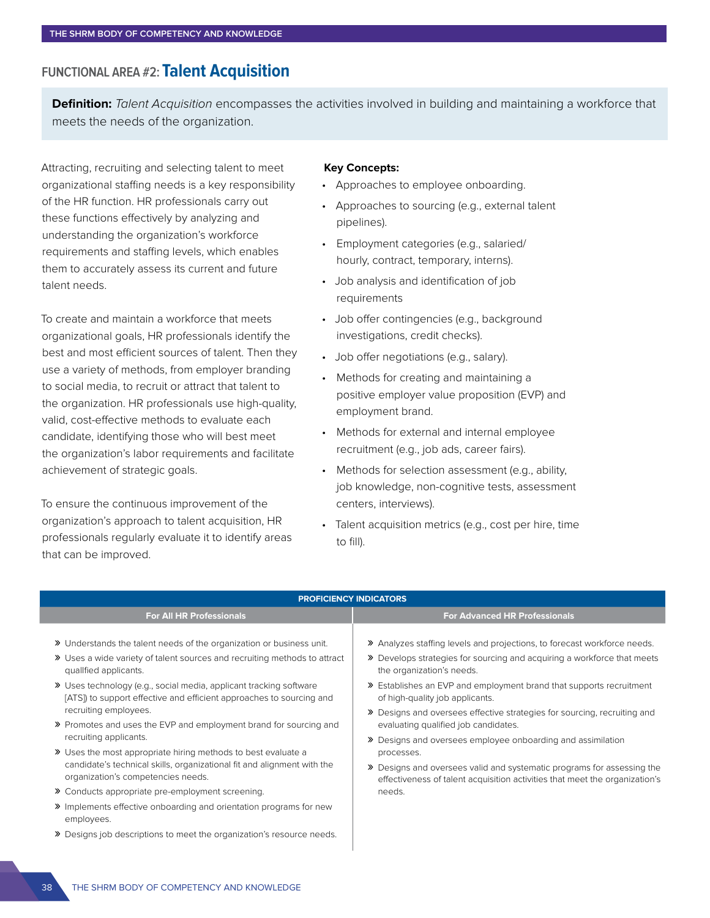## FUNCTIONAL AREA #2: Talent Acquisition

**Definition:** *Talent Acquisition* encompasses the activities involved in building and maintaining a workforce that meets the needs of the organization.

Attracting, recruiting and selecting talent to meet organizational staffing needs is a key responsibility of the HR function. HR professionals carry out these functions effectively by analyzing and understanding the organization's workforce requirements and staffing levels, which enables them to accurately assess its current and future talent needs.

To create and maintain a workforce that meets organizational goals, HR professionals identify the best and most efficient sources of talent. Then they use a variety of methods, from employer branding to social media, to recruit or attract that talent to the organization. HR professionals use high-quality, valid, cost-effective methods to evaluate each candidate, identifying those who will best meet the organization's labor requirements and facilitate achievement of strategic goals.

To ensure the continuous improvement of the organization's approach to talent acquisition, HR professionals regularly evaluate it to identify areas that can be improved.

**Key Concepts:**

- Approaches to employee onboarding.
- Approaches to sourcing (e.g., external talent pipelines).
- Employment categories (e.g., salaried/hourly, contract, temporary, interns).
- Job analysis and identification of job requirements
- Job offer contingencies (e.g., background investigations, credit checks).
- Job offer negotiations (e.g., salary).
- Methods for creating and maintaining a positive employer value proposition (EVP) and employment brand.
- Methods for external and internal employee recruitment (e.g., job ads, career fairs).
- Methods for selection assessment (e.g., ability, job knowledge, non-cognitive tests, assessment centers, interviews).
- Talent acquisition metrics (e.g., cost per hire, time to fill).

### PROFICIENCY INDICATORS

| For All HR Professionals | For Advanced HR Professionals |
|---|---|
| » Understands the talent needs of the organization or business unit. | » Analyzes staffing levels and projections, to forecast workforce needs. |
| » Uses a wide variety of talent sources and recruiting methods to attract qualified applicants. | » Develops strategies for sourcing and acquiring a workforce that meets the organization's needs. |
| » Uses technology (e.g., social media, applicant tracking software [ATS]) to support effective and efficient approaches to sourcing and recruiting employees. | » Establishes an EVP and employment brand that supports recruitment of high-quality job applicants. |
| » Promotes and uses the EVP and employment brand for sourcing and recruiting applicants. | » Designs and oversees effective strategies for sourcing, recruiting and evaluating qualified job candidates. |
| » Uses the most appropriate hiring methods to best evaluate a candidate's technical skills, organizational fit and alignment with the organization's competencies needs. | » Designs and oversees employee onboarding and assimilation processes. |
| » Conducts appropriate pre-employment screening. | » Designs and oversees valid and systematic programs for assessing the effectiveness of talent acquisition activities that meet the organization's needs. |
| » Implements effective onboarding and orientation programs for new employees. | |
| » Designs job descriptions to meet the organization's resource needs. | |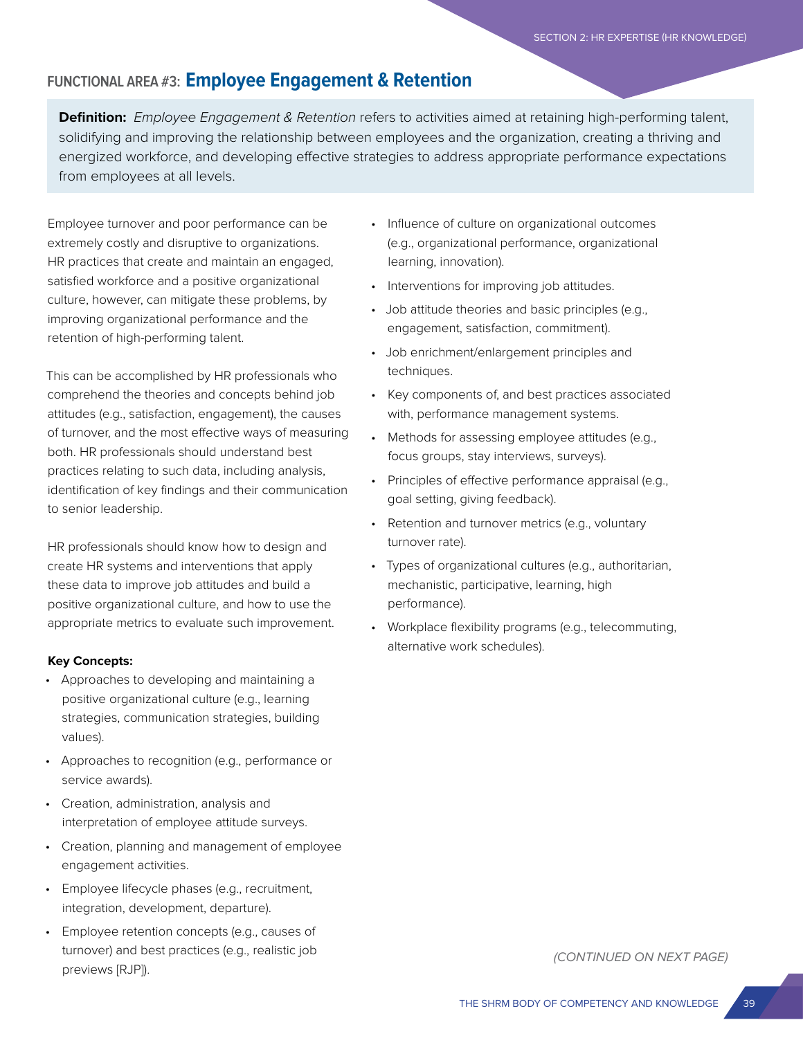## FUNCTIONAL AREA #3: Employee Engagement & Retention

**Definition:** *Employee Engagement & Retention* refers to activities aimed at retaining high-performing talent, solidifying and improving the relationship between employees and the organization, creating a thriving and energized workforce, and developing effective strategies to address appropriate performance expectations from employees at all levels.

Employee turnover and poor performance can be extremely costly and disruptive to organizations. HR practices that create and maintain an engaged, satisfied workforce and a positive organizational culture, however, can mitigate these problems, by improving organizational performance and the retention of high-performing talent.

This can be accomplished by HR professionals who comprehend the theories and concepts behind job attitudes (e.g., satisfaction, engagement), the causes of turnover, and the most effective ways of measuring both. HR professionals should understand best practices relating to such data, including analysis, identification of key findings and their communication to senior leadership.

HR professionals should know how to design and create HR systems and interventions that apply these data to improve job attitudes and build a positive organizational culture, and how to use the appropriate metrics to evaluate such improvement.

**Key Concepts:**

- Approaches to developing and maintaining a positive organizational culture (e.g., learning strategies, communication strategies, building values).
- Approaches to recognition (e.g., performance or service awards).
- Creation, administration, analysis and interpretation of employee attitude surveys.
- Creation, planning and management of employee engagement activities.
- Employee lifecycle phases (e.g., recruitment, integration, development, departure).
- Employee retention concepts (e.g., causes of turnover) and best practices (e.g., realistic job previews [RJP]).
- Influence of culture on organizational outcomes (e.g., organizational performance, organizational learning, innovation).
- Interventions for improving job attitudes.
- Job attitude theories and basic principles (e.g., engagement, satisfaction, commitment).
- Job enrichment/enlargement principles and techniques.
- Key components of, and best practices associated with, performance management systems.
- Methods for assessing employee attitudes (e.g., focus groups, stay interviews, surveys).
- Principles of effective performance appraisal (e.g., goal setting, giving feedback).
- Retention and turnover metrics (e.g., voluntary turnover rate).
- Types of organizational cultures (e.g., authoritarian, mechanistic, participative, learning, high performance).
- Workplace flexibility programs (e.g., telecommuting, alternative work schedules).

*(CONTINUED ON NEXT PAGE)*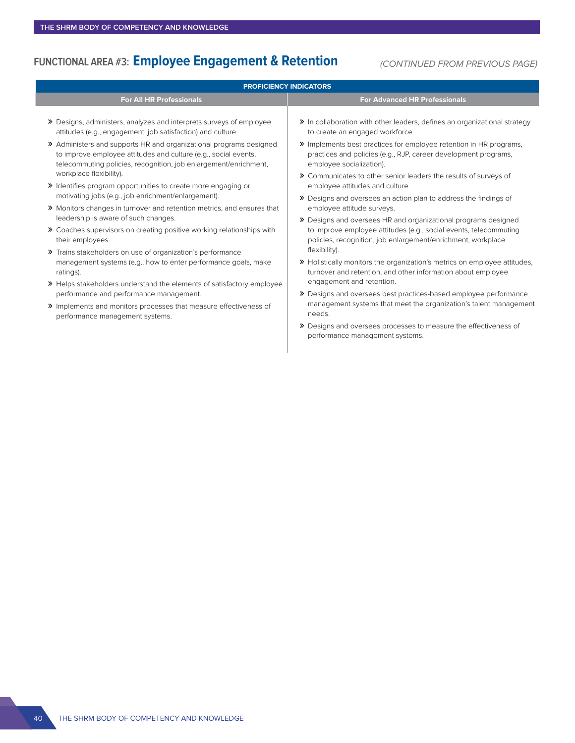## FUNCTIONAL AREA #3: Employee Engagement & Retention

*(CONTINUED FROM PREVIOUS PAGE)*

### PROFICIENCY INDICATORS

#### For All HR Professionals

- Designs, administers, analyzes and interprets surveys of employee attitudes (e.g., engagement, job satisfaction) and culture.
- Administers and supports HR and organizational programs designed to improve employee attitudes and culture (e.g., social events, telecommuting policies, recognition, job enlargement/enrichment, workplace flexibility).
- Identifies program opportunities to create more engaging or motivating jobs (e.g., job enrichment/enlargement).
- Monitors changes in turnover and retention metrics, and ensures that leadership is aware of such changes.
- Coaches supervisors on creating positive working relationships with their employees.
- Trains stakeholders on use of organization's performance management systems (e.g., how to enter performance goals, make ratings).
- Helps stakeholders understand the elements of satisfactory employee performance and performance management.
- Implements and monitors processes that measure effectiveness of performance management systems.

#### For Advanced HR Professionals

- In collaboration with other leaders, defines an organizational strategy to create an engaged workforce.
- Implements best practices for employee retention in HR programs, practices and policies (e.g., RJP, career development programs, employee socialization).
- Communicates to other senior leaders the results of surveys of employee attitudes and culture.
- Designs and oversees an action plan to address the findings of employee attitude surveys.
- Designs and oversees HR and organizational programs designed to improve employee attitudes (e.g., social events, telecommuting policies, recognition, job enlargement/enrichment, workplace flexibility).
- Holistically monitors the organization's metrics on employee attitudes, turnover and retention, and other information about employee engagement and retention.
- Designs and oversees best practices-based employee performance management systems that meet the organization's talent management needs.
- Designs and oversees processes to measure the effectiveness of performance management systems.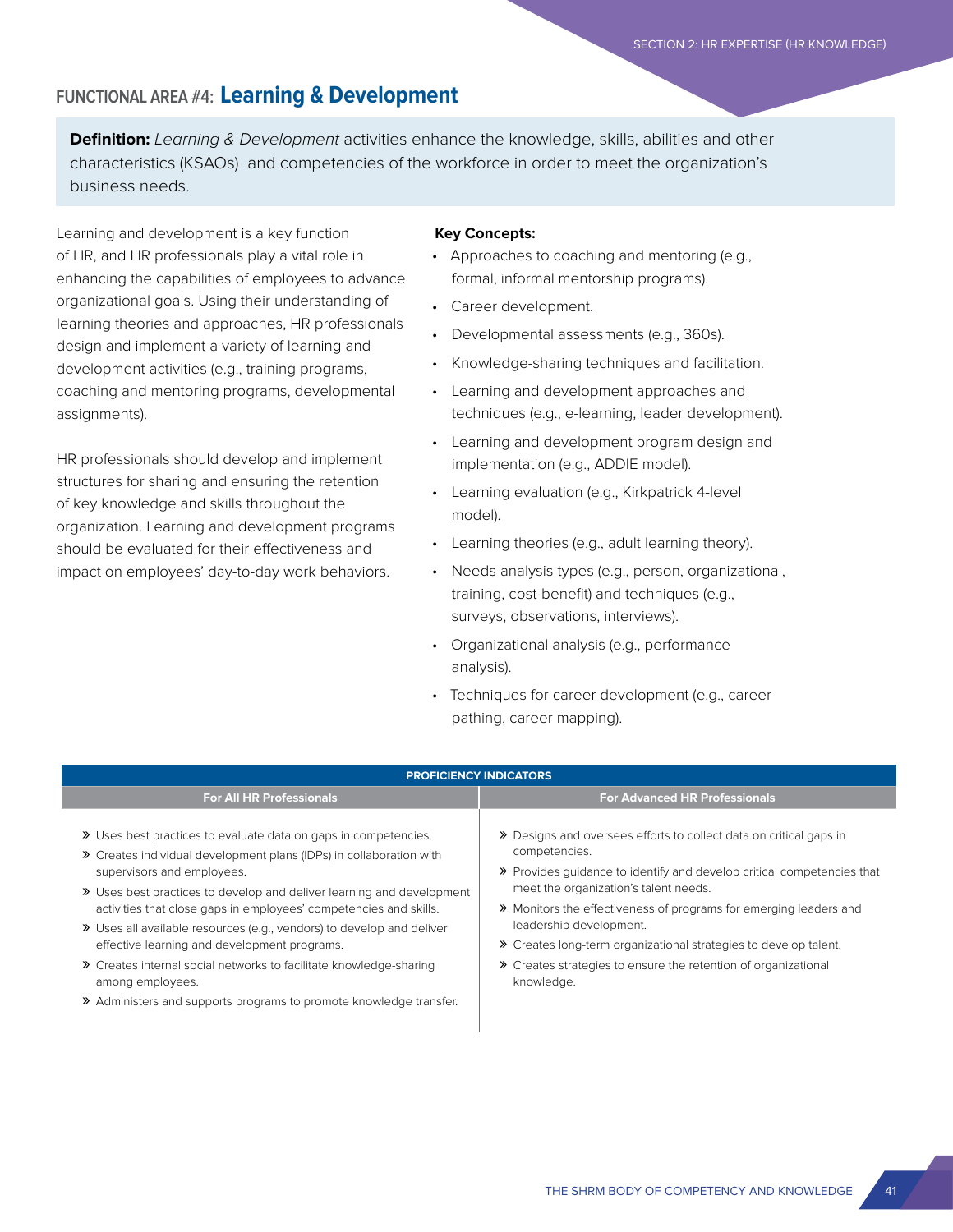## FUNCTIONAL AREA #4: **Learning & Development**

**Definition:** *Learning & Development* activities enhance the knowledge, skills, abilities and other characteristics (KSAOs) and competencies of the workforce in order to meet the organization's business needs.

Learning and development is a key function of HR, and HR professionals play a vital role in enhancing the capabilities of employees to advance organizational goals. Using their understanding of learning theories and approaches, HR professionals design and implement a variety of learning and development activities (e.g., training programs, coaching and mentoring programs, developmental assignments).

HR professionals should develop and implement structures for sharing and ensuring the retention of key knowledge and skills throughout the organization. Learning and development programs should be evaluated for their effectiveness and impact on employees' day-to-day work behaviors.

**Key Concepts:**

- Approaches to coaching and mentoring (e.g., formal, informal mentorship programs).
- Career development.
- Developmental assessments (e.g., 360s).
- Knowledge-sharing techniques and facilitation.
- Learning and development approaches and techniques (e.g., e-learning, leader development).
- Learning and development program design and implementation (e.g., ADDIE model).
- Learning evaluation (e.g., Kirkpatrick 4-level model).
- Learning theories (e.g., adult learning theory).
- Needs analysis types (e.g., person, organizational, training, cost-benefit) and techniques (e.g., surveys, observations, interviews).
- Organizational analysis (e.g., performance analysis).
- Techniques for career development (e.g., career pathing, career mapping).

| PROFICIENCY INDICATORS | |
|---|---|
| **For All HR Professionals** | **For Advanced HR Professionals** |
| » Uses best practices to evaluate data on gaps in competencies.<br>» Creates individual development plans (IDPs) in collaboration with supervisors and employees.<br>» Uses best practices to develop and deliver learning and development activities that close gaps in employees' competencies and skills.<br>» Uses all available resources (e.g., vendors) to develop and deliver effective learning and development programs.<br>» Creates internal social networks to facilitate knowledge-sharing among employees.<br>» Administers and supports programs to promote knowledge transfer. | » Designs and oversees efforts to collect data on critical gaps in competencies.<br>» Provides guidance to identify and develop critical competencies that meet the organization's talent needs.<br>» Monitors the effectiveness of programs for emerging leaders and leadership development.<br>» Creates long-term organizational strategies to develop talent.<br>» Creates strategies to ensure the retention of organizational knowledge. |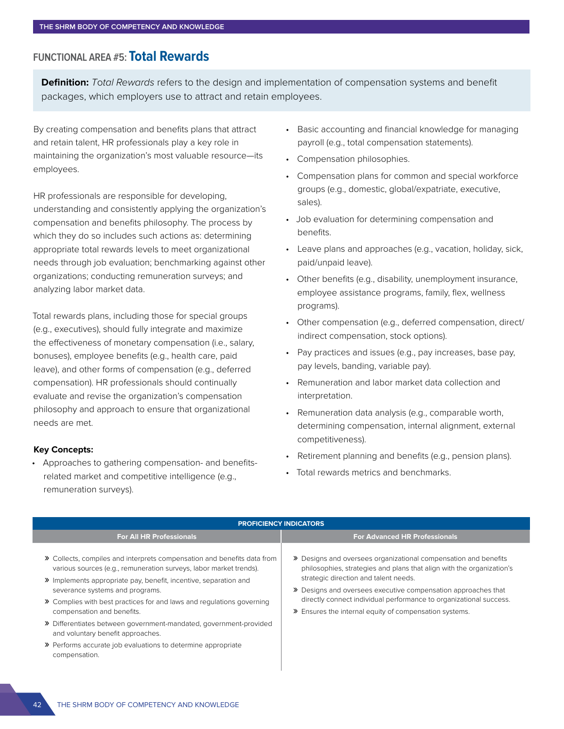## FUNCTIONAL AREA #5: **Total Rewards**

**Definition:** *Total Rewards* refers to the design and implementation of compensation systems and benefit packages, which employers use to attract and retain employees.

By creating compensation and benefits plans that attract and retain talent, HR professionals play a key role in maintaining the organization's most valuable resource—its employees.

HR professionals are responsible for developing, understanding and consistently applying the organization's compensation and benefits philosophy. The process by which they do so includes such actions as: determining appropriate total rewards levels to meet organizational needs through job evaluation; benchmarking against other organizations; conducting remuneration surveys; and analyzing labor market data.

Total rewards plans, including those for special groups (e.g., executives), should fully integrate and maximize the effectiveness of monetary compensation (i.e., salary, bonuses), employee benefits (e.g., health care, paid leave), and other forms of compensation (e.g., deferred compensation). HR professionals should continually evaluate and revise the organization's compensation philosophy and approach to ensure that organizational needs are met.

**Key Concepts:**

- Approaches to gathering compensation- and benefits-related market and competitive intelligence (e.g., remuneration surveys).
- Basic accounting and financial knowledge for managing payroll (e.g., total compensation statements).
- Compensation philosophies.
- Compensation plans for common and special workforce groups (e.g., domestic, global/expatriate, executive, sales).
- Job evaluation for determining compensation and benefits.
- Leave plans and approaches (e.g., vacation, holiday, sick, paid/unpaid leave).
- Other benefits (e.g., disability, unemployment insurance, employee assistance programs, family, flex, wellness programs).
- Other compensation (e.g., deferred compensation, direct/indirect compensation, stock options).
- Pay practices and issues (e.g., pay increases, base pay, pay levels, banding, variable pay).
- Remuneration and labor market data collection and interpretation.
- Remuneration data analysis (e.g., comparable worth, determining compensation, internal alignment, external competitiveness).
- Retirement planning and benefits (e.g., pension plans).
- Total rewards metrics and benchmarks.

**PROFICIENCY INDICATORS**

**For All HR Professionals**

- Collects, compiles and interprets compensation and benefits data from various sources (e.g., remuneration surveys, labor market trends).
- Implements appropriate pay, benefit, incentive, separation and severance systems and programs.
- Complies with best practices for and laws and regulations governing compensation and benefits.
- Differentiates between government-mandated, government-provided and voluntary benefit approaches.
- Performs accurate job evaluations to determine appropriate compensation.

**For Advanced HR Professionals**

- Designs and oversees organizational compensation and benefits philosophies, strategies and plans that align with the organization's strategic direction and talent needs.
- Designs and oversees executive compensation approaches that directly connect individual performance to organizational success.
- Ensures the internal equity of compensation systems.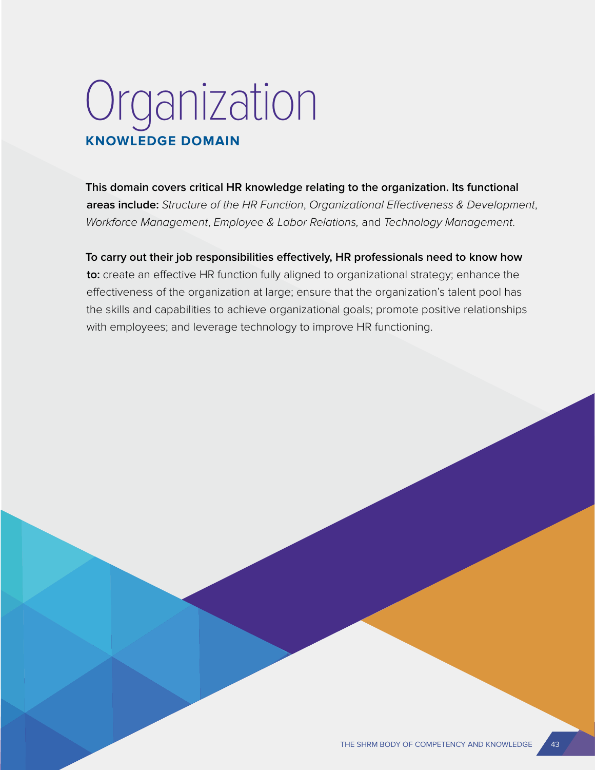# Organization

## KNOWLEDGE DOMAIN

**This domain covers critical HR knowledge relating to the organization. Its functional areas include:** *Structure of the HR Function*, *Organizational Effectiveness & Development*, *Workforce Management*, *Employee & Labor Relations,* and *Technology Management*.

**To carry out their job responsibilities effectively, HR professionals need to know how to:** create an effective HR function fully aligned to organizational strategy; enhance the effectiveness of the organization at large; ensure that the organization's talent pool has the skills and capabilities to achieve organizational goals; promote positive relationships with employees; and leverage technology to improve HR functioning.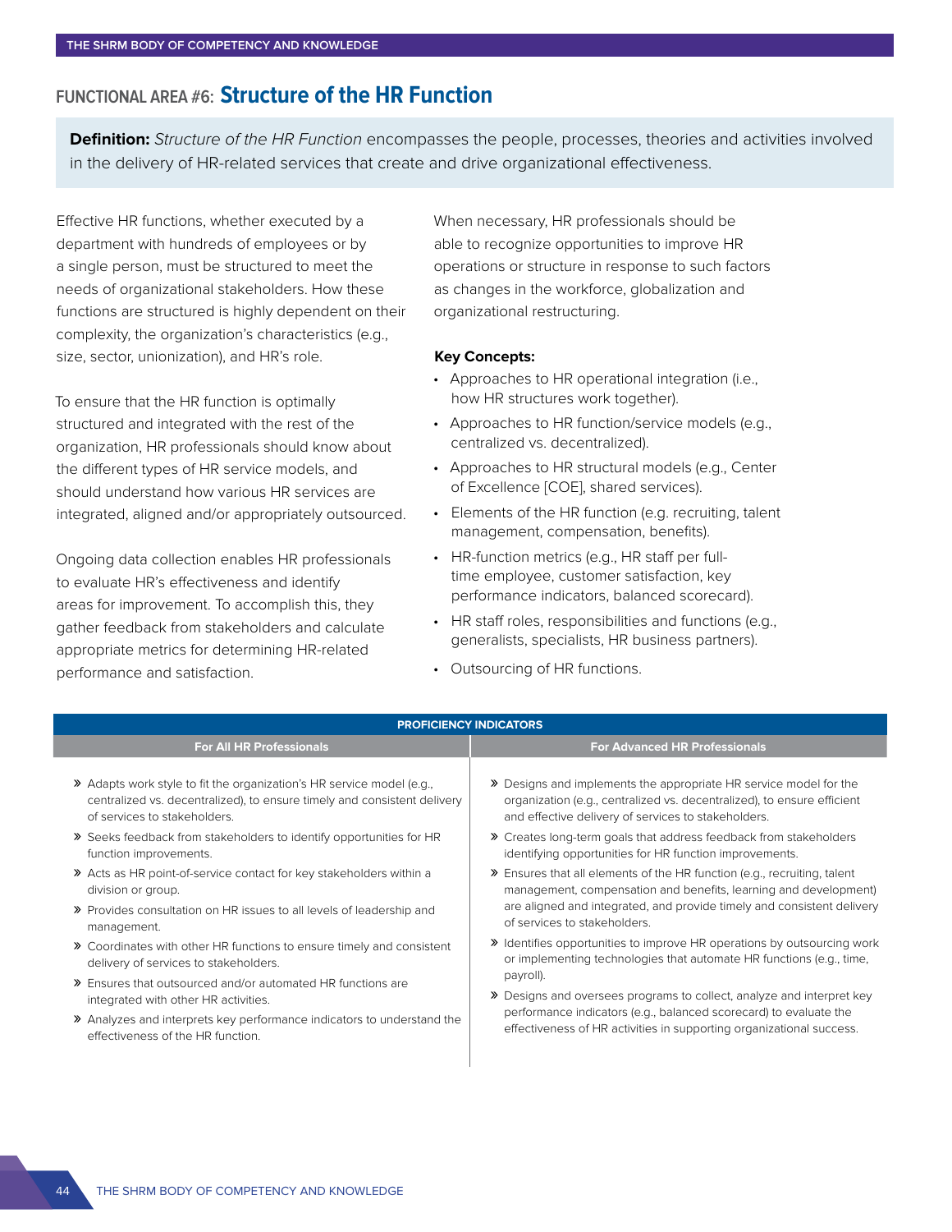## FUNCTIONAL AREA #6: **Structure of the HR Function**

**Definition:** *Structure of the HR Function* encompasses the people, processes, theories and activities involved in the delivery of HR-related services that create and drive organizational effectiveness.

Effective HR functions, whether executed by a department with hundreds of employees or by a single person, must be structured to meet the needs of organizational stakeholders. How these functions are structured is highly dependent on their complexity, the organization's characteristics (e.g., size, sector, unionization), and HR's role.

To ensure that the HR function is optimally structured and integrated with the rest of the organization, HR professionals should know about the different types of HR service models, and should understand how various HR services are integrated, aligned and/or appropriately outsourced.

Ongoing data collection enables HR professionals to evaluate HR's effectiveness and identify areas for improvement. To accomplish this, they gather feedback from stakeholders and calculate appropriate metrics for determining HR-related performance and satisfaction.

When necessary, HR professionals should be able to recognize opportunities to improve HR operations or structure in response to such factors as changes in the workforce, globalization and organizational restructuring.

**Key Concepts:**

- Approaches to HR operational integration (i.e., how HR structures work together).
- Approaches to HR function/service models (e.g., centralized vs. decentralized).
- Approaches to HR structural models (e.g., Center of Excellence [COE], shared services).
- Elements of the HR function (e.g. recruiting, talent management, compensation, benefits).
- HR-function metrics (e.g., HR staff per full-time employee, customer satisfaction, key performance indicators, balanced scorecard).
- HR staff roles, responsibilities and functions (e.g., generalists, specialists, HR business partners).
- Outsourcing of HR functions.

**PROFICIENCY INDICATORS**

| For All HR Professionals | For Advanced HR Professionals |
|---|---|
| » Adapts work style to fit the organization's HR service model (e.g., centralized vs. decentralized), to ensure timely and consistent delivery of services to stakeholders.<br>» Seeks feedback from stakeholders to identify opportunities for HR function improvements.<br>» Acts as HR point-of-service contact for key stakeholders within a division or group.<br>» Provides consultation on HR issues to all levels of leadership and management.<br>» Coordinates with other HR functions to ensure timely and consistent delivery of services to stakeholders.<br>» Ensures that outsourced and/or automated HR functions are integrated with other HR activities.<br>» Analyzes and interprets key performance indicators to understand the effectiveness of the HR function. | » Designs and implements the appropriate HR service model for the organization (e.g., centralized vs. decentralized), to ensure efficient and effective delivery of services to stakeholders.<br>» Creates long-term goals that address feedback from stakeholders identifying opportunities for HR function improvements.<br>» Ensures that all elements of the HR function (e.g., recruiting, talent management, compensation and benefits, learning and development) are aligned and integrated, and provide timely and consistent delivery of services to stakeholders.<br>» Identifies opportunities to improve HR operations by outsourcing work or implementing technologies that automate HR functions (e.g., time, payroll).<br>» Designs and oversees programs to collect, analyze and interpret key performance indicators (e.g., balanced scorecard) to evaluate the effectiveness of HR activities in supporting organizational success. |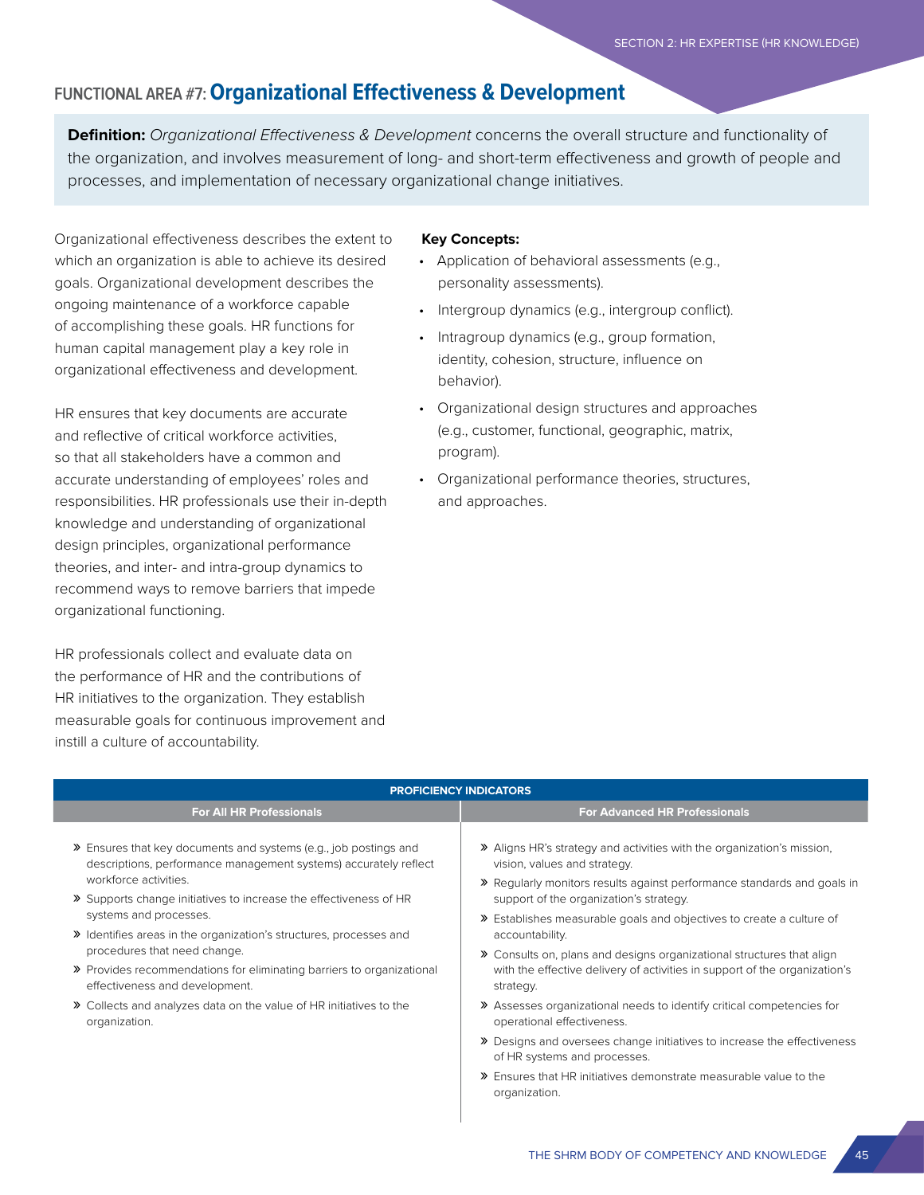## FUNCTIONAL AREA #7: Organizational Effectiveness & Development

**Definition:** *Organizational Effectiveness & Development* concerns the overall structure and functionality of the organization, and involves measurement of long- and short-term effectiveness and growth of people and processes, and implementation of necessary organizational change initiatives.

Organizational effectiveness describes the extent to which an organization is able to achieve its desired goals. Organizational development describes the ongoing maintenance of a workforce capable of accomplishing these goals. HR functions for human capital management play a key role in organizational effectiveness and development.

HR ensures that key documents are accurate and reflective of critical workforce activities, so that all stakeholders have a common and accurate understanding of employees' roles and responsibilities. HR professionals use their in-depth knowledge and understanding of organizational design principles, organizational performance theories, and inter- and intra-group dynamics to recommend ways to remove barriers that impede organizational functioning.

HR professionals collect and evaluate data on the performance of HR and the contributions of HR initiatives to the organization. They establish measurable goals for continuous improvement and instill a culture of accountability.

**Key Concepts:**

- Application of behavioral assessments (e.g., personality assessments).
- Intergroup dynamics (e.g., intergroup conflict).
- Intragroup dynamics (e.g., group formation, identity, cohesion, structure, influence on behavior).
- Organizational design structures and approaches (e.g., customer, functional, geographic, matrix, program).
- Organizational performance theories, structures, and approaches.

**PROFICIENCY INDICATORS**

| For All HR Professionals | For Advanced HR Professionals |
| --- | --- |
| » Ensures that key documents and systems (e.g., job postings and descriptions, performance management systems) accurately reflect workforce activities.<br>» Supports change initiatives to increase the effectiveness of HR systems and processes.<br>» Identifies areas in the organization's structures, processes and procedures that need change.<br>» Provides recommendations for eliminating barriers to organizational effectiveness and development.<br>» Collects and analyzes data on the value of HR initiatives to the organization. | » Aligns HR's strategy and activities with the organization's mission, vision, values and strategy.<br>» Regularly monitors results against performance standards and goals in support of the organization's strategy.<br>» Establishes measurable goals and objectives to create a culture of accountability.<br>» Consults on, plans and designs organizational structures that align with the effective delivery of activities in support of the organization's strategy.<br>» Assesses organizational needs to identify critical competencies for operational effectiveness.<br>» Designs and oversees change initiatives to increase the effectiveness of HR systems and processes.<br>» Ensures that HR initiatives demonstrate measurable value to the organization. |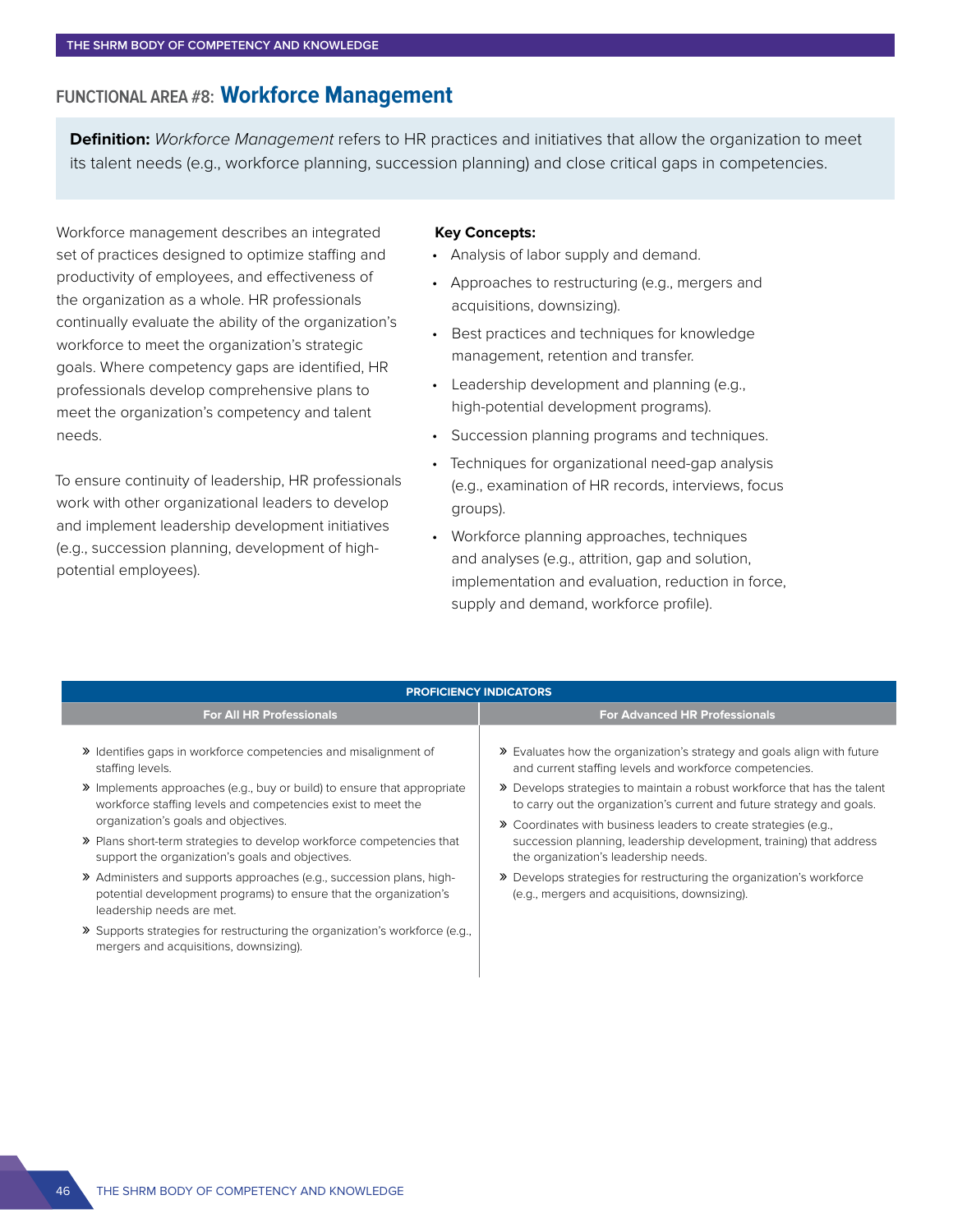## FUNCTIONAL AREA #8: Workforce Management

**Definition:** *Workforce Management* refers to HR practices and initiatives that allow the organization to meet its talent needs (e.g., workforce planning, succession planning) and close critical gaps in competencies.

Workforce management describes an integrated set of practices designed to optimize staffing and productivity of employees, and effectiveness of the organization as a whole. HR professionals continually evaluate the ability of the organization's workforce to meet the organization's strategic goals. Where competency gaps are identified, HR professionals develop comprehensive plans to meet the organization's competency and talent needs.

To ensure continuity of leadership, HR professionals work with other organizational leaders to develop and implement leadership development initiatives (e.g., succession planning, development of high-potential employees).

**Key Concepts:**

- Analysis of labor supply and demand.
- Approaches to restructuring (e.g., mergers and acquisitions, downsizing).
- Best practices and techniques for knowledge management, retention and transfer.
- Leadership development and planning (e.g., high-potential development programs).
- Succession planning programs and techniques.
- Techniques for organizational need-gap analysis (e.g., examination of HR records, interviews, focus groups).
- Workforce planning approaches, techniques and analyses (e.g., attrition, gap and solution, implementation and evaluation, reduction in force, supply and demand, workforce profile).

| PROFICIENCY INDICATORS | |
|---|---|
| **For All HR Professionals** | **For Advanced HR Professionals** |
| » Identifies gaps in workforce competencies and misalignment of staffing levels.<br>» Implements approaches (e.g., buy or build) to ensure that appropriate workforce staffing levels and competencies exist to meet the organization's goals and objectives.<br>» Plans short-term strategies to develop workforce competencies that support the organization's goals and objectives.<br>» Administers and supports approaches (e.g., succession plans, high-potential development programs) to ensure that the organization's leadership needs are met.<br>» Supports strategies for restructuring the organization's workforce (e.g., mergers and acquisitions, downsizing). | » Evaluates how the organization's strategy and goals align with future and current staffing levels and workforce competencies.<br>» Develops strategies to maintain a robust workforce that has the talent to carry out the organization's current and future strategy and goals.<br>» Coordinates with business leaders to create strategies (e.g., succession planning, leadership development, training) that address the organization's leadership needs.<br>» Develops strategies for restructuring the organization's workforce (e.g., mergers and acquisitions, downsizing). |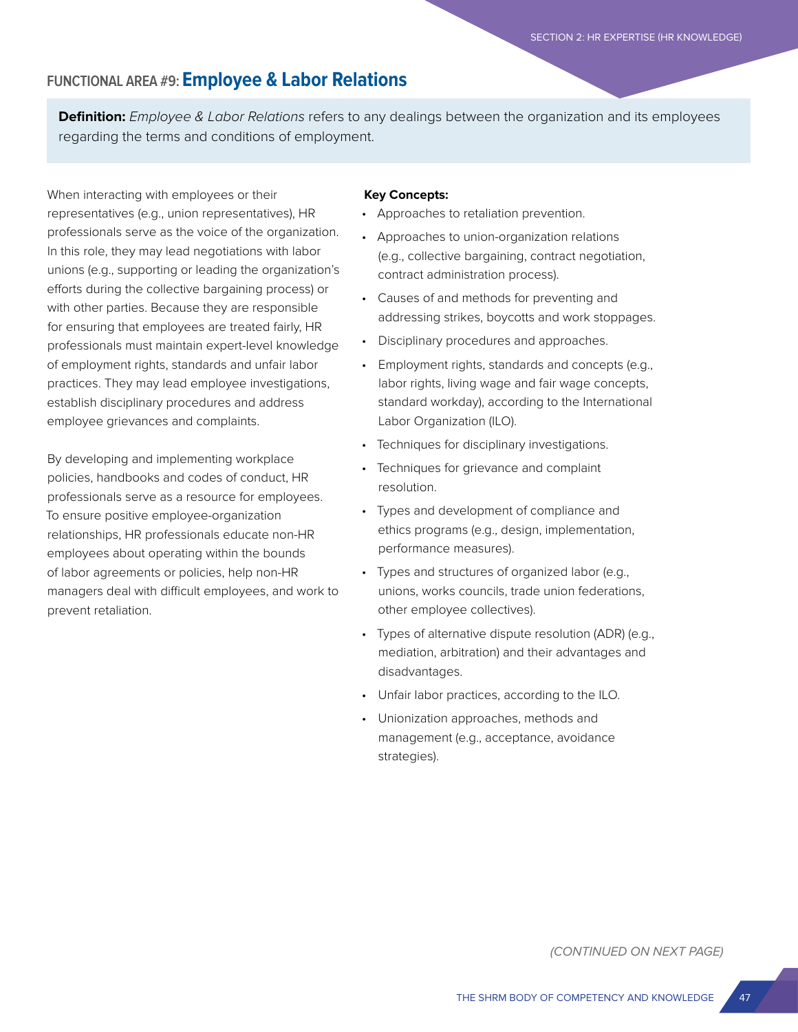## FUNCTIONAL AREA #9: Employee & Labor Relations

**Definition:** *Employee & Labor Relations* refers to any dealings between the organization and its employees regarding the terms and conditions of employment.

When interacting with employees or their representatives (e.g., union representatives), HR professionals serve as the voice of the organization. In this role, they may lead negotiations with labor unions (e.g., supporting or leading the organization's efforts during the collective bargaining process) or with other parties. Because they are responsible for ensuring that employees are treated fairly, HR professionals must maintain expert-level knowledge of employment rights, standards and unfair labor practices. They may lead employee investigations, establish disciplinary procedures and address employee grievances and complaints.

By developing and implementing workplace policies, handbooks and codes of conduct, HR professionals serve as a resource for employees. To ensure positive employee-organization relationships, HR professionals educate non-HR employees about operating within the bounds of labor agreements or policies, help non-HR managers deal with difficult employees, and work to prevent retaliation.

**Key Concepts:**

- Approaches to retaliation prevention.
- Approaches to union-organization relations (e.g., collective bargaining, contract negotiation, contract administration process).
- Causes of and methods for preventing and addressing strikes, boycotts and work stoppages.
- Disciplinary procedures and approaches.
- Employment rights, standards and concepts (e.g., labor rights, living wage and fair wage concepts, standard workday), according to the International Labor Organization (ILO).
- Techniques for disciplinary investigations.
- Techniques for grievance and complaint resolution.
- Types and development of compliance and ethics programs (e.g., design, implementation, performance measures).
- Types and structures of organized labor (e.g., unions, works councils, trade union federations, other employee collectives).
- Types of alternative dispute resolution (ADR) (e.g., mediation, arbitration) and their advantages and disadvantages.
- Unfair labor practices, according to the ILO.
- Unionization approaches, methods and management (e.g., acceptance, avoidance strategies).

*(CONTINUED ON NEXT PAGE)*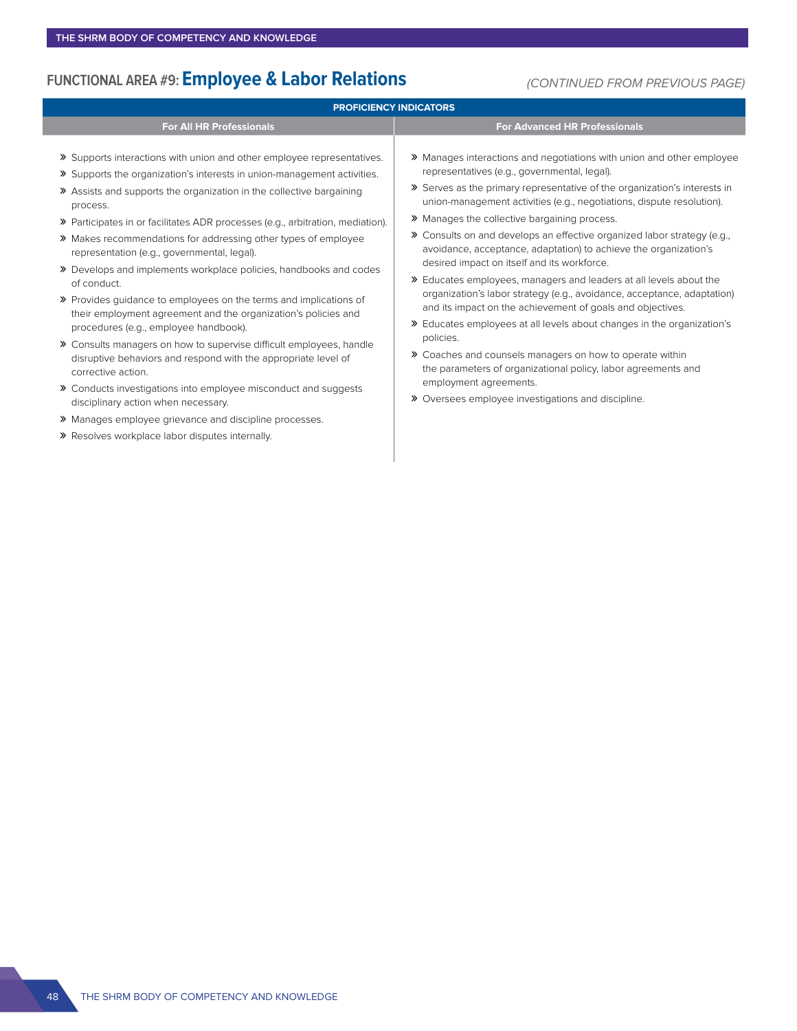## FUNCTIONAL AREA #9: Employee & Labor Relations

*(CONTINUED FROM PREVIOUS PAGE)*

### PROFICIENCY INDICATORS

#### For All HR Professionals

- Supports interactions with union and other employee representatives.
- Supports the organization's interests in union-management activities.
- Assists and supports the organization in the collective bargaining process.
- Participates in or facilitates ADR processes (e.g., arbitration, mediation).
- Makes recommendations for addressing other types of employee representation (e.g., governmental, legal).
- Develops and implements workplace policies, handbooks and codes of conduct.
- Provides guidance to employees on the terms and implications of their employment agreement and the organization's policies and procedures (e.g., employee handbook).
- Consults managers on how to supervise difficult employees, handle disruptive behaviors and respond with the appropriate level of corrective action.
- Conducts investigations into employee misconduct and suggests disciplinary action when necessary.
- Manages employee grievance and discipline processes.
- Resolves workplace labor disputes internally.

#### For Advanced HR Professionals

- Manages interactions and negotiations with union and other employee representatives (e.g., governmental, legal).
- Serves as the primary representative of the organization's interests in union-management activities (e.g., negotiations, dispute resolution).
- Manages the collective bargaining process.
- Consults on and develops an effective organized labor strategy (e.g., avoidance, acceptance, adaptation) to achieve the organization's desired impact on itself and its workforce.
- Educates employees, managers and leaders at all levels about the organization's labor strategy (e.g., avoidance, acceptance, adaptation) and its impact on the achievement of goals and objectives.
- Educates employees at all levels about changes in the organization's policies.
- Coaches and counsels managers on how to operate within the parameters of organizational policy, labor agreements and employment agreements.
- Oversees employee investigations and discipline.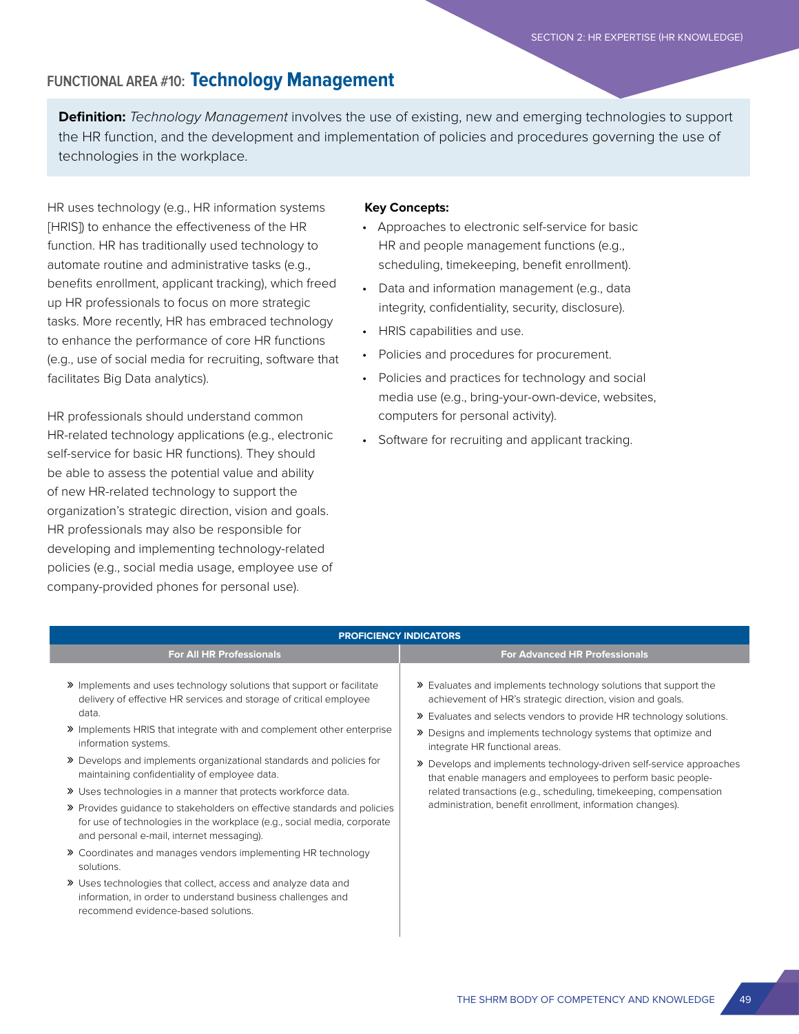## FUNCTIONAL AREA #10: Technology Management

**Definition:** *Technology Management* involves the use of existing, new and emerging technologies to support the HR function, and the development and implementation of policies and procedures governing the use of technologies in the workplace.

HR uses technology (e.g., HR information systems [HRIS]) to enhance the effectiveness of the HR function. HR has traditionally used technology to automate routine and administrative tasks (e.g., benefits enrollment, applicant tracking), which freed up HR professionals to focus on more strategic tasks. More recently, HR has embraced technology to enhance the performance of core HR functions (e.g., use of social media for recruiting, software that facilitates Big Data analytics).

HR professionals should understand common HR-related technology applications (e.g., electronic self-service for basic HR functions). They should be able to assess the potential value and ability of new HR-related technology to support the organization's strategic direction, vision and goals. HR professionals may also be responsible for developing and implementing technology-related policies (e.g., social media usage, employee use of company-provided phones for personal use).

**Key Concepts:**

- Approaches to electronic self-service for basic HR and people management functions (e.g., scheduling, timekeeping, benefit enrollment).
- Data and information management (e.g., data integrity, confidentiality, security, disclosure).
- HRIS capabilities and use.
- Policies and procedures for procurement.
- Policies and practices for technology and social media use (e.g., bring-your-own-device, websites, computers for personal activity).
- Software for recruiting and applicant tracking.

| PROFICIENCY INDICATORS | |
|---|---|
| **For All HR Professionals** | **For Advanced HR Professionals** |
| » Implements and uses technology solutions that support or facilitate delivery of effective HR services and storage of critical employee data.<br>» Implements HRIS that integrate with and complement other enterprise information systems.<br>» Develops and implements organizational standards and policies for maintaining confidentiality of employee data.<br>» Uses technologies in a manner that protects workforce data.<br>» Provides guidance to stakeholders on effective standards and policies for use of technologies in the workplace (e.g., social media, corporate and personal e-mail, internet messaging).<br>» Coordinates and manages vendors implementing HR technology solutions.<br>» Uses technologies that collect, access and analyze data and information, in order to understand business challenges and recommend evidence-based solutions. | » Evaluates and implements technology solutions that support the achievement of HR's strategic direction, vision and goals.<br>» Evaluates and selects vendors to provide HR technology solutions.<br>» Designs and implements technology systems that optimize and integrate HR functional areas.<br>» Develops and implements technology-driven self-service approaches that enable managers and employees to perform basic people-related transactions (e.g., scheduling, timekeeping, compensation administration, benefit enrollment, information changes). |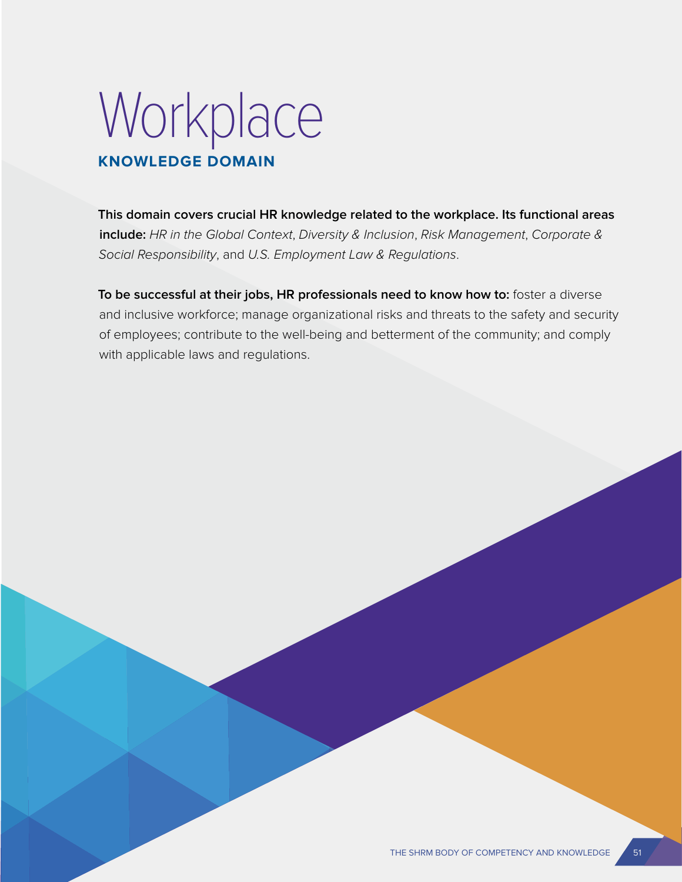# Workplace

## KNOWLEDGE DOMAIN

**This domain covers crucial HR knowledge related to the workplace. Its functional areas include:** *HR in the Global Context*, *Diversity & Inclusion*, *Risk Management*, *Corporate & Social Responsibility*, and *U.S. Employment Law & Regulations*.

**To be successful at their jobs, HR professionals need to know how to:** foster a diverse and inclusive workforce; manage organizational risks and threats to the safety and security of employees; contribute to the well-being and betterment of the community; and comply with applicable laws and regulations.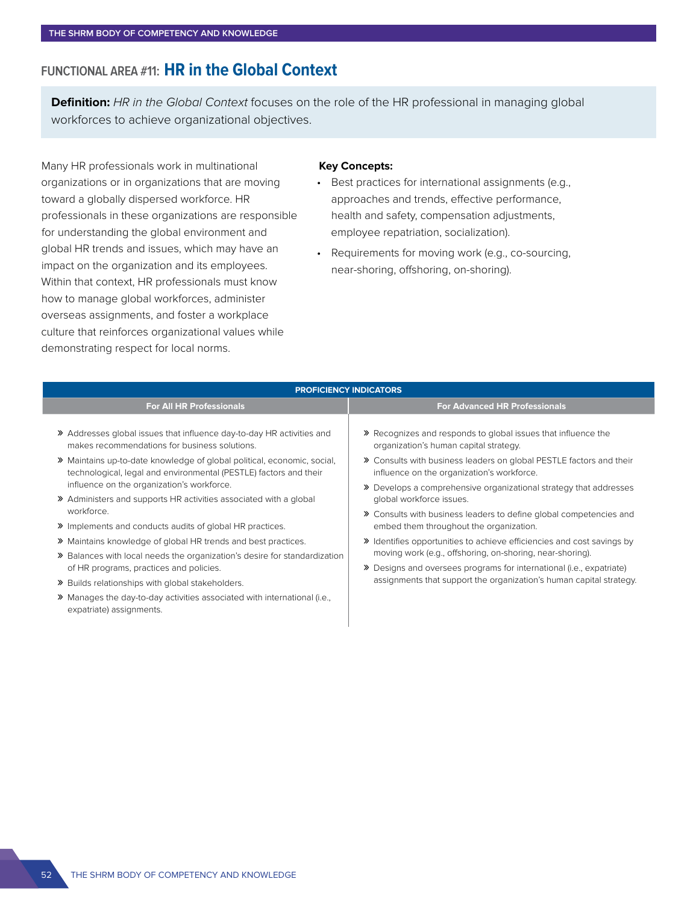## FUNCTIONAL AREA #11: HR in the Global Context

**Definition:** *HR in the Global Context* focuses on the role of the HR professional in managing global workforces to achieve organizational objectives.

Many HR professionals work in multinational organizations or in organizations that are moving toward a globally dispersed workforce. HR professionals in these organizations are responsible for understanding the global environment and global HR trends and issues, which may have an impact on the organization and its employees. Within that context, HR professionals must know how to manage global workforces, administer overseas assignments, and foster a workplace culture that reinforces organizational values while demonstrating respect for local norms.

**Key Concepts:**

- Best practices for international assignments (e.g., approaches and trends, effective performance, health and safety, compensation adjustments, employee repatriation, socialization).
- Requirements for moving work (e.g., co-sourcing, near-shoring, offshoring, on-shoring).

| PROFICIENCY INDICATORS | |
|---|---|
| **For All HR Professionals** | **For Advanced HR Professionals** |
| » Addresses global issues that influence day-to-day HR activities and makes recommendations for business solutions.<br>» Maintains up-to-date knowledge of global political, economic, social, technological, legal and environmental (PESTLE) factors and their influence on the organization's workforce.<br>» Administers and supports HR activities associated with a global workforce.<br>» Implements and conducts audits of global HR practices.<br>» Maintains knowledge of global HR trends and best practices.<br>» Balances with local needs the organization's desire for standardization of HR programs, practices and policies.<br>» Builds relationships with global stakeholders.<br>» Manages the day-to-day activities associated with international (i.e., expatriate) assignments. | » Recognizes and responds to global issues that influence the organization's human capital strategy.<br>» Consults with business leaders on global PESTLE factors and their influence on the organization's workforce.<br>» Develops a comprehensive organizational strategy that addresses global workforce issues.<br>» Consults with business leaders to define global competencies and embed them throughout the organization.<br>» Identifies opportunities to achieve efficiencies and cost savings by moving work (e.g., offshoring, on-shoring, near-shoring).<br>» Designs and oversees programs for international (i.e., expatriate) assignments that support the organization's human capital strategy. |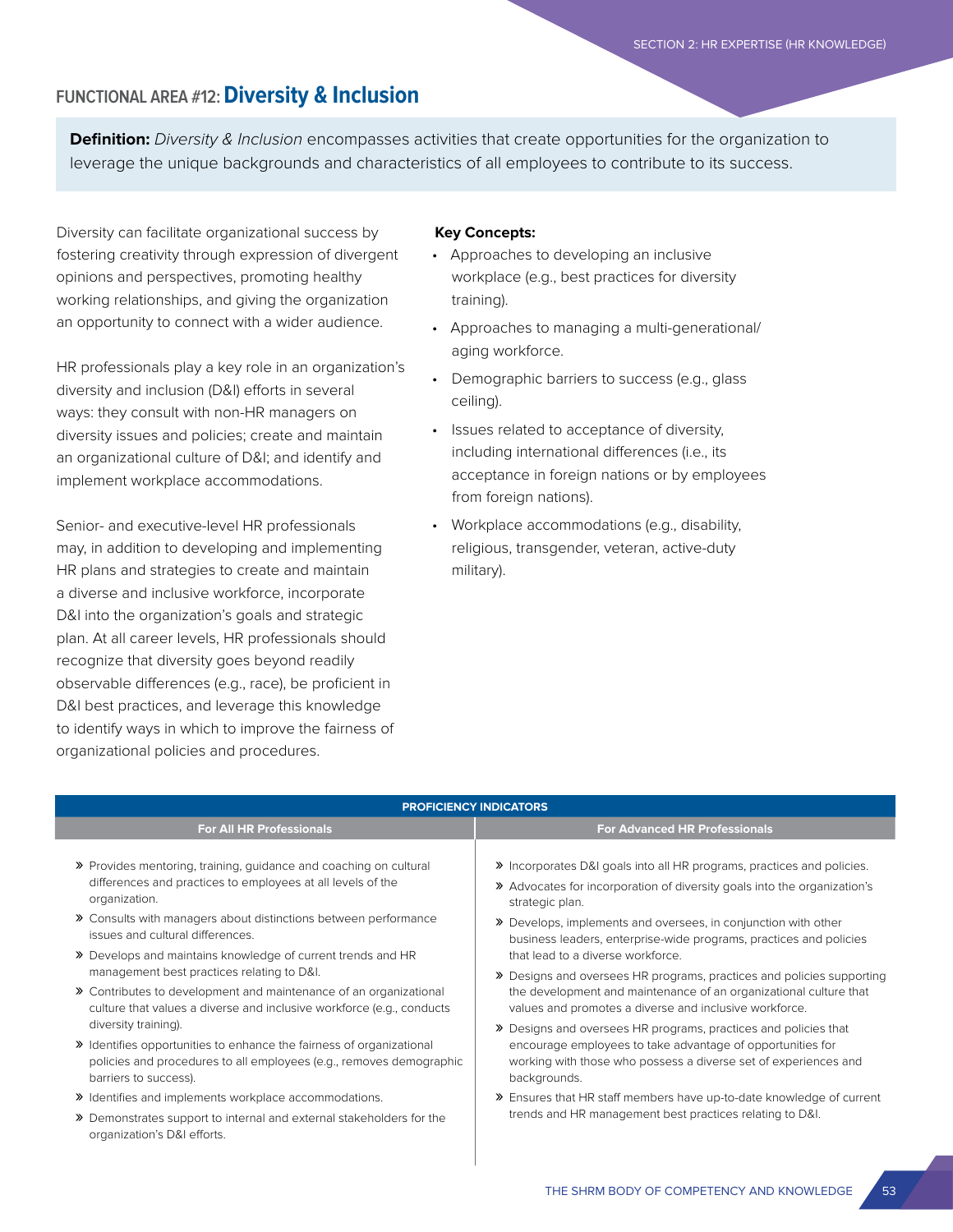## FUNCTIONAL AREA #12: Diversity & Inclusion

**Definition:** *Diversity & Inclusion* encompasses activities that create opportunities for the organization to leverage the unique backgrounds and characteristics of all employees to contribute to its success.

Diversity can facilitate organizational success by fostering creativity through expression of divergent opinions and perspectives, promoting healthy working relationships, and giving the organization an opportunity to connect with a wider audience.

HR professionals play a key role in an organization's diversity and inclusion (D&I) efforts in several ways: they consult with non-HR managers on diversity issues and policies; create and maintain an organizational culture of D&I; and identify and implement workplace accommodations.

Senior- and executive-level HR professionals may, in addition to developing and implementing HR plans and strategies to create and maintain a diverse and inclusive workforce, incorporate D&I into the organization's goals and strategic plan. At all career levels, HR professionals should recognize that diversity goes beyond readily observable differences (e.g., race), be proficient in D&I best practices, and leverage this knowledge to identify ways in which to improve the fairness of organizational policies and procedures.

**Key Concepts:**

- Approaches to developing an inclusive workplace (e.g., best practices for diversity training).
- Approaches to managing a multi-generational/aging workforce.
- Demographic barriers to success (e.g., glass ceiling).
- Issues related to acceptance of diversity, including international differences (i.e., its acceptance in foreign nations or by employees from foreign nations).
- Workplace accommodations (e.g., disability, religious, transgender, veteran, active-duty military).

**PROFICIENCY INDICATORS**

| For All HR Professionals | For Advanced HR Professionals |
| --- | --- |
| » Provides mentoring, training, guidance and coaching on cultural differences and practices to employees at all levels of the organization.<br>» Consults with managers about distinctions between performance issues and cultural differences.<br>» Develops and maintains knowledge of current trends and HR management best practices relating to D&I.<br>» Contributes to development and maintenance of an organizational culture that values a diverse and inclusive workforce (e.g., conducts diversity training).<br>» Identifies opportunities to enhance the fairness of organizational policies and procedures to all employees (e.g., removes demographic barriers to success).<br>» Identifies and implements workplace accommodations.<br>» Demonstrates support to internal and external stakeholders for the organization's D&I efforts. | » Incorporates D&I goals into all HR programs, practices and policies.<br>» Advocates for incorporation of diversity goals into the organization's strategic plan.<br>» Develops, implements and oversees, in conjunction with other business leaders, enterprise-wide programs, practices and policies that lead to a diverse workforce.<br>» Designs and oversees HR programs, practices and policies supporting the development and maintenance of an organizational culture that values and promotes a diverse and inclusive workforce.<br>» Designs and oversees HR programs, practices and policies that encourage employees to take advantage of opportunities for working with those who possess a diverse set of experiences and backgrounds.<br>» Ensures that HR staff members have up-to-date knowledge of current trends and HR management best practices relating to D&I. |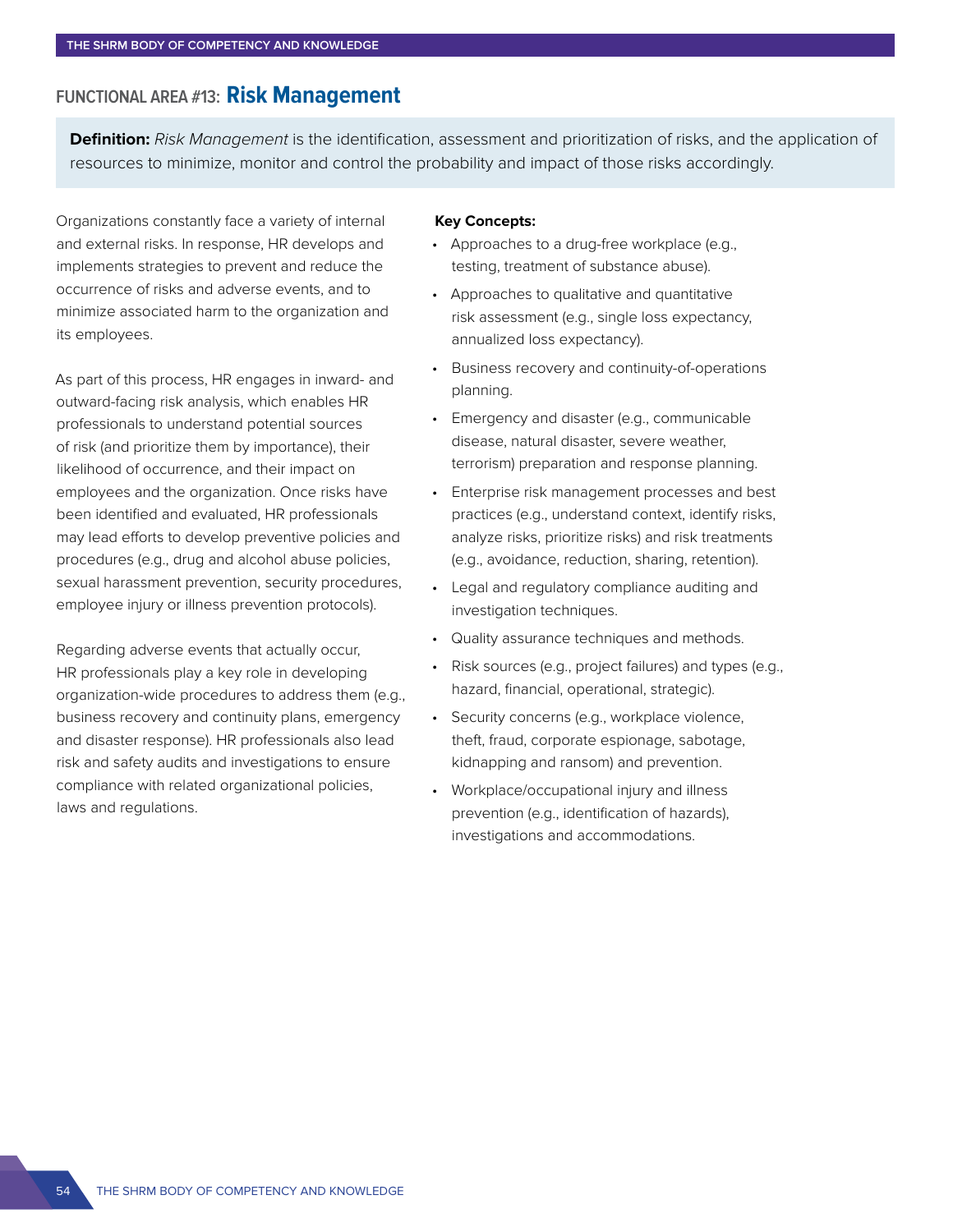## FUNCTIONAL AREA #13: Risk Management

**Definition:** *Risk Management* is the identification, assessment and prioritization of risks, and the application of resources to minimize, monitor and control the probability and impact of those risks accordingly.

Organizations constantly face a variety of internal and external risks. In response, HR develops and implements strategies to prevent and reduce the occurrence of risks and adverse events, and to minimize associated harm to the organization and its employees.

As part of this process, HR engages in inward- and outward-facing risk analysis, which enables HR professionals to understand potential sources of risk (and prioritize them by importance), their likelihood of occurrence, and their impact on employees and the organization. Once risks have been identified and evaluated, HR professionals may lead efforts to develop preventive policies and procedures (e.g., drug and alcohol abuse policies, sexual harassment prevention, security procedures, employee injury or illness prevention protocols).

Regarding adverse events that actually occur, HR professionals play a key role in developing organization-wide procedures to address them (e.g., business recovery and continuity plans, emergency and disaster response). HR professionals also lead risk and safety audits and investigations to ensure compliance with related organizational policies, laws and regulations.

**Key Concepts:**

- Approaches to a drug-free workplace (e.g., testing, treatment of substance abuse).
- Approaches to qualitative and quantitative risk assessment (e.g., single loss expectancy, annualized loss expectancy).
- Business recovery and continuity-of-operations planning.
- Emergency and disaster (e.g., communicable disease, natural disaster, severe weather, terrorism) preparation and response planning.
- Enterprise risk management processes and best practices (e.g., understand context, identify risks, analyze risks, prioritize risks) and risk treatments (e.g., avoidance, reduction, sharing, retention).
- Legal and regulatory compliance auditing and investigation techniques.
- Quality assurance techniques and methods.
- Risk sources (e.g., project failures) and types (e.g., hazard, financial, operational, strategic).
- Security concerns (e.g., workplace violence, theft, fraud, corporate espionage, sabotage, kidnapping and ransom) and prevention.
- Workplace/occupational injury and illness prevention (e.g., identification of hazards), investigations and accommodations.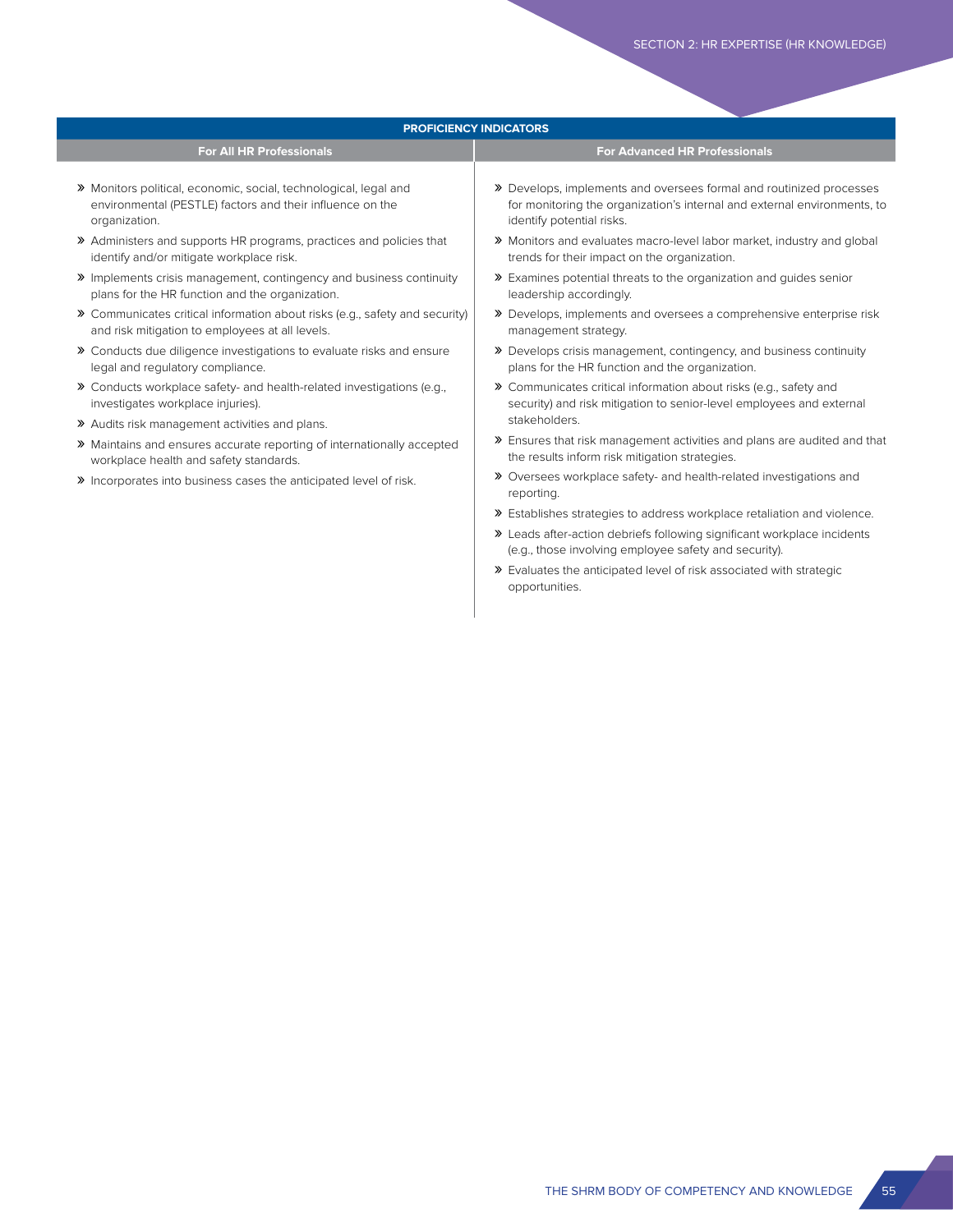| PROFICIENCY INDICATORS | |
|---|---|
| **For All HR Professionals** | **For Advanced HR Professionals** |
| » Monitors political, economic, social, technological, legal and environmental (PESTLE) factors and their influence on the organization.<br>» Administers and supports HR programs, practices and policies that identify and/or mitigate workplace risk.<br>» Implements crisis management, contingency and business continuity plans for the HR function and the organization.<br>» Communicates critical information about risks (e.g., safety and security) and risk mitigation to employees at all levels.<br>» Conducts due diligence investigations to evaluate risks and ensure legal and regulatory compliance.<br>» Conducts workplace safety- and health-related investigations (e.g., investigates workplace injuries).<br>» Audits risk management activities and plans.<br>» Maintains and ensures accurate reporting of internationally accepted workplace health and safety standards.<br>» Incorporates into business cases the anticipated level of risk. | » Develops, implements and oversees formal and routinized processes for monitoring the organization's internal and external environments, to identify potential risks.<br>» Monitors and evaluates macro-level labor market, industry and global trends for their impact on the organization.<br>» Examines potential threats to the organization and guides senior leadership accordingly.<br>» Develops, implements and oversees a comprehensive enterprise risk management strategy.<br>» Develops crisis management, contingency, and business continuity plans for the HR function and the organization.<br>» Communicates critical information about risks (e.g., safety and security) and risk mitigation to senior-level employees and external stakeholders.<br>» Ensures that risk management activities and plans are audited and that the results inform risk mitigation strategies.<br>» Oversees workplace safety- and health-related investigations and reporting.<br>» Establishes strategies to address workplace retaliation and violence.<br>» Leads after-action debriefs following significant workplace incidents (e.g., those involving employee safety and security).<br>» Evaluates the anticipated level of risk associated with strategic opportunities. |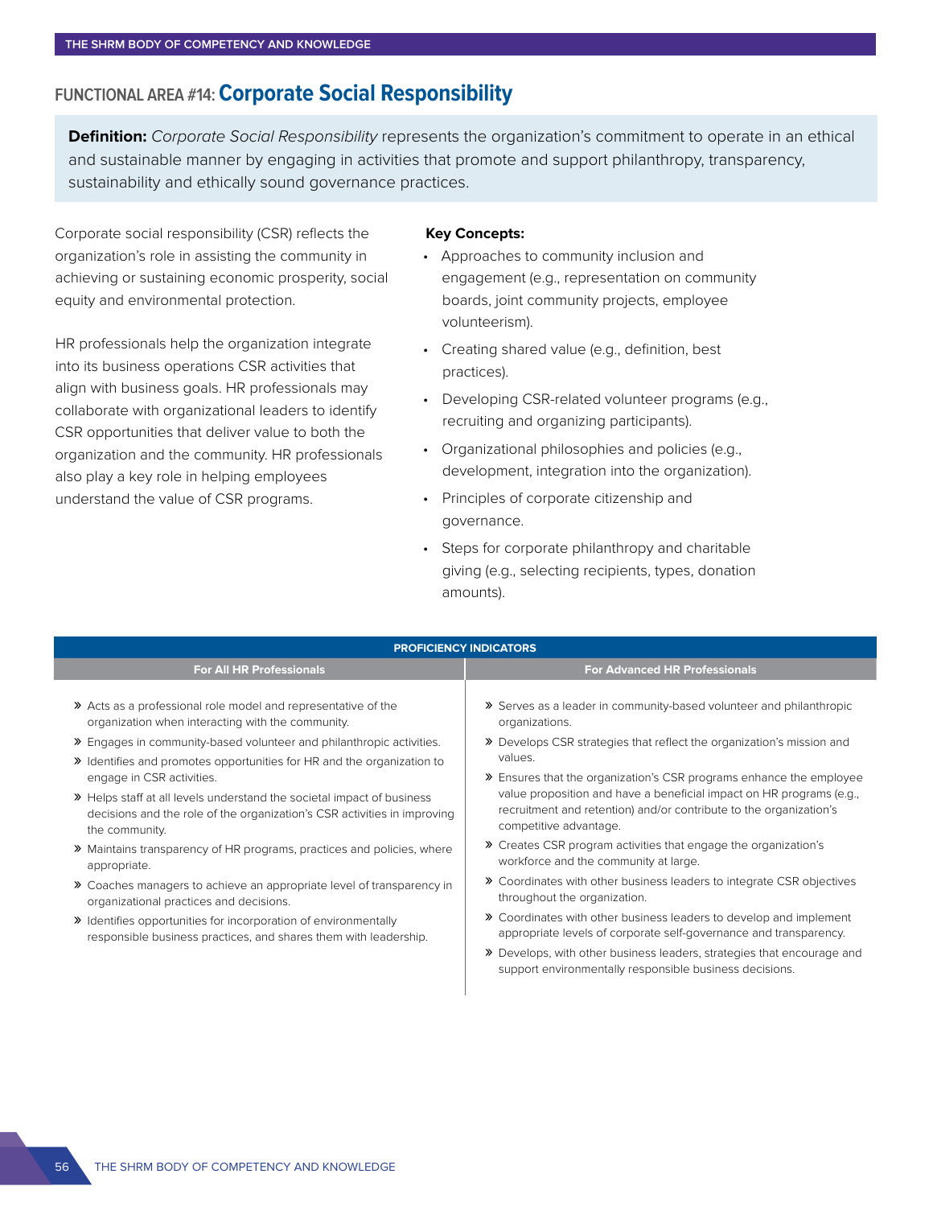## FUNCTIONAL AREA #14: Corporate Social Responsibility

**Definition:** *Corporate Social Responsibility* represents the organization's commitment to operate in an ethical and sustainable manner by engaging in activities that promote and support philanthropy, transparency, sustainability and ethically sound governance practices.

Corporate social responsibility (CSR) reflects the organization's role in assisting the community in achieving or sustaining economic prosperity, social equity and environmental protection.

HR professionals help the organization integrate into its business operations CSR activities that align with business goals. HR professionals may collaborate with organizational leaders to identify CSR opportunities that deliver value to both the organization and the community. HR professionals also play a key role in helping employees understand the value of CSR programs.

**Key Concepts:**

- Approaches to community inclusion and engagement (e.g., representation on community boards, joint community projects, employee volunteerism).
- Creating shared value (e.g., definition, best practices).
- Developing CSR-related volunteer programs (e.g., recruiting and organizing participants).
- Organizational philosophies and policies (e.g., development, integration into the organization).
- Principles of corporate citizenship and governance.
- Steps for corporate philanthropy and charitable giving (e.g., selecting recipients, types, donation amounts).

### PROFICIENCY INDICATORS

**For All HR Professionals**

- Acts as a professional role model and representative of the organization when interacting with the community.
- Engages in community-based volunteer and philanthropic activities.
- Identifies and promotes opportunities for HR and the organization to engage in CSR activities.
- Helps staff at all levels understand the societal impact of business decisions and the role of the organization's CSR activities in improving the community.
- Maintains transparency of HR programs, practices and policies, where appropriate.
- Coaches managers to achieve an appropriate level of transparency in organizational practices and decisions.
- Identifies opportunities for incorporation of environmentally responsible business practices, and shares them with leadership.

**For Advanced HR Professionals**

- Serves as a leader in community-based volunteer and philanthropic organizations.
- Develops CSR strategies that reflect the organization's mission and values.
- Ensures that the organization's CSR programs enhance the employee value proposition and have a beneficial impact on HR programs (e.g., recruitment and retention) and/or contribute to the organization's competitive advantage.
- Creates CSR program activities that engage the organization's workforce and the community at large.
- Coordinates with other business leaders to integrate CSR objectives throughout the organization.
- Coordinates with other business leaders to develop and implement appropriate levels of corporate self-governance and transparency.
- Develops, with other business leaders, strategies that encourage and support environmentally responsible business decisions.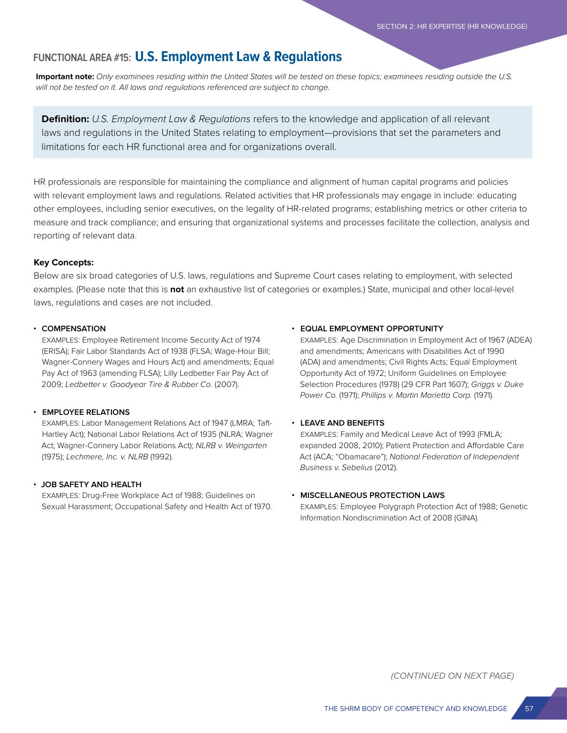## FUNCTIONAL AREA #15: U.S. Employment Law & Regulations

**Important note:** *Only examinees residing within the United States will be tested on these topics; examinees residing outside the U.S. will not be tested on it. All laws and regulations referenced are subject to change.*

**Definition:** *U.S. Employment Law & Regulations* refers to the knowledge and application of all relevant laws and regulations in the United States relating to employment—provisions that set the parameters and limitations for each HR functional area and for organizations overall.

HR professionals are responsible for maintaining the compliance and alignment of human capital programs and policies with relevant employment laws and regulations. Related activities that HR professionals may engage in include: educating other employees, including senior executives, on the legality of HR-related programs; establishing metrics or other criteria to measure and track compliance; and ensuring that organizational systems and processes facilitate the collection, analysis and reporting of relevant data.

**Key Concepts:**

Below are six broad categories of U.S. laws, regulations and Supreme Court cases relating to employment, with selected examples. (Please note that this is **not** an exhaustive list of categories or examples.) State, municipal and other local-level laws, regulations and cases are not included.

- **COMPENSATION**
  EXAMPLES: Employee Retirement Income Security Act of 1974 (ERISA); Fair Labor Standards Act of 1938 (FLSA; Wage-Hour Bill; Wagner-Connery Wages and Hours Act) and amendments; Equal Pay Act of 1963 (amending FLSA); Lilly Ledbetter Fair Pay Act of 2009; *Ledbetter v. Goodyear Tire & Rubber Co.* (2007).

- **EMPLOYEE RELATIONS**
  EXAMPLES: Labor Management Relations Act of 1947 (LMRA; Taft-Hartley Act); National Labor Relations Act of 1935 (NLRA; Wagner Act; Wagner-Connery Labor Relations Act); *NLRB v. Weingarten* (1975); *Lechmere, Inc. v. NLRB* (1992).

- **JOB SAFETY AND HEALTH**
  EXAMPLES: Drug-Free Workplace Act of 1988; Guidelines on Sexual Harassment; Occupational Safety and Health Act of 1970.

- **EQUAL EMPLOYMENT OPPORTUNITY**
  EXAMPLES: Age Discrimination in Employment Act of 1967 (ADEA) and amendments; Americans with Disabilities Act of 1990 (ADA) and amendments; Civil Rights Acts; Equal Employment Opportunity Act of 1972; Uniform Guidelines on Employee Selection Procedures (1978) (29 CFR Part 1607); *Griggs v. Duke Power Co.* (1971); *Phillips v. Martin Marietta Corp.* (1971).

- **LEAVE AND BENEFITS**
  EXAMPLES: Family and Medical Leave Act of 1993 (FMLA; expanded 2008, 2010); Patient Protection and Affordable Care Act (ACA; "Obamacare"); *National Federation of Independent Business v. Sebelius* (2012).

- **MISCELLANEOUS PROTECTION LAWS**
  EXAMPLES: Employee Polygraph Protection Act of 1988; Genetic Information Nondiscrimination Act of 2008 (GINA).

*(CONTINUED ON NEXT PAGE)*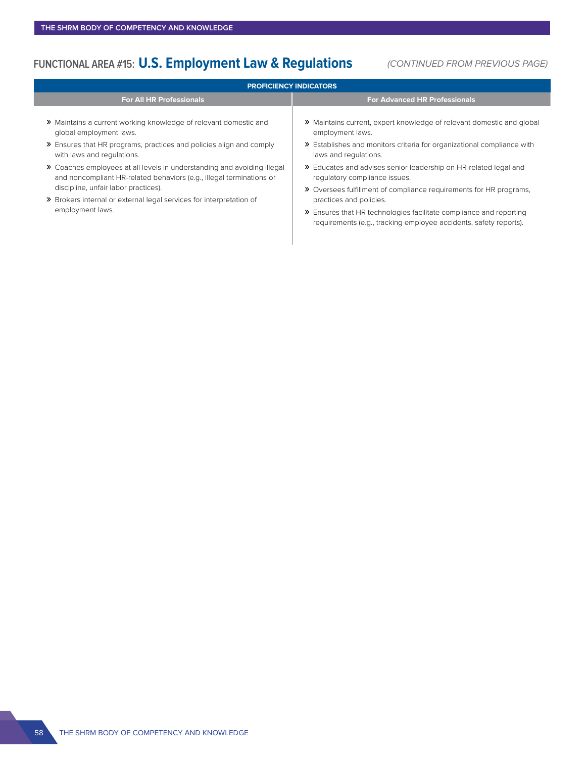## FUNCTIONAL AREA #15: U.S. Employment Law & Regulations

*(CONTINUED FROM PREVIOUS PAGE)*

**PROFICIENCY INDICATORS**

| For All HR Professionals | For Advanced HR Professionals |
| --- | --- |
| » Maintains a current working knowledge of relevant domestic and global employment laws.<br>» Ensures that HR programs, practices and policies align and comply with laws and regulations.<br>» Coaches employees at all levels in understanding and avoiding illegal and noncompliant HR-related behaviors (e.g., illegal terminations or discipline, unfair labor practices).<br>» Brokers internal or external legal services for interpretation of employment laws. | » Maintains current, expert knowledge of relevant domestic and global employment laws.<br>» Establishes and monitors criteria for organizational compliance with laws and regulations.<br>» Educates and advises senior leadership on HR-related legal and regulatory compliance issues.<br>» Oversees fulfillment of compliance requirements for HR programs, practices and policies.<br>» Ensures that HR technologies facilitate compliance and reporting requirements (e.g., tracking employee accidents, safety reports). |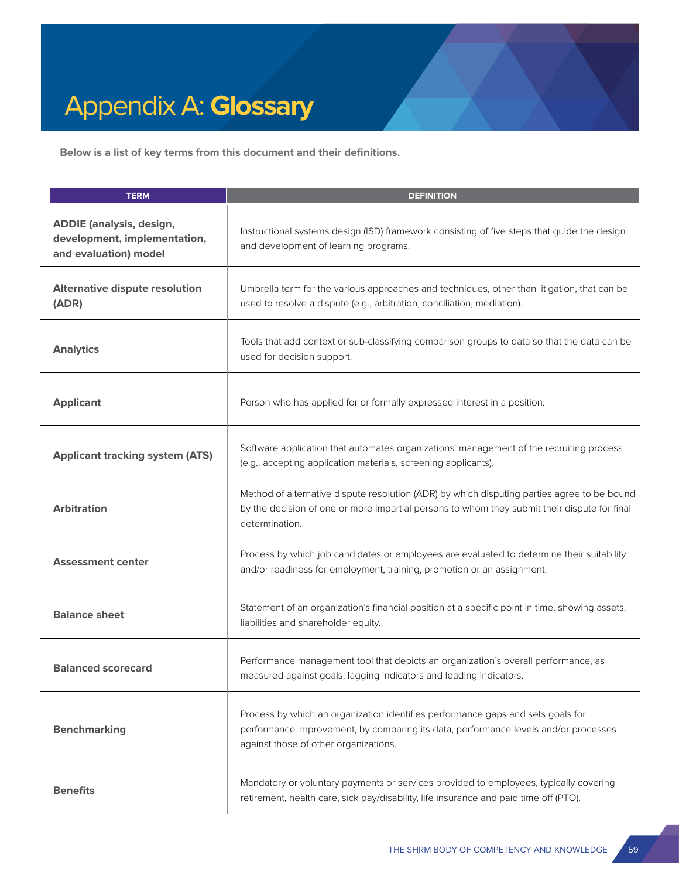# Appendix A: **Glossary**

**Below is a list of key terms from this document and their definitions.**

| TERM | DEFINITION |
|---|---|
| **ADDIE (analysis, design, development, implementation, and evaluation) model** | Instructional systems design (ISD) framework consisting of five steps that guide the design and development of learning programs. |
| **Alternative dispute resolution (ADR)** | Umbrella term for the various approaches and techniques, other than litigation, that can be used to resolve a dispute (e.g., arbitration, conciliation, mediation). |
| **Analytics** | Tools that add context or sub-classifying comparison groups to data so that the data can be used for decision support. |
| **Applicant** | Person who has applied for or formally expressed interest in a position. |
| **Applicant tracking system (ATS)** | Software application that automates organizations' management of the recruiting process (e.g., accepting application materials, screening applicants). |
| **Arbitration** | Method of alternative dispute resolution (ADR) by which disputing parties agree to be bound by the decision of one or more impartial persons to whom they submit their dispute for final determination. |
| **Assessment center** | Process by which job candidates or employees are evaluated to determine their suitability and/or readiness for employment, training, promotion or an assignment. |
| **Balance sheet** | Statement of an organization's financial position at a specific point in time, showing assets, liabilities and shareholder equity. |
| **Balanced scorecard** | Performance management tool that depicts an organization's overall performance, as measured against goals, lagging indicators and leading indicators. |
| **Benchmarking** | Process by which an organization identifies performance gaps and sets goals for performance improvement, by comparing its data, performance levels and/or processes against those of other organizations. |
| **Benefits** | Mandatory or voluntary payments or services provided to employees, typically covering retirement, health care, sick pay/disability, life insurance and paid time off (PTO). |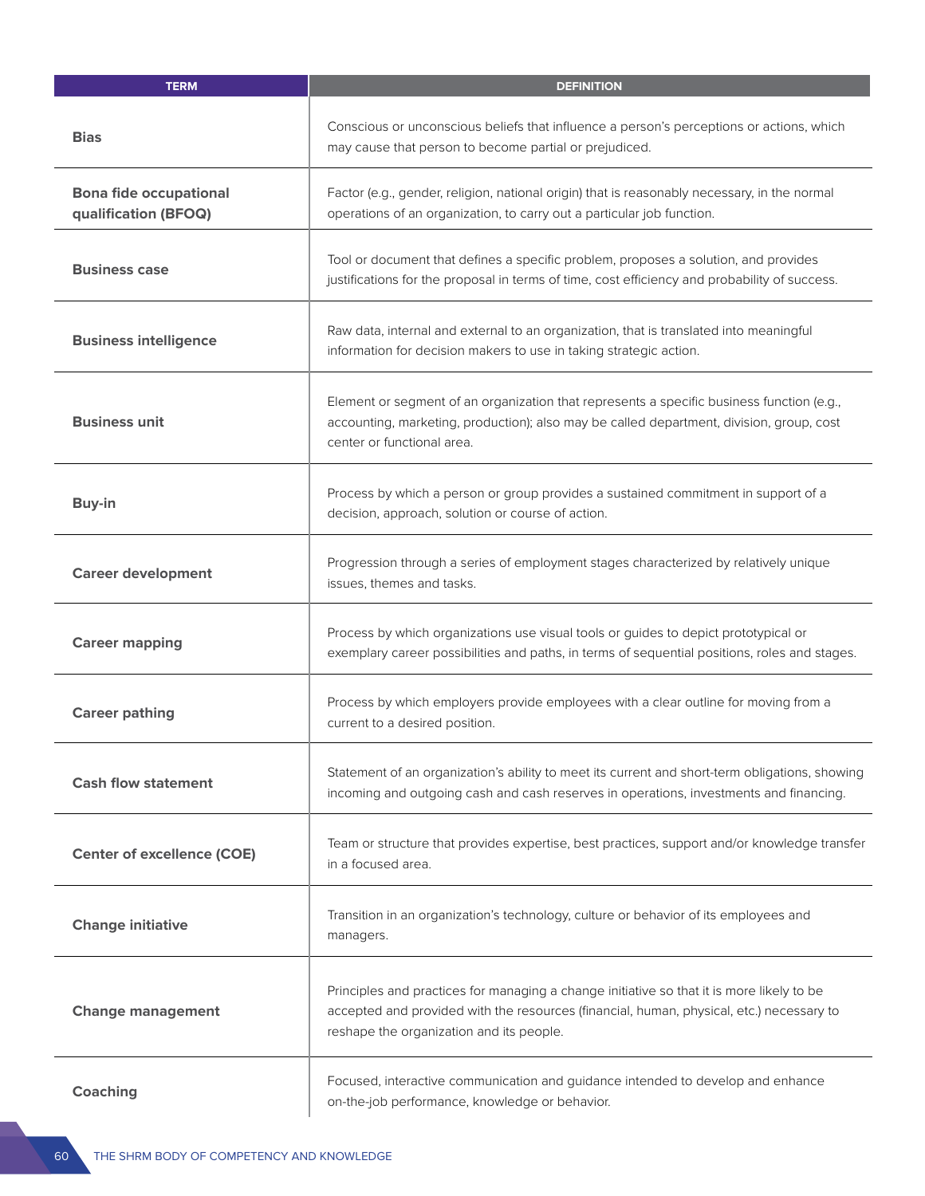| TERM | DEFINITION |
| --- | --- |
| **Bias** | Conscious or unconscious beliefs that influence a person's perceptions or actions, which may cause that person to become partial or prejudiced. |
| **Bona fide occupational qualification (BFOQ)** | Factor (e.g., gender, religion, national origin) that is reasonably necessary, in the normal operations of an organization, to carry out a particular job function. |
| **Business case** | Tool or document that defines a specific problem, proposes a solution, and provides justifications for the proposal in terms of time, cost efficiency and probability of success. |
| **Business intelligence** | Raw data, internal and external to an organization, that is translated into meaningful information for decision makers to use in taking strategic action. |
| **Business unit** | Element or segment of an organization that represents a specific business function (e.g., accounting, marketing, production); also may be called department, division, group, cost center or functional area. |
| **Buy-in** | Process by which a person or group provides a sustained commitment in support of a decision, approach, solution or course of action. |
| **Career development** | Progression through a series of employment stages characterized by relatively unique issues, themes and tasks. |
| **Career mapping** | Process by which organizations use visual tools or guides to depict prototypical or exemplary career possibilities and paths, in terms of sequential positions, roles and stages. |
| **Career pathing** | Process by which employers provide employees with a clear outline for moving from a current to a desired position. |
| **Cash flow statement** | Statement of an organization's ability to meet its current and short-term obligations, showing incoming and outgoing cash and cash reserves in operations, investments and financing. |
| **Center of excellence (COE)** | Team or structure that provides expertise, best practices, support and/or knowledge transfer in a focused area. |
| **Change initiative** | Transition in an organization's technology, culture or behavior of its employees and managers. |
| **Change management** | Principles and practices for managing a change initiative so that it is more likely to be accepted and provided with the resources (financial, human, physical, etc.) necessary to reshape the organization and its people. |
| **Coaching** | Focused, interactive communication and guidance intended to develop and enhance on-the-job performance, knowledge or behavior. |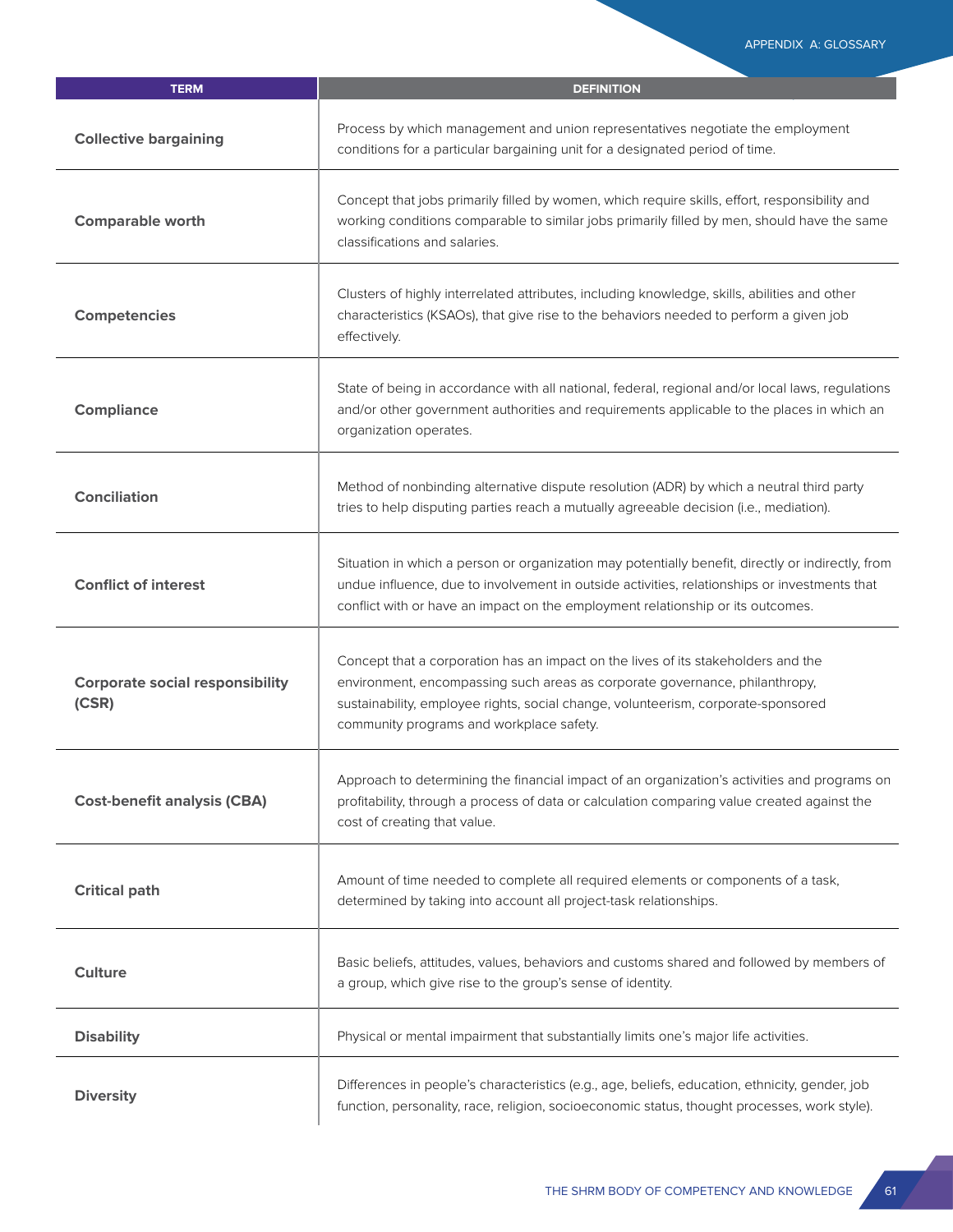| TERM | DEFINITION |
| --- | --- |
| **Collective bargaining** | Process by which management and union representatives negotiate the employment conditions for a particular bargaining unit for a designated period of time. |
| **Comparable worth** | Concept that jobs primarily filled by women, which require skills, effort, responsibility and working conditions comparable to similar jobs primarily filled by men, should have the same classifications and salaries. |
| **Competencies** | Clusters of highly interrelated attributes, including knowledge, skills, abilities and other characteristics (KSAOs), that give rise to the behaviors needed to perform a given job effectively. |
| **Compliance** | State of being in accordance with all national, federal, regional and/or local laws, regulations and/or other government authorities and requirements applicable to the places in which an organization operates. |
| **Conciliation** | Method of nonbinding alternative dispute resolution (ADR) by which a neutral third party tries to help disputing parties reach a mutually agreeable decision (i.e., mediation). |
| **Conflict of interest** | Situation in which a person or organization may potentially benefit, directly or indirectly, from undue influence, due to involvement in outside activities, relationships or investments that conflict with or have an impact on the employment relationship or its outcomes. |
| **Corporate social responsibility (CSR)** | Concept that a corporation has an impact on the lives of its stakeholders and the environment, encompassing such areas as corporate governance, philanthropy, sustainability, employee rights, social change, volunteerism, corporate-sponsored community programs and workplace safety. |
| **Cost-benefit analysis (CBA)** | Approach to determining the financial impact of an organization's activities and programs on profitability, through a process of data or calculation comparing value created against the cost of creating that value. |
| **Critical path** | Amount of time needed to complete all required elements or components of a task, determined by taking into account all project-task relationships. |
| **Culture** | Basic beliefs, attitudes, values, behaviors and customs shared and followed by members of a group, which give rise to the group's sense of identity. |
| **Disability** | Physical or mental impairment that substantially limits one's major life activities. |
| **Diversity** | Differences in people's characteristics (e.g., age, beliefs, education, ethnicity, gender, job function, personality, race, religion, socioeconomic status, thought processes, work style). |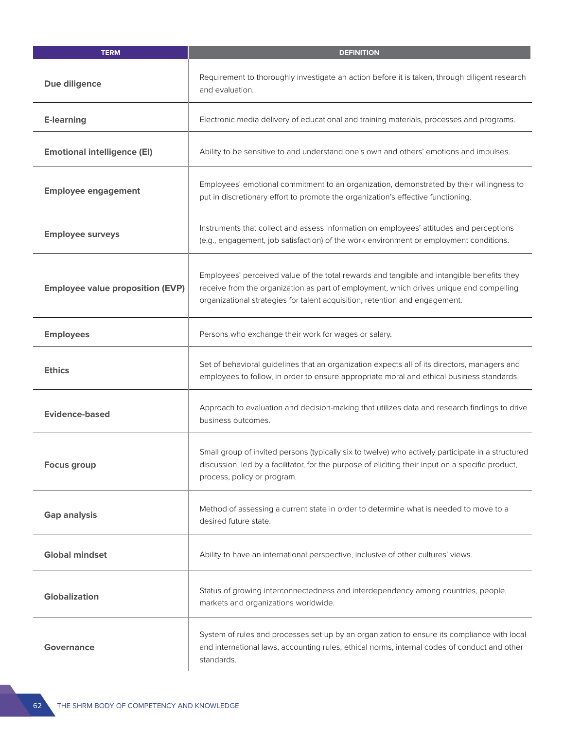| TERM | DEFINITION |
|---|---|
| **Due diligence** | Requirement to thoroughly investigate an action before it is taken, through diligent research and evaluation. |
| **E-learning** | Electronic media delivery of educational and training materials, processes and programs. |
| **Emotional intelligence (EI)** | Ability to be sensitive to and understand one's own and others' emotions and impulses. |
| **Employee engagement** | Employees' emotional commitment to an organization, demonstrated by their willingness to put in discretionary effort to promote the organization's effective functioning. |
| **Employee surveys** | Instruments that collect and assess information on employees' attitudes and perceptions (e.g., engagement, job satisfaction) of the work environment or employment conditions. |
| **Employee value proposition (EVP)** | Employees' perceived value of the total rewards and tangible and intangible benefits they receive from the organization as part of employment, which drives unique and compelling organizational strategies for talent acquisition, retention and engagement. |
| **Employees** | Persons who exchange their work for wages or salary. |
| **Ethics** | Set of behavioral guidelines that an organization expects all of its directors, managers and employees to follow, in order to ensure appropriate moral and ethical business standards. |
| **Evidence-based** | Approach to evaluation and decision-making that utilizes data and research findings to drive business outcomes. |
| **Focus group** | Small group of invited persons (typically six to twelve) who actively participate in a structured discussion, led by a facilitator, for the purpose of eliciting their input on a specific product, process, policy or program. |
| **Gap analysis** | Method of assessing a current state in order to determine what is needed to move to a desired future state. |
| **Global mindset** | Ability to have an international perspective, inclusive of other cultures' views. |
| **Globalization** | Status of growing interconnectedness and interdependency among countries, people, markets and organizations worldwide. |
| **Governance** | System of rules and processes set up by an organization to ensure its compliance with local and international laws, accounting rules, ethical norms, internal codes of conduct and other standards. |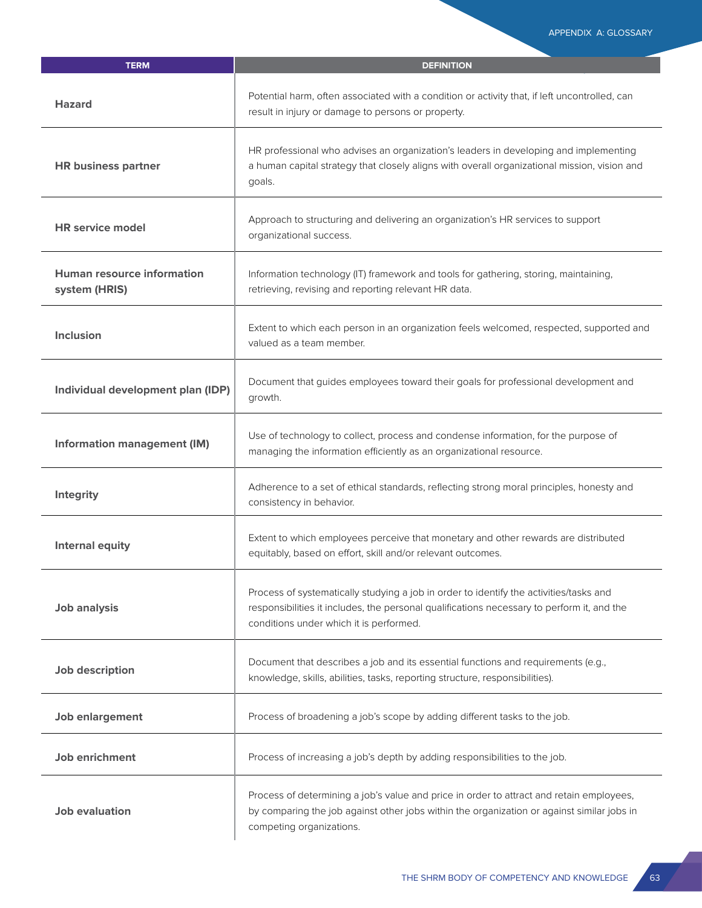| TERM | DEFINITION |
| --- | --- |
| **Hazard** | Potential harm, often associated with a condition or activity that, if left uncontrolled, can result in injury or damage to persons or property. |
| **HR business partner** | HR professional who advises an organization's leaders in developing and implementing a human capital strategy that closely aligns with overall organizational mission, vision and goals. |
| **HR service model** | Approach to structuring and delivering an organization's HR services to support organizational success. |
| **Human resource information system (HRIS)** | Information technology (IT) framework and tools for gathering, storing, maintaining, retrieving, revising and reporting relevant HR data. |
| **Inclusion** | Extent to which each person in an organization feels welcomed, respected, supported and valued as a team member. |
| **Individual development plan (IDP)** | Document that guides employees toward their goals for professional development and growth. |
| **Information management (IM)** | Use of technology to collect, process and condense information, for the purpose of managing the information efficiently as an organizational resource. |
| **Integrity** | Adherence to a set of ethical standards, reflecting strong moral principles, honesty and consistency in behavior. |
| **Internal equity** | Extent to which employees perceive that monetary and other rewards are distributed equitably, based on effort, skill and/or relevant outcomes. |
| **Job analysis** | Process of systematically studying a job in order to identify the activities/tasks and responsibilities it includes, the personal qualifications necessary to perform it, and the conditions under which it is performed. |
| **Job description** | Document that describes a job and its essential functions and requirements (e.g., knowledge, skills, abilities, tasks, reporting structure, responsibilities). |
| **Job enlargement** | Process of broadening a job's scope by adding different tasks to the job. |
| **Job enrichment** | Process of increasing a job's depth by adding responsibilities to the job. |
| **Job evaluation** | Process of determining a job's value and price in order to attract and retain employees, by comparing the job against other jobs within the organization or against similar jobs in competing organizations. |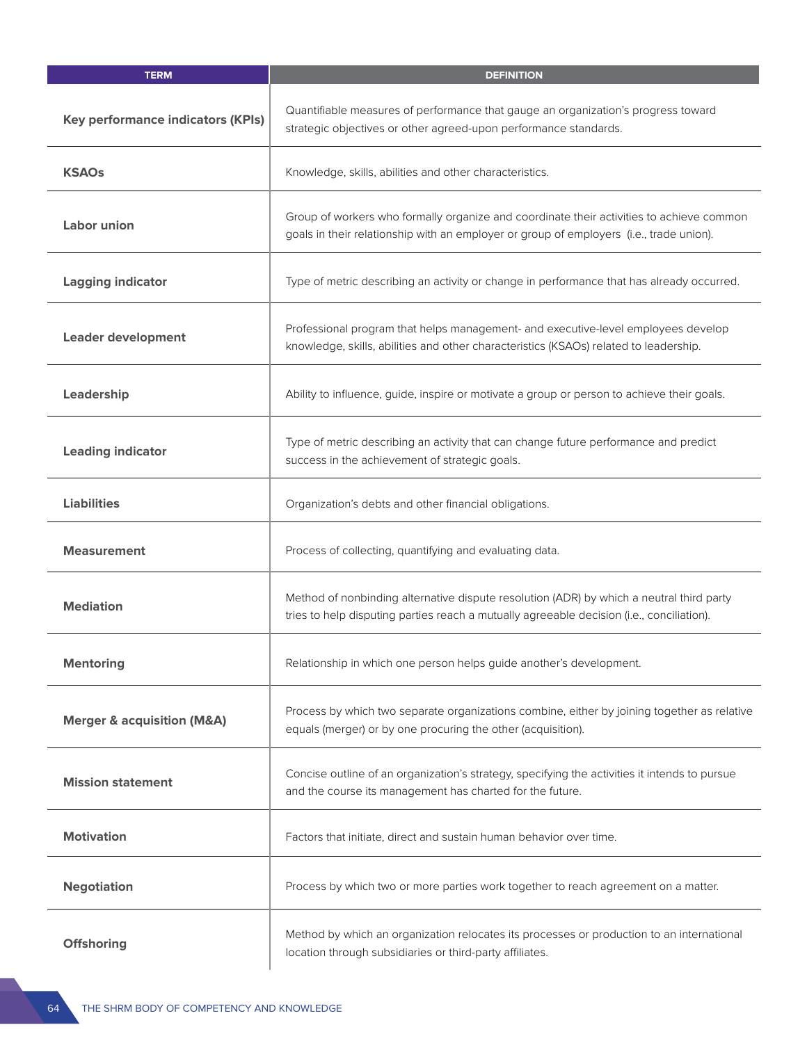| TERM | DEFINITION |
| --- | --- |
| **Key performance indicators (KPIs)** | Quantifiable measures of performance that gauge an organization's progress toward strategic objectives or other agreed-upon performance standards. |
| **KSAOs** | Knowledge, skills, abilities and other characteristics. |
| **Labor union** | Group of workers who formally organize and coordinate their activities to achieve common goals in their relationship with an employer or group of employers (i.e., trade union). |
| **Lagging indicator** | Type of metric describing an activity or change in performance that has already occurred. |
| **Leader development** | Professional program that helps management- and executive-level employees develop knowledge, skills, abilities and other characteristics (KSAOs) related to leadership. |
| **Leadership** | Ability to influence, guide, inspire or motivate a group or person to achieve their goals. |
| **Leading indicator** | Type of metric describing an activity that can change future performance and predict success in the achievement of strategic goals. |
| **Liabilities** | Organization's debts and other financial obligations. |
| **Measurement** | Process of collecting, quantifying and evaluating data. |
| **Mediation** | Method of nonbinding alternative dispute resolution (ADR) by which a neutral third party tries to help disputing parties reach a mutually agreeable decision (i.e., conciliation). |
| **Mentoring** | Relationship in which one person helps guide another's development. |
| **Merger & acquisition (M&A)** | Process by which two separate organizations combine, either by joining together as relative equals (merger) or by one procuring the other (acquisition). |
| **Mission statement** | Concise outline of an organization's strategy, specifying the activities it intends to pursue and the course its management has charted for the future. |
| **Motivation** | Factors that initiate, direct and sustain human behavior over time. |
| **Negotiation** | Process by which two or more parties work together to reach agreement on a matter. |
| **Offshoring** | Method by which an organization relocates its processes or production to an international location through subsidiaries or third-party affiliates. |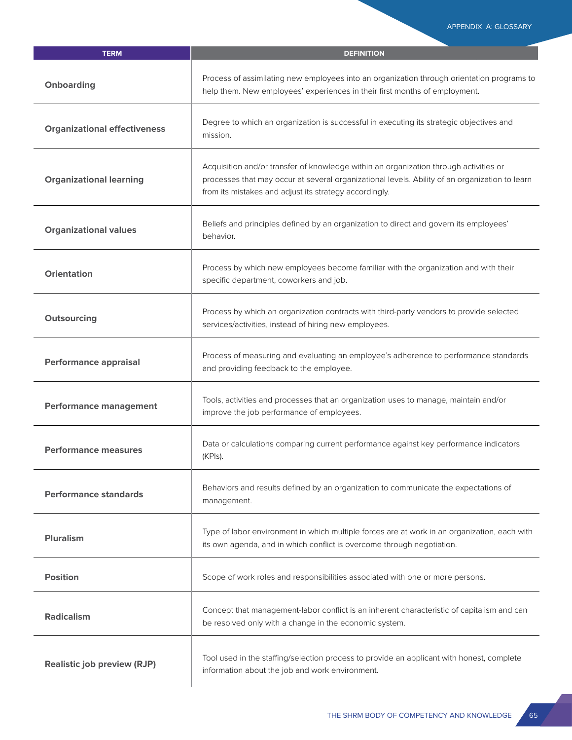| TERM | DEFINITION |
| --- | --- |
| **Onboarding** | Process of assimilating new employees into an organization through orientation programs to help them. New employees' experiences in their first months of employment. |
| **Organizational effectiveness** | Degree to which an organization is successful in executing its strategic objectives and mission. |
| **Organizational learning** | Acquisition and/or transfer of knowledge within an organization through activities or processes that may occur at several organizational levels. Ability of an organization to learn from its mistakes and adjust its strategy accordingly. |
| **Organizational values** | Beliefs and principles defined by an organization to direct and govern its employees' behavior. |
| **Orientation** | Process by which new employees become familiar with the organization and with their specific department, coworkers and job. |
| **Outsourcing** | Process by which an organization contracts with third-party vendors to provide selected services/activities, instead of hiring new employees. |
| **Performance appraisal** | Process of measuring and evaluating an employee's adherence to performance standards and providing feedback to the employee. |
| **Performance management** | Tools, activities and processes that an organization uses to manage, maintain and/or improve the job performance of employees. |
| **Performance measures** | Data or calculations comparing current performance against key performance indicators (KPIs). |
| **Performance standards** | Behaviors and results defined by an organization to communicate the expectations of management. |
| **Pluralism** | Type of labor environment in which multiple forces are at work in an organization, each with its own agenda, and in which conflict is overcome through negotiation. |
| **Position** | Scope of work roles and responsibilities associated with one or more persons. |
| **Radicalism** | Concept that management-labor conflict is an inherent characteristic of capitalism and can be resolved only with a change in the economic system. |
| **Realistic job preview (RJP)** | Tool used in the staffing/selection process to provide an applicant with honest, complete information about the job and work environment. |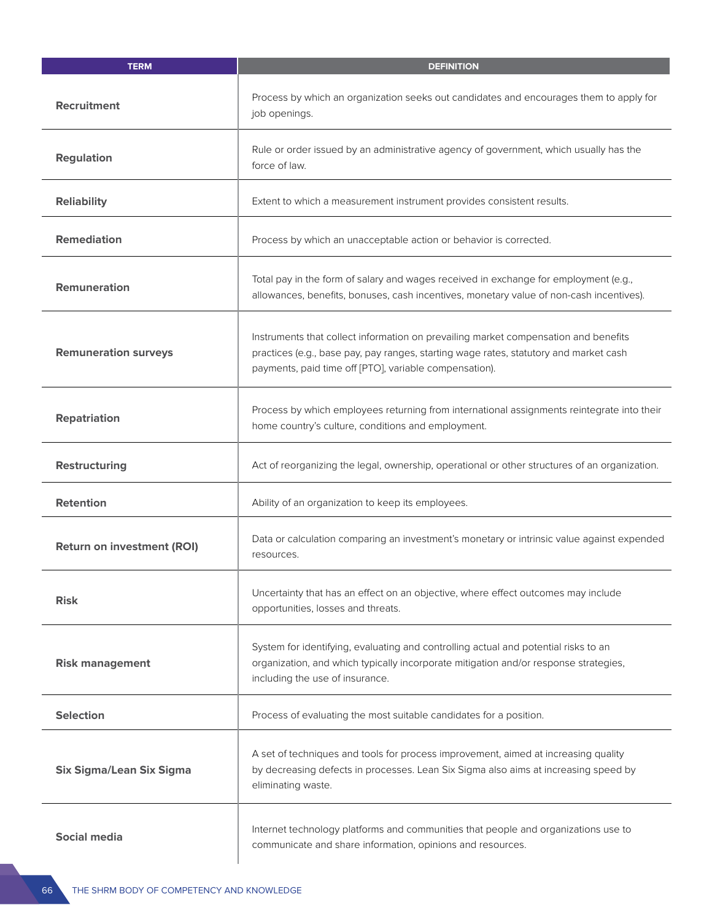| TERM | DEFINITION |
|---|---|
| **Recruitment** | Process by which an organization seeks out candidates and encourages them to apply for job openings. |
| **Regulation** | Rule or order issued by an administrative agency of government, which usually has the force of law. |
| **Reliability** | Extent to which a measurement instrument provides consistent results. |
| **Remediation** | Process by which an unacceptable action or behavior is corrected. |
| **Remuneration** | Total pay in the form of salary and wages received in exchange for employment (e.g., allowances, benefits, bonuses, cash incentives, monetary value of non-cash incentives). |
| **Remuneration surveys** | Instruments that collect information on prevailing market compensation and benefits practices (e.g., base pay, pay ranges, starting wage rates, statutory and market cash payments, paid time off [PTO], variable compensation). |
| **Repatriation** | Process by which employees returning from international assignments reintegrate into their home country's culture, conditions and employment. |
| **Restructuring** | Act of reorganizing the legal, ownership, operational or other structures of an organization. |
| **Retention** | Ability of an organization to keep its employees. |
| **Return on investment (ROI)** | Data or calculation comparing an investment's monetary or intrinsic value against expended resources. |
| **Risk** | Uncertainty that has an effect on an objective, where effect outcomes may include opportunities, losses and threats. |
| **Risk management** | System for identifying, evaluating and controlling actual and potential risks to an organization, and which typically incorporate mitigation and/or response strategies, including the use of insurance. |
| **Selection** | Process of evaluating the most suitable candidates for a position. |
| **Six Sigma/Lean Six Sigma** | A set of techniques and tools for process improvement, aimed at increasing quality by decreasing defects in processes. Lean Six Sigma also aims at increasing speed by eliminating waste. |
| **Social media** | Internet technology platforms and communities that people and organizations use to communicate and share information, opinions and resources. |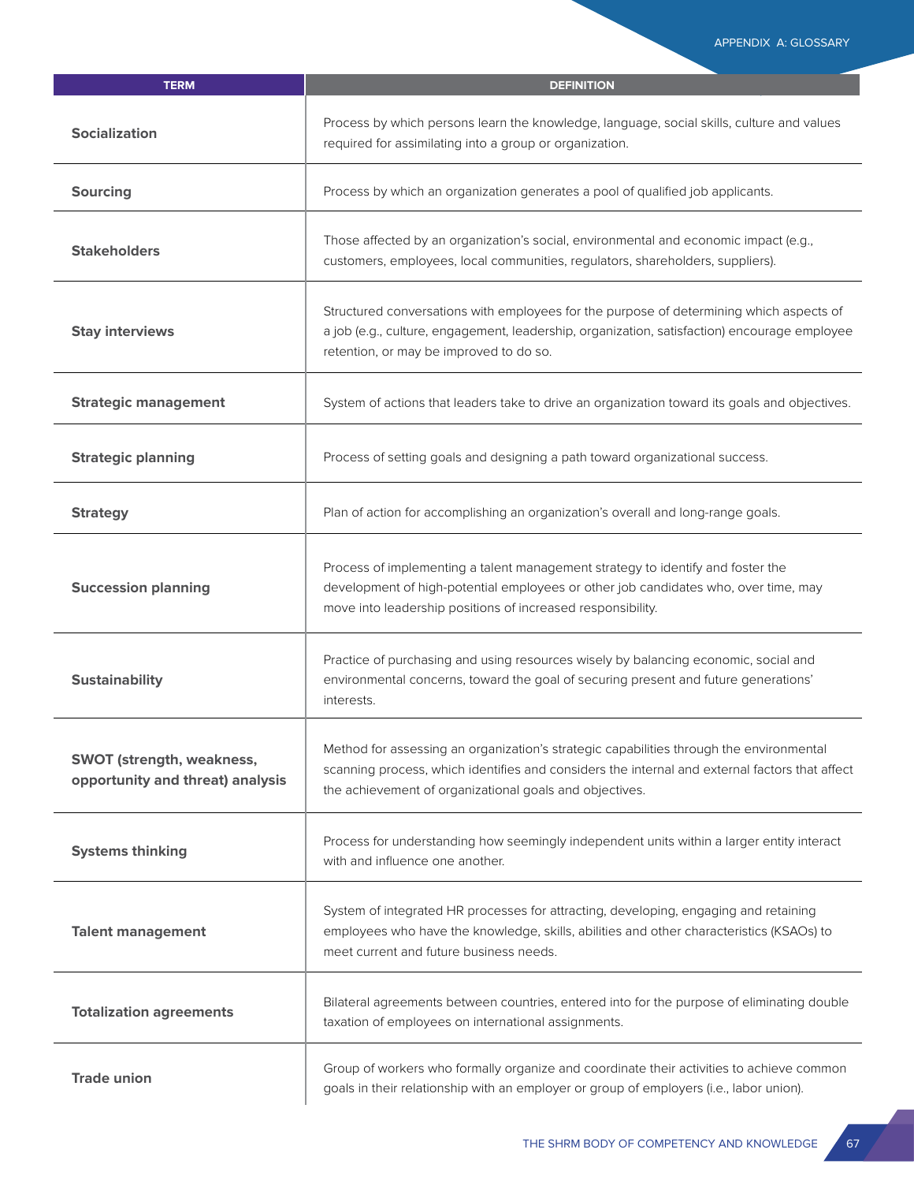| TERM | DEFINITION |
|---|---|
| **Socialization** | Process by which persons learn the knowledge, language, social skills, culture and values required for assimilating into a group or organization. |
| **Sourcing** | Process by which an organization generates a pool of qualified job applicants. |
| **Stakeholders** | Those affected by an organization's social, environmental and economic impact (e.g., customers, employees, local communities, regulators, shareholders, suppliers). |
| **Stay interviews** | Structured conversations with employees for the purpose of determining which aspects of a job (e.g., culture, engagement, leadership, organization, satisfaction) encourage employee retention, or may be improved to do so. |
| **Strategic management** | System of actions that leaders take to drive an organization toward its goals and objectives. |
| **Strategic planning** | Process of setting goals and designing a path toward organizational success. |
| **Strategy** | Plan of action for accomplishing an organization's overall and long-range goals. |
| **Succession planning** | Process of implementing a talent management strategy to identify and foster the development of high-potential employees or other job candidates who, over time, may move into leadership positions of increased responsibility. |
| **Sustainability** | Practice of purchasing and using resources wisely by balancing economic, social and environmental concerns, toward the goal of securing present and future generations' interests. |
| **SWOT (strength, weakness, opportunity and threat) analysis** | Method for assessing an organization's strategic capabilities through the environmental scanning process, which identifies and considers the internal and external factors that affect the achievement of organizational goals and objectives. |
| **Systems thinking** | Process for understanding how seemingly independent units within a larger entity interact with and influence one another. |
| **Talent management** | System of integrated HR processes for attracting, developing, engaging and retaining employees who have the knowledge, skills, abilities and other characteristics (KSAOs) to meet current and future business needs. |
| **Totalization agreements** | Bilateral agreements between countries, entered into for the purpose of eliminating double taxation of employees on international assignments. |
| **Trade union** | Group of workers who formally organize and coordinate their activities to achieve common goals in their relationship with an employer or group of employers (i.e., labor union). |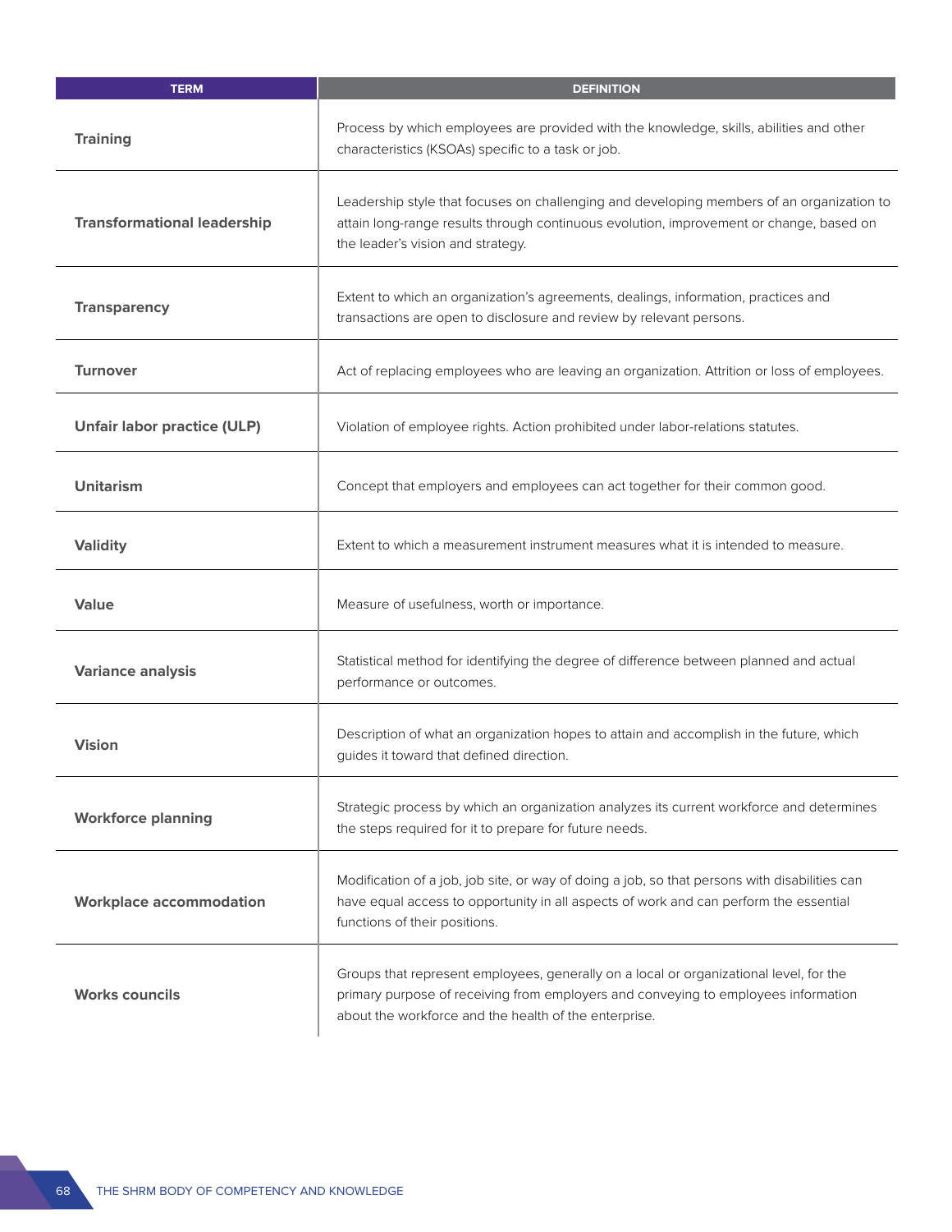| TERM | DEFINITION |
|---|---|
| **Training** | Process by which employees are provided with the knowledge, skills, abilities and other characteristics (KSOAs) specific to a task or job. |
| **Transformational leadership** | Leadership style that focuses on challenging and developing members of an organization to attain long-range results through continuous evolution, improvement or change, based on the leader's vision and strategy. |
| **Transparency** | Extent to which an organization's agreements, dealings, information, practices and transactions are open to disclosure and review by relevant persons. |
| **Turnover** | Act of replacing employees who are leaving an organization. Attrition or loss of employees. |
| **Unfair labor practice (ULP)** | Violation of employee rights. Action prohibited under labor-relations statutes. |
| **Unitarism** | Concept that employers and employees can act together for their common good. |
| **Validity** | Extent to which a measurement instrument measures what it is intended to measure. |
| **Value** | Measure of usefulness, worth or importance. |
| **Variance analysis** | Statistical method for identifying the degree of difference between planned and actual performance or outcomes. |
| **Vision** | Description of what an organization hopes to attain and accomplish in the future, which guides it toward that defined direction. |
| **Workforce planning** | Strategic process by which an organization analyzes its current workforce and determines the steps required for it to prepare for future needs. |
| **Workplace accommodation** | Modification of a job, job site, or way of doing a job, so that persons with disabilities can have equal access to opportunity in all aspects of work and can perform the essential functions of their positions. |
| **Works councils** | Groups that represent employees, generally on a local or organizational level, for the primary purpose of receiving from employers and conveying to employees information about the workforce and the health of the enterprise. |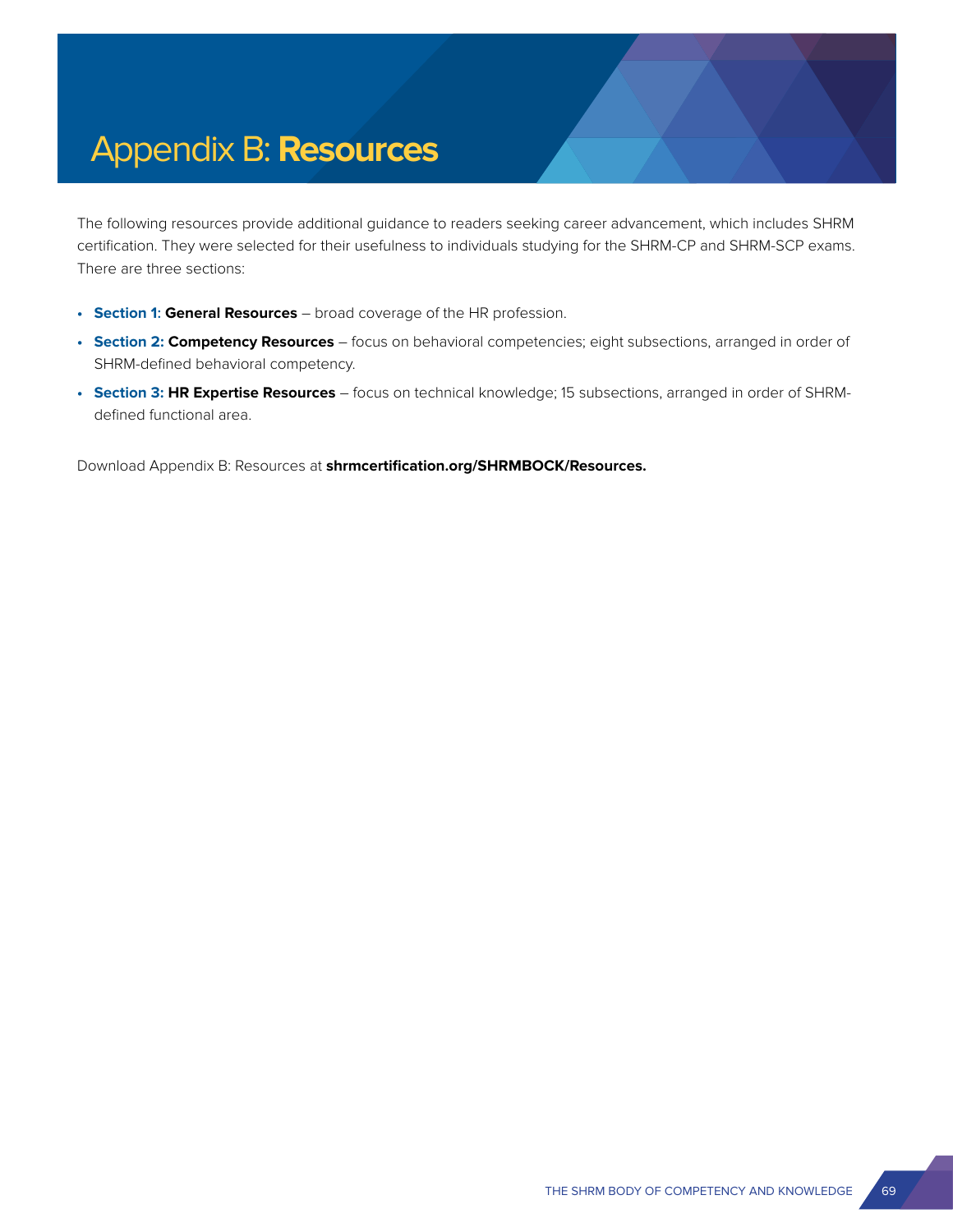# Appendix B: **Resources**

The following resources provide additional guidance to readers seeking career advancement, which includes SHRM certification. They were selected for their usefulness to individuals studying for the SHRM-CP and SHRM-SCP exams. There are three sections:

- **Section 1: General Resources** – broad coverage of the HR profession.
- **Section 2: Competency Resources** – focus on behavioral competencies; eight subsections, arranged in order of SHRM-defined behavioral competency.
- **Section 3: HR Expertise Resources** – focus on technical knowledge; 15 subsections, arranged in order of SHRM-defined functional area.

Download Appendix B: Resources at **shrmcertification.org/SHRMBOCK/Resources.**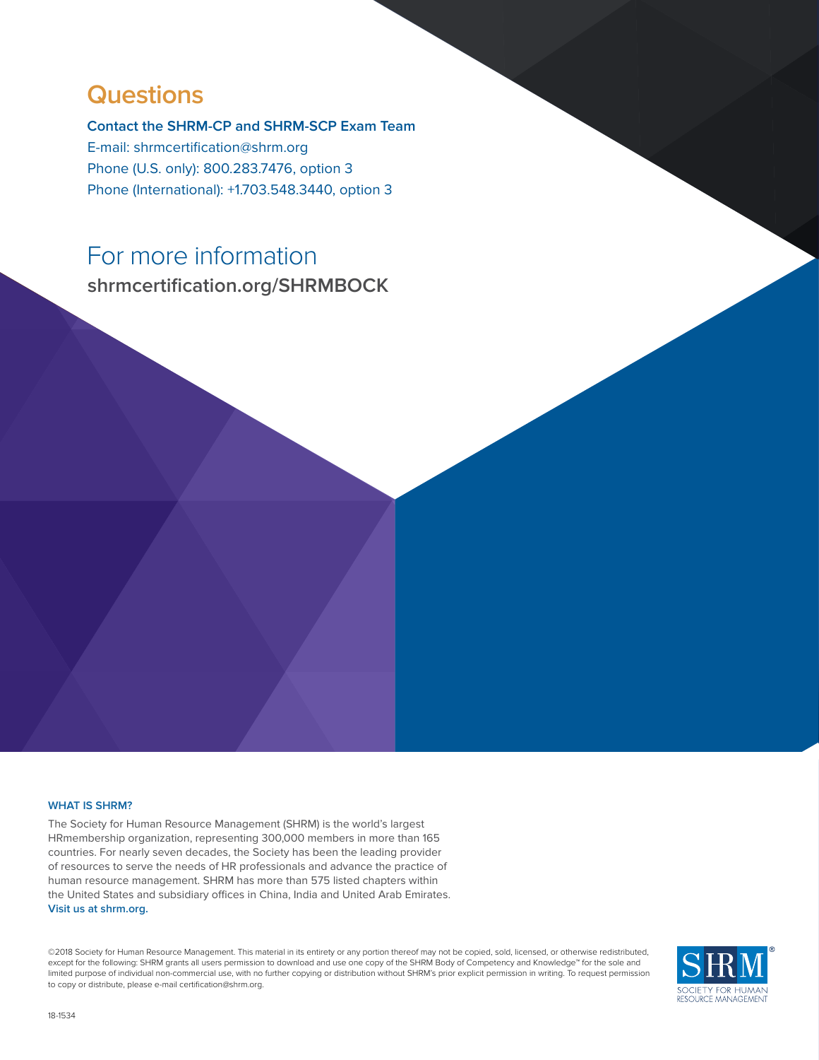## Questions

**Contact the SHRM-CP and SHRM-SCP Exam Team**

E-mail: shrmcertification@shrm.org

Phone (U.S. only): 800.283.7476, option 3

Phone (International): +1.703.548.3440, option 3

## For more information

**shrmcertification.org/SHRMBOCK**

**WHAT IS SHRM?**

The Society for Human Resource Management (SHRM) is the world's largest HRmembership organization, representing 300,000 members in more than 165 countries. For nearly seven decades, the Society has been the leading provider of resources to serve the needs of HR professionals and advance the practice of human resource management. SHRM has more than 575 listed chapters within the United States and subsidiary offices in China, India and United Arab Emirates. **Visit us at shrm.org.**

©2018 Society for Human Resource Management. This material in its entirety or any portion thereof may not be copied, sold, licensed, or otherwise redistributed, except for the following: SHRM grants all users permission to download and use one copy of the SHRM Body of Competency and Knowledge™ for the sole and limited purpose of individual non-commercial use, with no further copying or distribution without SHRM's prior explicit permission in writing. To request permission to copy or distribute, please e-mail certification@shrm.org.

SHRM®
SOCIETY FOR HUMAN RESOURCE MANAGEMENT

18-1534